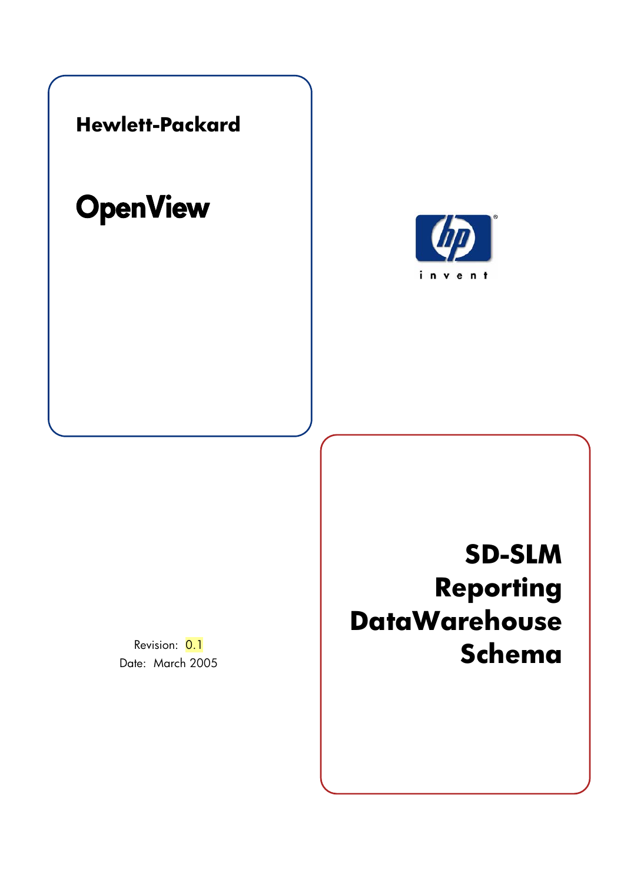**Hewlett-Packard**

# OpenView

i n v e n t

# SD-SLM Reporting DataWarehouse Schema

Revision: 0.1

Date: March 2005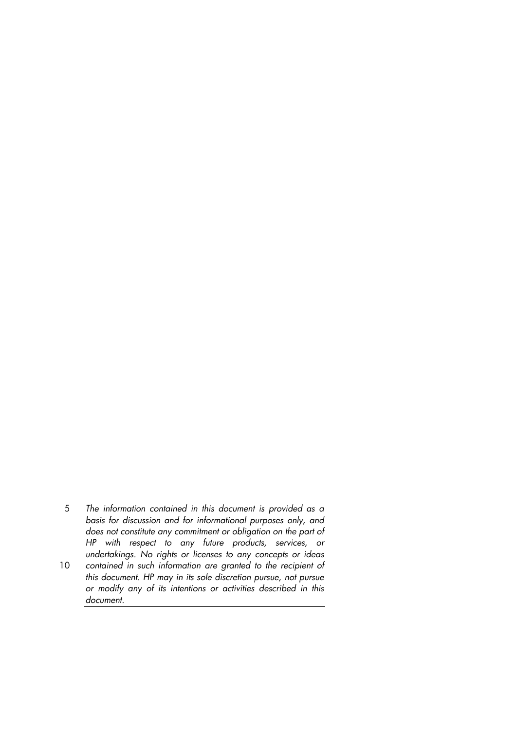*The information contained in this document is provided as a basis for discussion and for informational purposes only, and does not constitute any commitment or obligation on the part of HP with respect to any future products, services, or undertakings. No rights or licenses to any concepts or ideas contained in such information are granted to the recipient of this document. HP may in its sole discretion pursue, not pursue or modify any of its intentions or activities described in this document.*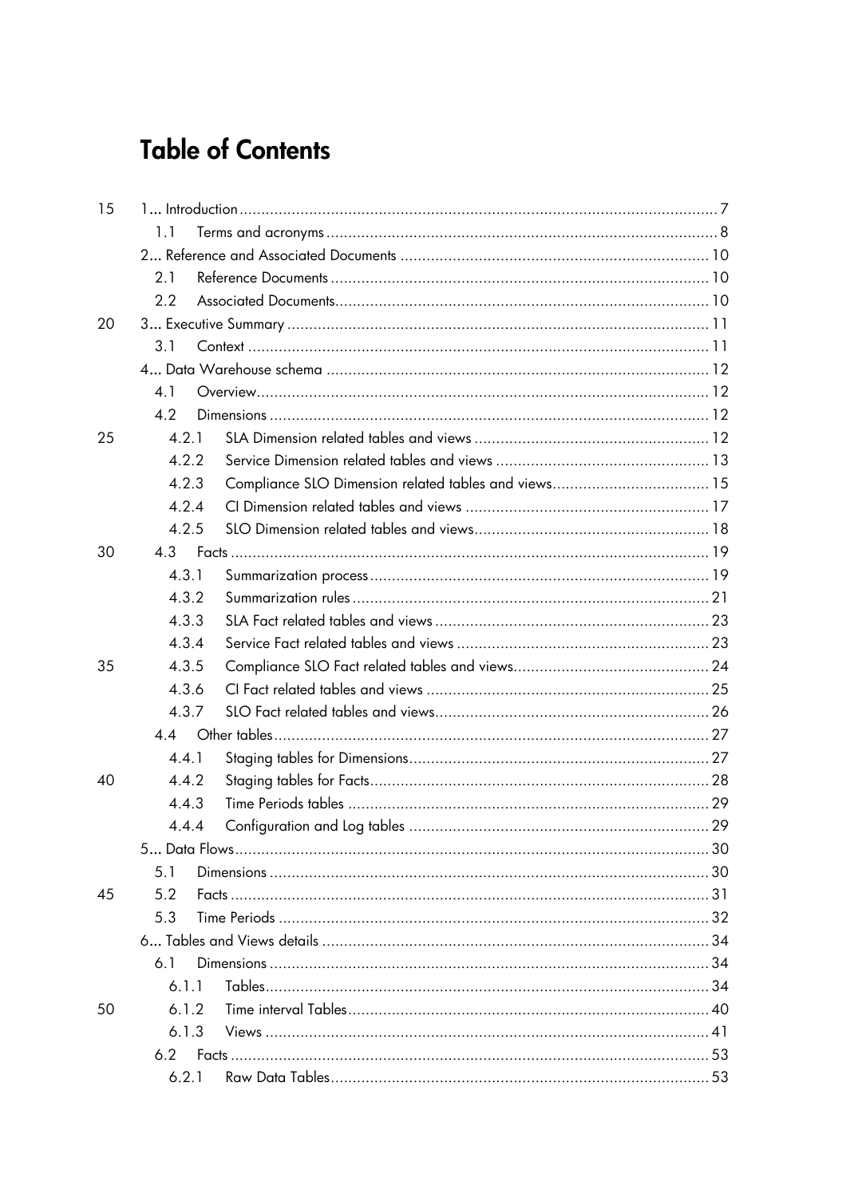# Table of Contents

1... Introduction ... 7
  1.1 Terms and acronyms ... 8
2... Reference and Associated Documents ... 10
  2.1 Reference Documents ... 10
  2.2 Associated Documents ... 10
3... Executive Summary ... 11
  3.1 Context ... 11
4... Data Warehouse schema ... 12
  4.1 Overview ... 12
  4.2 Dimensions ... 12
    4.2.1 SLA Dimension related tables and views ... 12
    4.2.2 Service Dimension related tables and views ... 13
    4.2.3 Compliance SLO Dimension related tables and views ... 15
    4.2.4 CI Dimension related tables and views ... 17
    4.2.5 SLO Dimension related tables and views ... 18
  4.3 Facts ... 19
    4.3.1 Summarization process ... 19
    4.3.2 Summarization rules ... 21
    4.3.3 SLA Fact related tables and views ... 23
    4.3.4 Service Fact related tables and views ... 23
    4.3.5 Compliance SLO Fact related tables and views ... 24
    4.3.6 CI Fact related tables and views ... 25
    4.3.7 SLO Fact related tables and views ... 26
  4.4 Other tables ... 27
    4.4.1 Staging tables for Dimensions ... 27
    4.4.2 Staging tables for Facts ... 28
    4.4.3 Time Periods tables ... 29
    4.4.4 Configuration and Log tables ... 29
5... Data Flows ... 30
  5.1 Dimensions ... 30
  5.2 Facts ... 31
  5.3 Time Periods ... 32
6... Tables and Views details ... 34
  6.1 Dimensions ... 34
    6.1.1 Tables ... 34
    6.1.2 Time interval Tables ... 40
    6.1.3 Views ... 41
  6.2 Facts ... 53
    6.2.1 Raw Data Tables ... 53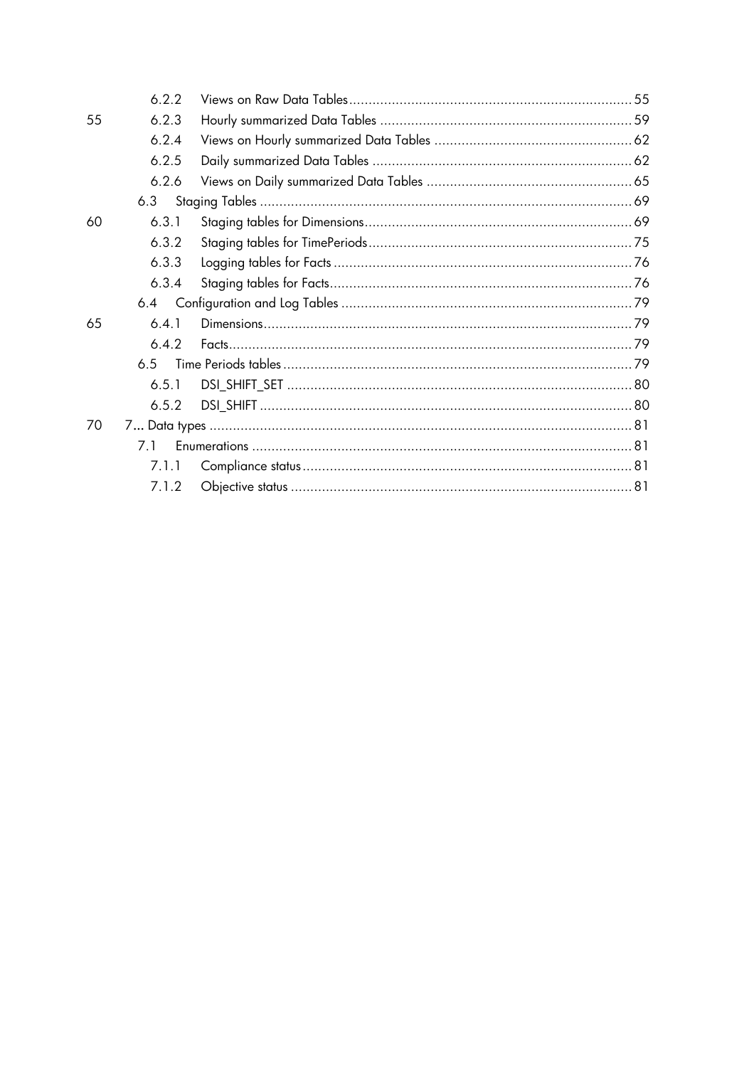6.2.2 Views on Raw Data Tables ........ 55
6.2.3 Hourly summarized Data Tables ........ 59
6.2.4 Views on Hourly summarized Data Tables ........ 62
6.2.5 Daily summarized Data Tables ........ 62
6.2.6 Views on Daily summarized Data Tables ........ 65

6.3 Staging Tables ........ 69

6.3.1 Staging tables for Dimensions ........ 69
6.3.2 Staging tables for TimePeriods ........ 75
6.3.3 Logging tables for Facts ........ 76
6.3.4 Staging tables for Facts ........ 76

6.4 Configuration and Log Tables ........ 79

6.4.1 Dimensions ........ 79
6.4.2 Facts ........ 79

6.5 Time Periods tables ........ 79

6.5.1 DSI_SHIFT_SET ........ 80
6.5.2 DSI_SHIFT ........ 80

7 Data types ........ 81

7.1 Enumerations ........ 81

7.1.1 Compliance status ........ 81
7.1.2 Objective status ........ 81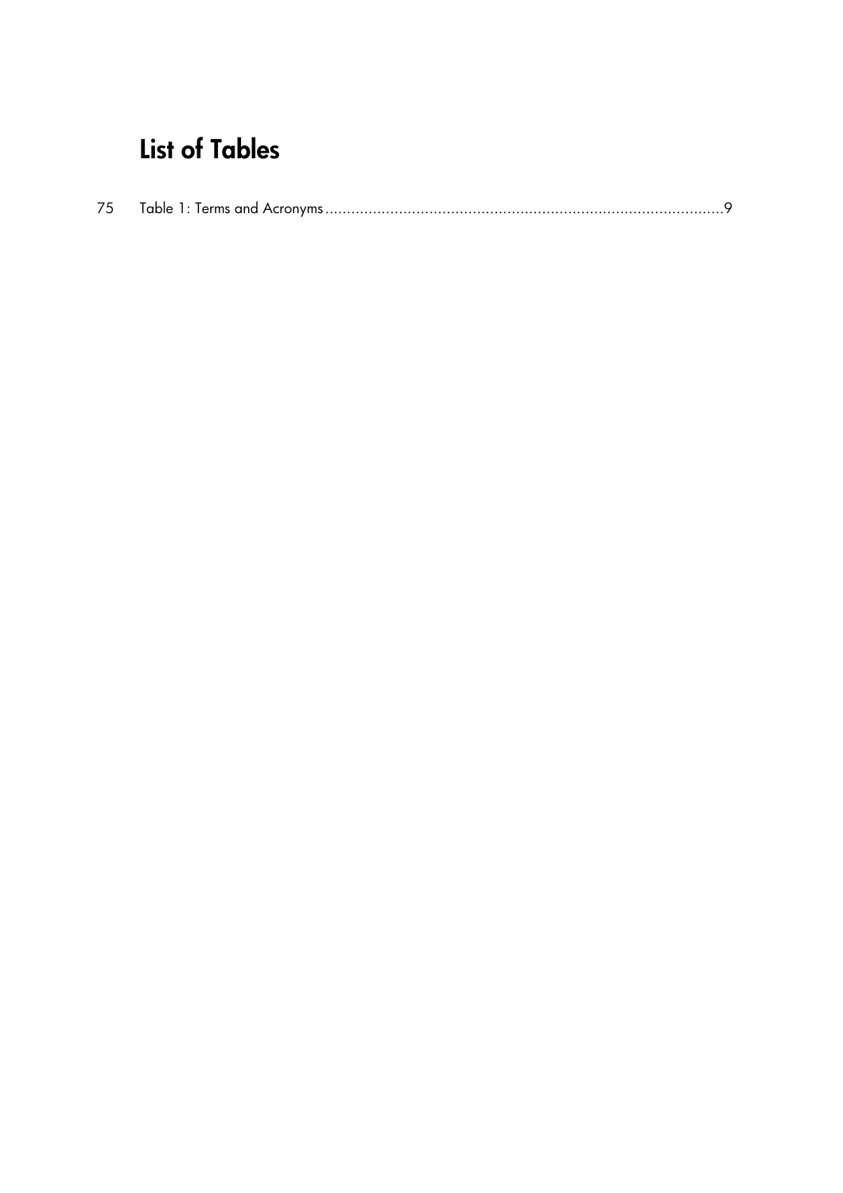# List of Tables

75 Table 1: Terms and Acronyms ..........................................................................................9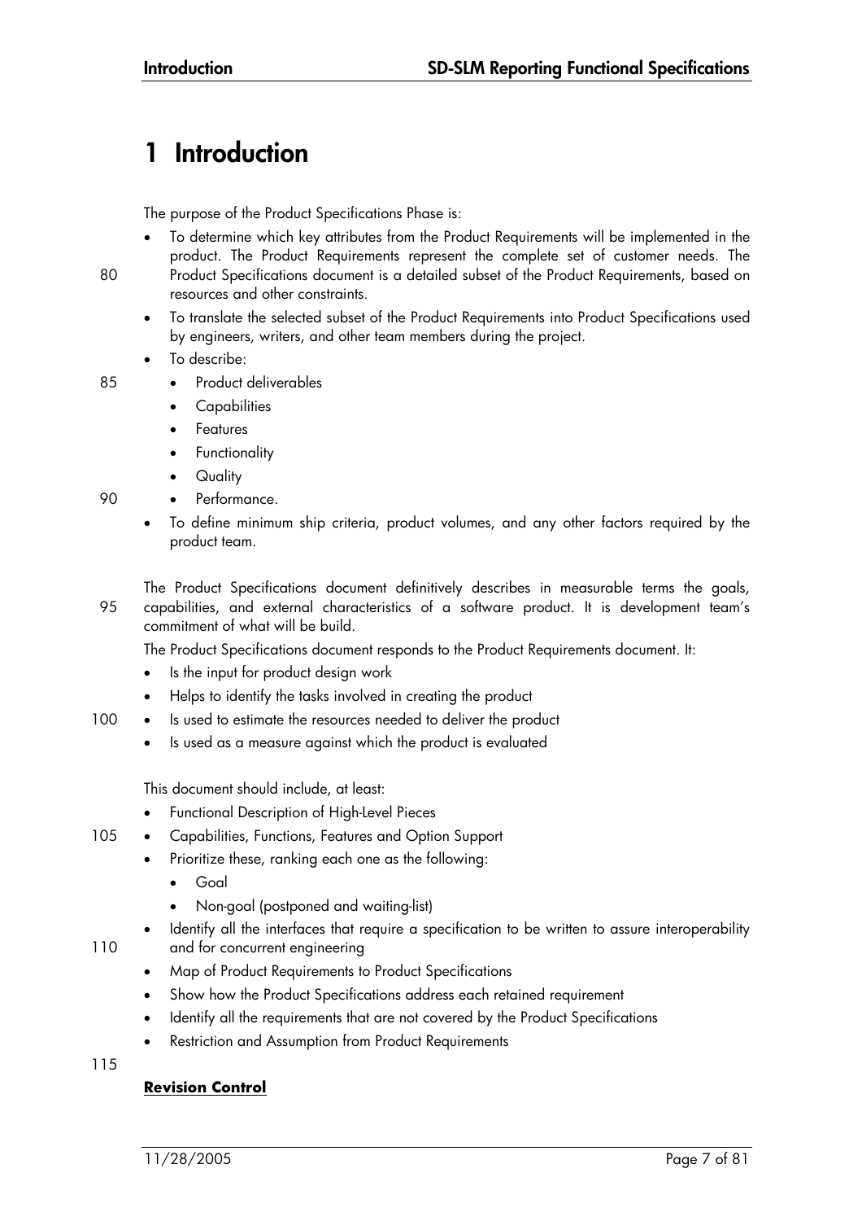# 1 Introduction

The purpose of the Product Specifications Phase is:

- To determine which key attributes from the Product Requirements will be implemented in the product. The Product Requirements represent the complete set of customer needs. The Product Specifications document is a detailed subset of the Product Requirements, based on resources and other constraints.
- To translate the selected subset of the Product Requirements into Product Specifications used by engineers, writers, and other team members during the project.
- To describe:
  - Product deliverables
  - Capabilities
  - Features
  - Functionality
  - Quality
  - Performance.
- To define minimum ship criteria, product volumes, and any other factors required by the product team.

The Product Specifications document definitively describes in measurable terms the goals, capabilities, and external characteristics of a software product. It is development team's commitment of what will be build.

The Product Specifications document responds to the Product Requirements document. It:

- Is the input for product design work
- Helps to identify the tasks involved in creating the product
- Is used to estimate the resources needed to deliver the product
- Is used as a measure against which the product is evaluated

This document should include, at least:

- Functional Description of High-Level Pieces
- Capabilities, Functions, Features and Option Support
- Prioritize these, ranking each one as the following:
  - Goal
  - Non-goal (postponed and waiting-list)
- Identify all the interfaces that require a specification to be written to assure interoperability and for concurrent engineering
- Map of Product Requirements to Product Specifications
- Show how the Product Specifications address each retained requirement
- Identify all the requirements that are not covered by the Product Specifications
- Restriction and Assumption from Product Requirements

**Revision Control**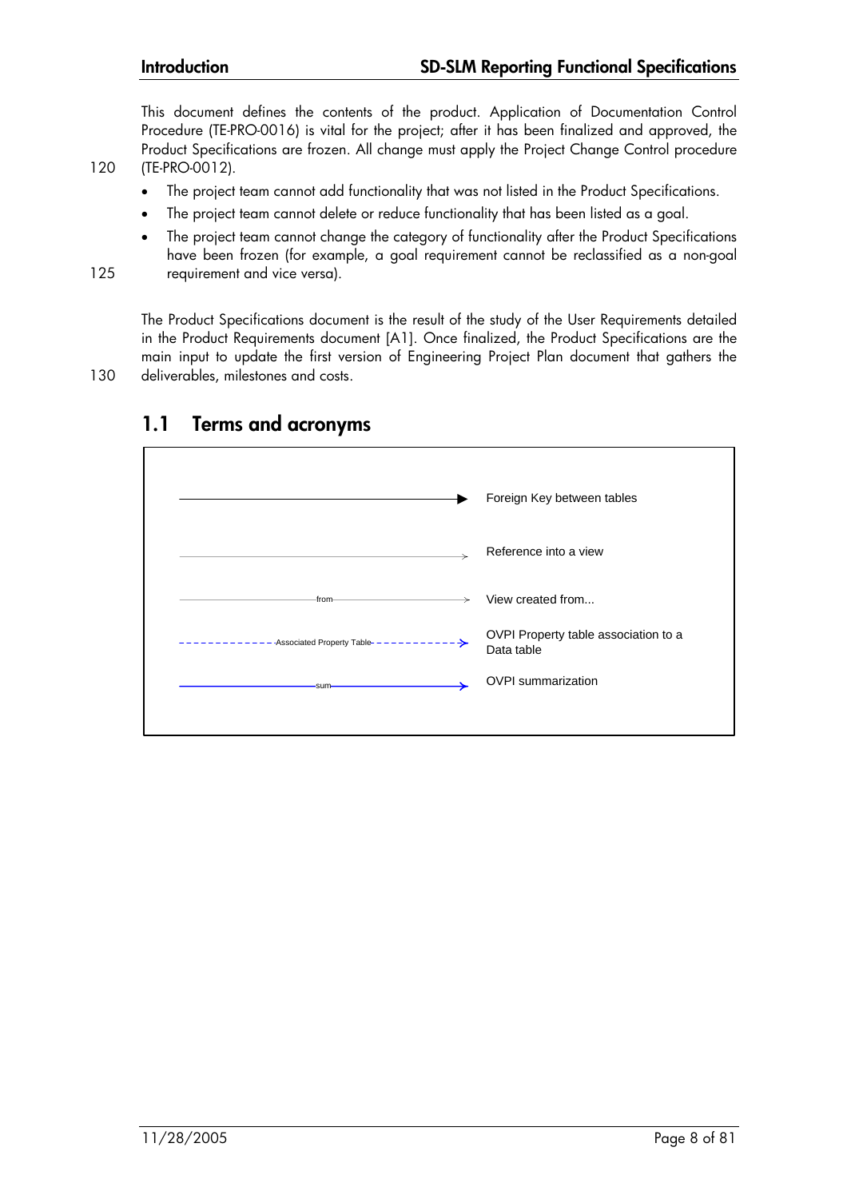This document defines the contents of the product. Application of Documentation Control Procedure (TE-PRO-0016) is vital for the project; after it has been finalized and approved, the Product Specifications are frozen. All change must apply the Project Change Control procedure (TE-PRO-0012).

- The project team cannot add functionality that was not listed in the Product Specifications.
- The project team cannot delete or reduce functionality that has been listed as a goal.
- The project team cannot change the category of functionality after the Product Specifications have been frozen (for example, a goal requirement cannot be reclassified as a non-goal requirement and vice versa).

The Product Specifications document is the result of the study of the User Requirements detailed in the Product Requirements document [A1]. Once finalized, the Product Specifications are the main input to update the first version of Engineering Project Plan document that gathers the deliverables, milestones and costs.

## 1.1 Terms and acronyms

| Symbol | Meaning |
| --- | --- |
| Solid line with filled arrowhead | Foreign Key between tables |
| Thin line with open arrowhead | Reference into a view |
| Thin line labelled "from" | View created from... |
| Blue dashed line labelled "Associated Property Table" | OVPI Property table association to a Data table |
| Blue solid line labelled "sum" | OVPI summarization |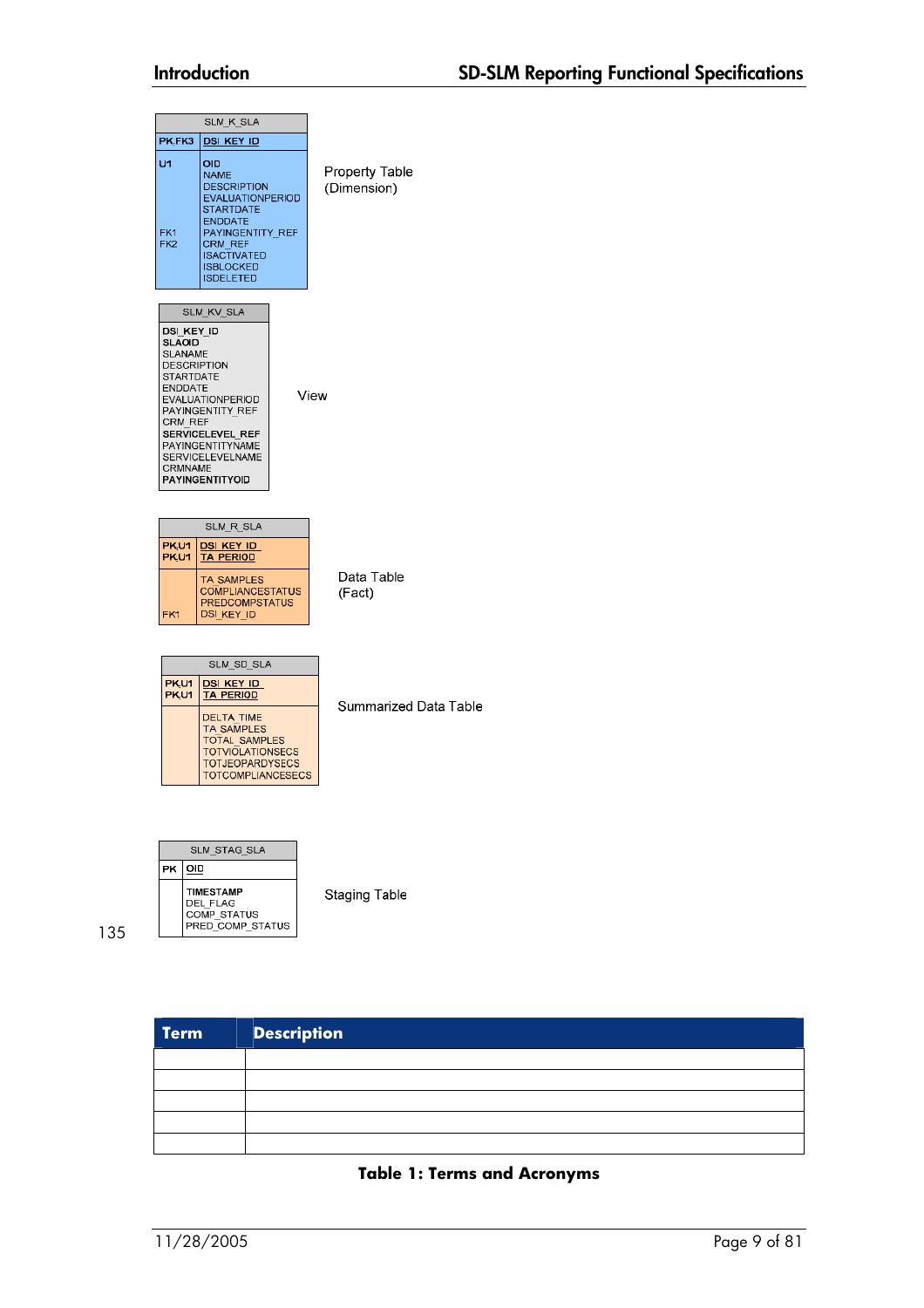| SLM_K_SLA | | |
|---|---|---|
| PK,FK3 | DSI_KEY_ID | |
| U1 | OID | Property Table (Dimension) |
| | NAME | |
| | DESCRIPTION | |
| | EVALUATIONPERIOD | |
| | STARTDATE | |
| | ENDDATE | |
| FK1 | PAYINGENTITY_REF | |
| FK2 | CRM_REF | |
| | ISACTIVATED | |
| | ISBLOCKED | |
| | ISDELETED | |

| SLM_KV_SLA | |
|---|---|
| DSI_KEY_ID | View |
| **SLAOID** | |
| SLANAME | |
| DESCRIPTION | |
| STARTDATE | |
| ENDDATE | |
| EVALUATIONPERIOD | |
| PAYINGENTITY_REF | |
| CRM_REF | |
| **SERVICELEVEL_REF** | |
| PAYINGENTITYNAME | |
| SERVICELEVELNAME | |
| CRMNAME | |
| **PAYINGENTITYOID** | |

| SLM_R_SLA | | |
|---|---|---|
| PK,U1 | DSI_KEY_ID | Data Table (Fact) |
| PK,U1 | TA_PERIOD | |
| | TA_SAMPLES | |
| | COMPLIANCESTATUS | |
| | PREDCOMPSTATUS | |
| FK1 | DSI_KEY_ID | |

| SLM_SD_SLA | | |
|---|---|---|
| PK,U1 | DSI_KEY_ID | Summarized Data Table |
| PK,U1 | TA_PERIOD | |
| | DELTA_TIME | |
| | TA_SAMPLES | |
| | TOTAL_SAMPLES | |
| | TOTVIOLATIONSECS | |
| | TOTJEOPARDYSECS | |
| | TOTCOMPLIANCESECS | |

| SLM_STAG_SLA | | |
|---|---|---|
| PK | OID | Staging Table |
| | TIMESTAMP | |
| | DEL_FLAG | |
| | COMP_STATUS | |
| | PRED_COMP_STATUS | |

135

| Term | Description |
|---|---|
| | |
| | |
| | |
| | |
| | |

**Table 1: Terms and Acronyms**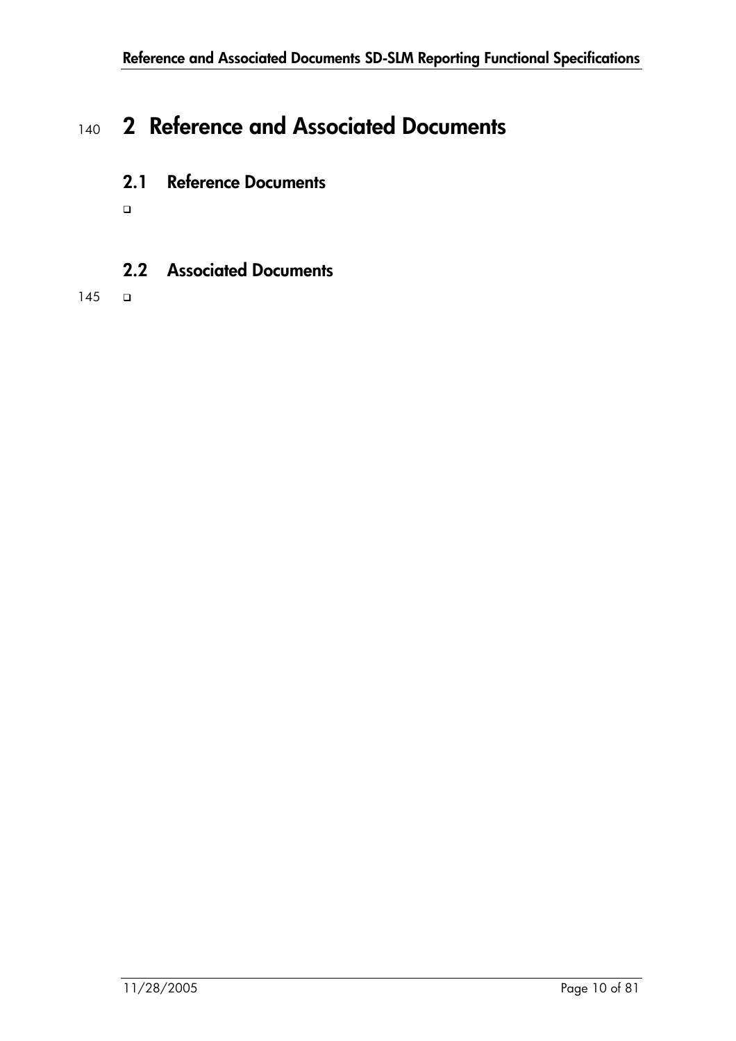# 2 Reference and Associated Documents

## 2.1 Reference Documents

- 

## 2.2 Associated Documents

-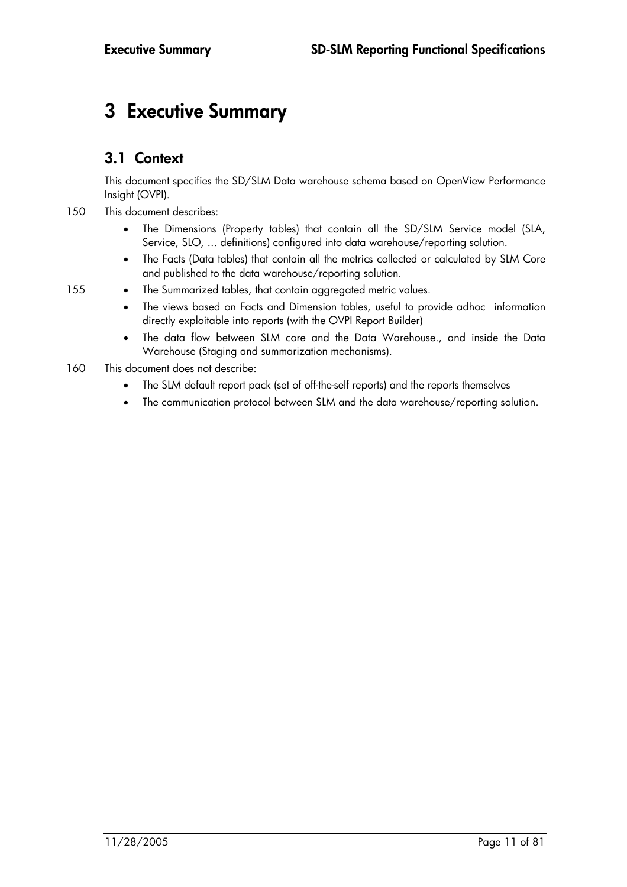# 3 Executive Summary

## 3.1 Context

This document specifies the SD/SLM Data warehouse schema based on OpenView Performance Insight (OVPI).

This document describes:

- The Dimensions (Property tables) that contain all the SD/SLM Service model (SLA, Service, SLO, ... definitions) configured into data warehouse/reporting solution.
- The Facts (Data tables) that contain all the metrics collected or calculated by SLM Core and published to the data warehouse/reporting solution.
- The Summarized tables, that contain aggregated metric values.
- The views based on Facts and Dimension tables, useful to provide adhoc information directly exploitable into reports (with the OVPI Report Builder)
- The data flow between SLM core and the Data Warehouse., and inside the Data Warehouse (Staging and summarization mechanisms).

This document does not describe:

- The SLM default report pack (set of off-the-self reports) and the reports themselves
- The communication protocol between SLM and the data warehouse/reporting solution.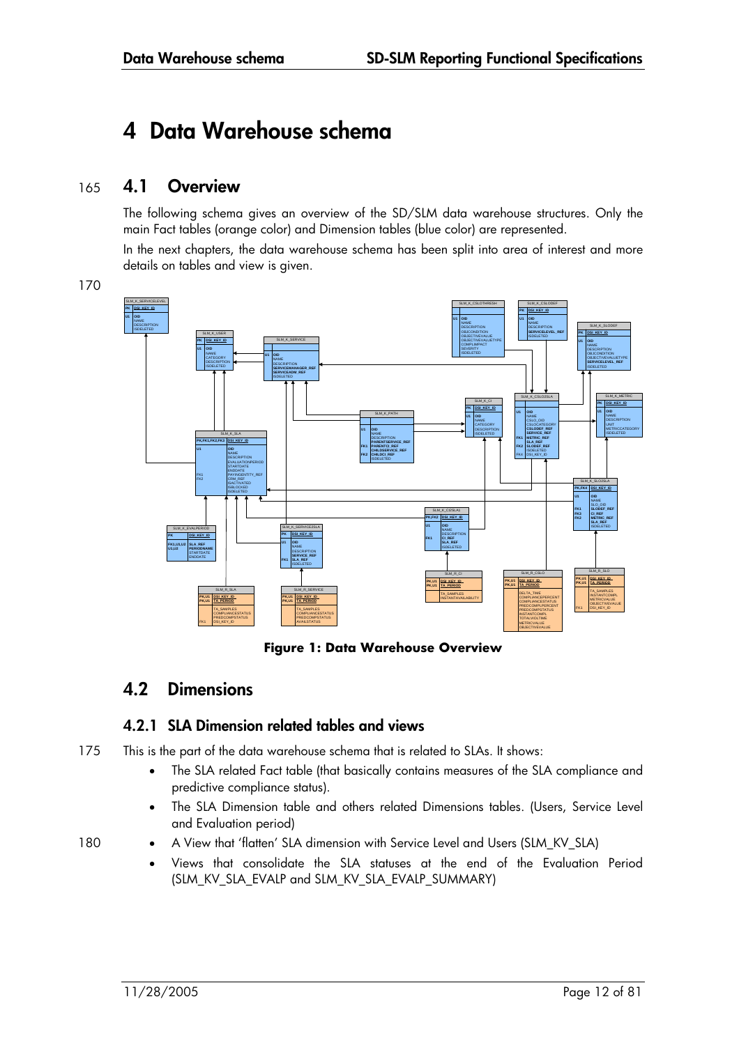# 4 Data Warehouse schema

## 4.1 Overview

The following schema gives an overview of the SD/SLM data warehouse structures. Only the main Fact tables (orange color) and Dimension tables (blue color) are represented.

In the next chapters, the data warehouse schema has been split into area of interest and more details on tables and view is given.

**Figure 1: Data Warehouse Overview**

## 4.2 Dimensions

### 4.2.1 SLA Dimension related tables and views

This is the part of the data warehouse schema that is related to SLAs. It shows:

- The SLA related Fact table (that basically contains measures of the SLA compliance and predictive compliance status).
- The SLA Dimension table and others related Dimensions tables. (Users, Service Level and Evaluation period)
- A View that 'flatten' SLA dimension with Service Level and Users (SLM_KV_SLA)
- Views that consolidate the SLA statuses at the end of the Evaluation Period (SLM_KV_SLA_EVALP and SLM_KV_SLA_EVALP_SUMMARY)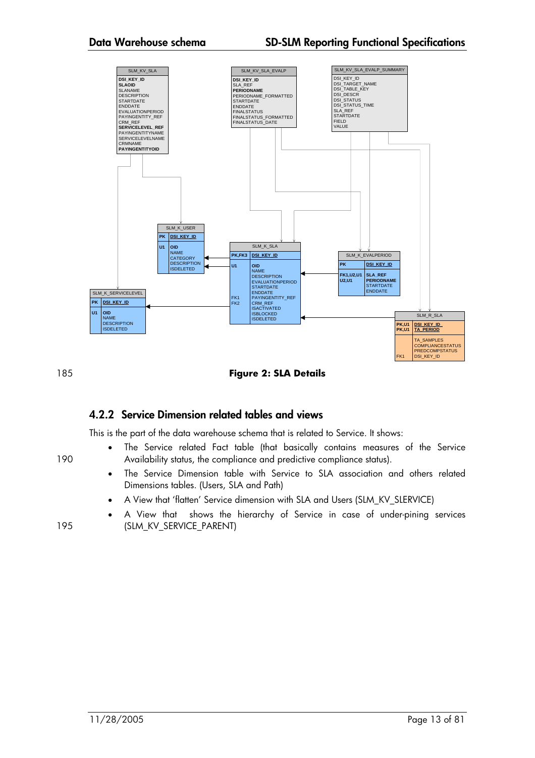Figure 2: SLA Details

### 4.2.2 Service Dimension related tables and views

This is the part of the data warehouse schema that is related to Service. It shows:

- The Service related Fact table (that basically contains measures of the Service Availability status, the compliance and predictive compliance status).
- The Service Dimension table with Service to SLA association and others related Dimensions tables. (Users, SLA and Path)
- A View that 'flatten' Service dimension with SLA and Users (SLM_KV_SLERVICE)
- A View that shows the hierarchy of Service in case of under-pining services (SLM_KV_SERVICE_PARENT)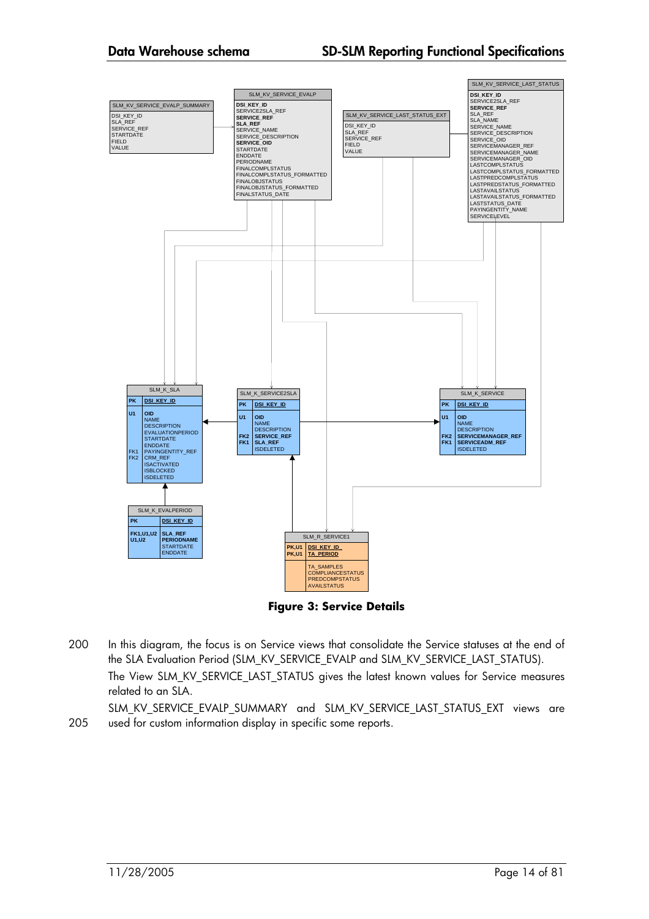SLM_KV_SERVICE_EVALP_SUMMARY
- DSI_KEY_ID
- SLA_REF
- SERVICE_REF
- STARTDATE
- FIELD
- VALUE

SLM_KV_SERVICE_EVALP
- **DSI_KEY_ID**
- SERVICE2SLA_REF
- **SERVICE_REF**
- **SLA_REF**
- SERVICE_NAME
- SERVICE_DESCRIPTION
- **SERVICE_OID**
- STARTDATE
- ENDDATE
- PERIODNAME
- FINALCOMPLSTATUS
- FINALCOMPLSTATUS_FORMATTED
- FINALOBJSTATUS
- FINALOBJSTATUS_FORMATTED
- FINALSTATUS_DATE

SLM_KV_SERVICE_LAST_STATUS_EXT
- DSI_KEY_ID
- SLA_REF
- SERVICE_REF
- FIELD
- VALUE

SLM_KV_SERVICE_LAST_STATUS
- **DSI_KEY_ID**
- SERVICE2SLA_REF
- **SERVICE_REF**
- SLA_REF
- SLA_NAME
- SERVICE_NAME
- SERVICE_DESCRIPTION
- SERVICE_OID
- SERVICEMANAGER_REF
- SERVICEMANAGER_NAME
- SERVICEMANAGER_OID
- LASTCOMPLSTATUS
- LASTCOMPLSTATUS_FORMATTED
- LASTPREDCOMPLSTATUS
- LASTPREDSTATUS_FORMATTED
- LASTAVAILSTATUS
- LASTAVAILSTATUS_FORMATTED
- LASTSTATUS_DATE
- PAYINGENTITY_NAME
- SERVICELEVEL

SLM_K_SLA

| | |
|---|---|
| PK | DSI_KEY_ID |
| U1 | OID |
| | NAME |
| | DESCRIPTION |
| | EVALUATIONPERIOD |
| | STARTDATE |
| | ENDDATE |
| FK1 | PAYINGENTITY_REF |
| FK2 | CRM_REF |
| | ISACTIVATED |
| | ISBLOCKED |
| | ISDELETED |

SLM_K_SERVICE2SLA

| | |
|---|---|
| PK | DSI_KEY_ID |
| U1 | OID |
| | NAME |
| | DESCRIPTION |
| FK2 | SERVICE_REF |
| FK1 | SLA_REF |
| | ISDELETED |

SLM_K_SERVICE

| | |
|---|---|
| PK | DSI_KEY_ID |
| U1 | OID |
| | NAME |
| | DESCRIPTION |
| FK2 | SERVICEMANAGER_REF |
| FK1 | SERVICEADM_REF |
| | ISDELETED |

SLM_K_EVALPERIOD

| | |
|---|---|
| PK | DSI_KEY_ID |
| FK1,U1,U2 | SLA_REF |
| U1,U2 | PERIODNAME |
| | STARTDATE |
| | ENDDATE |

SLM_R_SERVICE1

| | |
|---|---|
| PK,U1 | DSI_KEY_ID_ |
| PK,U1 | TA_PERIOD |
| | TA_SAMPLES |
| | COMPLIANCESTATUS |
| | PREDCOMPSTATUS |
| | AVAILSTATUS |

**Figure 3: Service Details**

In this diagram, the focus is on Service views that consolidate the Service statuses at the end of the SLA Evaluation Period (SLM_KV_SERVICE_EVALP and SLM_KV_SERVICE_LAST_STATUS).

The View SLM_KV_SERVICE_LAST_STATUS gives the latest known values for Service measures related to an SLA.

SLM_KV_SERVICE_EVALP_SUMMARY and SLM_KV_SERVICE_LAST_STATUS_EXT views are used for custom information display in specific some reports.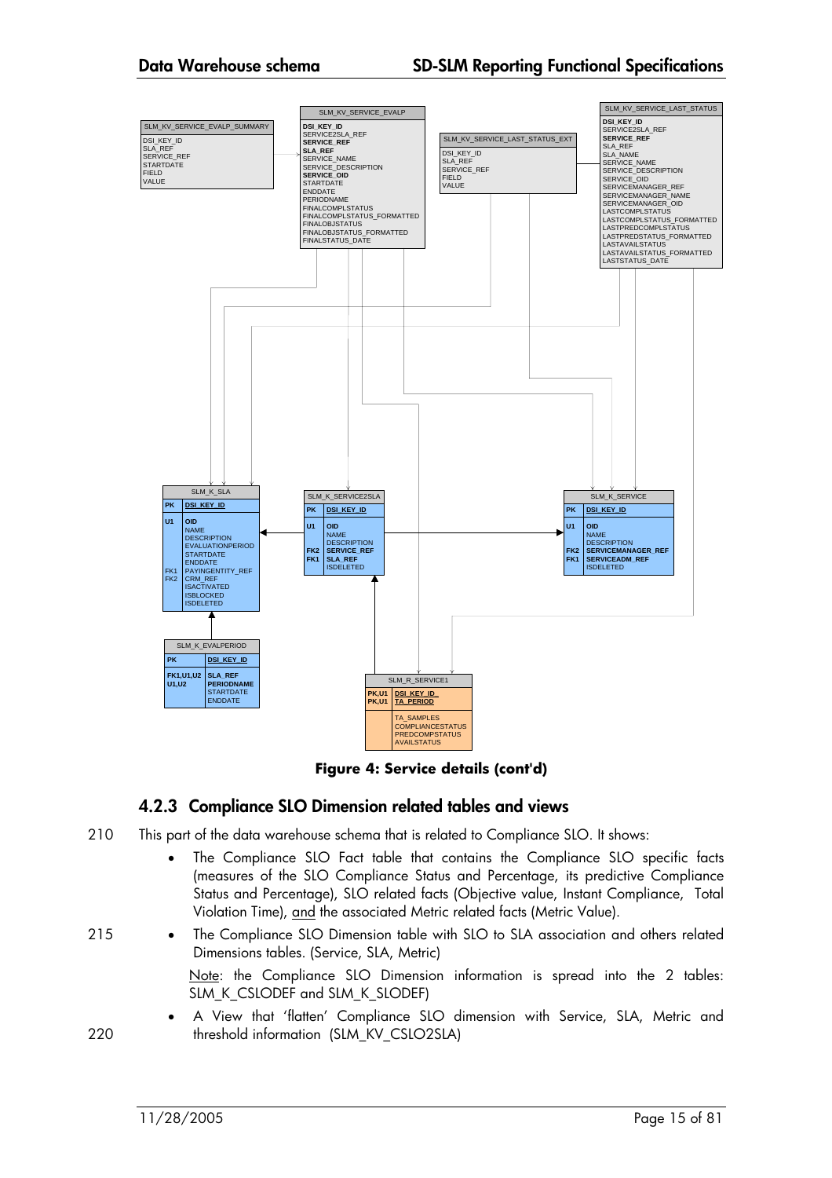Figure 4: Service details (cont'd)

### 4.2.3 Compliance SLO Dimension related tables and views

This part of the data warehouse schema that is related to Compliance SLO. It shows:

- The Compliance SLO Fact table that contains the Compliance SLO specific facts (measures of the SLO Compliance Status and Percentage, its predictive Compliance Status and Percentage), SLO related facts (Objective value, Instant Compliance, Total Violation Time), and the associated Metric related facts (Metric Value).
- The Compliance SLO Dimension table with SLO to SLA association and others related Dimensions tables. (Service, SLA, Metric)

  Note: the Compliance SLO Dimension information is spread into the 2 tables: SLM_K_CSLODEF and SLM_K_SLODEF)
- A View that 'flatten' Compliance SLO dimension with Service, SLA, Metric and threshold information (SLM_KV_CSLO2SLA)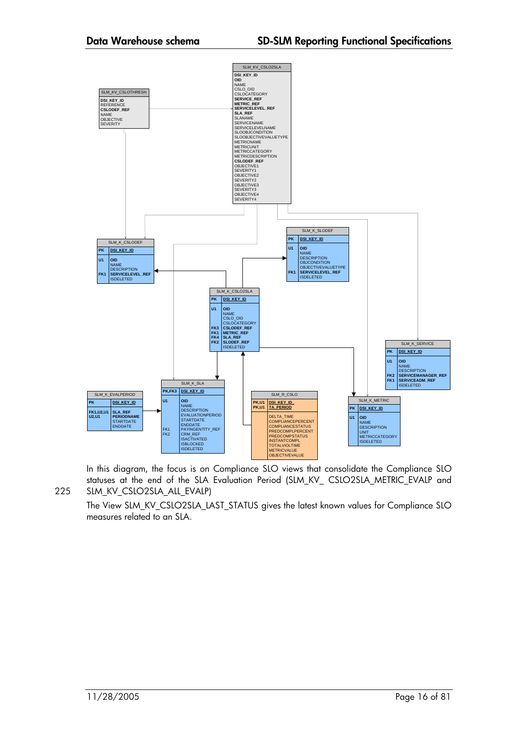| SLM_KV_CSLOTHRESH |
| --- |
| DSI_KEY_ID |
| REFERENCE |
| CSLODEF_REF |
| NAME |
| OBJECTIVE |
| SEVERITY |

| SLM_KV_CSLO2SLA |
| --- |
| DSI_KEY_ID |
| OID |
| NAME |
| CSLO_OID |
| CSLOCATEGORY |
| SERVICE_REF |
| METRIC_REF |
| SERVICELEVEL_REF |
| SLA_REF |
| SLANAME |
| SERVICENAME |
| SERVICELEVELNAME |
| SLOOBJCONDITION |
| SLOOBJECTIVEVALUETYPE |
| METRICNAME |
| METRICUNIT |
| METRICCATEGORY |
| METRICDESCRIPTION |
| CSLODEF_REF |
| OBJECTIVE1 |
| SEVERITY1 |
| OBJECTIVE2 |
| SEVERITY2 |
| OBJECTIVE3 |
| SEVERITY3 |
| OBJECTIVE4 |
| SEVERITY4 |

| SLM_K_CSLODEF | |
| --- | --- |
| PK | DSI_KEY_ID |
| U1 | OID |
| | NAME |
| | DESCRIPTION |
| FK1 | SERVICELEVEL_REF |
| | ISDELETED |

| SLM_K_SLODEF | |
| --- | --- |
| PK | DSI_KEY_ID |
| U1 | OID |
| | NAME |
| | DESCRIPTION |
| | OBJCONDITION |
| | OBJECTIVEVALUETYPE |
| FK1 | SERVICELEVEL_REF |
| | ISDELETED |

| SLM_K_CSLO2SLA | |
| --- | --- |
| PK | DSI_KEY_ID |
| U1 | OID |
| | NAME |
| | CSLO_OID |
| | CSLOCATEGORY |
| FK3 | CSLODEF_REF |
| FK1 | METRIC_REF |
| FK4 | SLA_REF |
| FK2 | SLODEF_REF |
| | ISDELETED |

| SLM_K_SERVICE | |
| --- | --- |
| PK | DSI_KEY_ID |
| U1 | OID |
| | NAME |
| | DESCRIPTION |
| FK2 | SERVICEMANAGER_REF |
| FK1 | SERVICEADM_REF |
| | ISDELETED |

| SLM_K_EVALPERIOD | |
| --- | --- |
| PK | DSI_KEY_ID |
| FK1,U2,U1 | SLA_REF |
| U2,U1 | PERIODNAME |
| | STARTDATE |
| | ENDDATE |

| SLM_K_SLA | |
| --- | --- |
| PK,FK3 | DSI_KEY_ID |
| U1 | OID |
| | NAME |
| | DESCRIPTION |
| | EVALUATIONPERIOD |
| | STARTDATE |
| | ENDDATE |
| FK1 | PAYINGENTITY_REF |
| FK2 | CRM_REF |
| | ISACTIVATED |
| | ISBLOCKED |
| | ISDELETED |

| SLM_R_CSLO | |
| --- | --- |
| PK,U1 | DSI_KEY_ID_ |
| PK,U1 | TA_PERIOD |
| | DELTA_TIME |
| | COMPLIANCEPERCENT |
| | COMPLIANCESTATUS |
| | PREDCOMPLPERCENT |
| | PREDCOMPSTATUS |
| | INSTANTCOMPL |
| | TOTALVIOLTIME |
| | METRICVALUE |
| | OBJECTIVEVALUE |

| SLM_K_METRIC | |
| --- | --- |
| PK | DSI_KEY_ID |
| U1 | OID |
| | NAME |
| | DESCRIPTION |
| | UNIT |
| | METRICCATEGORY |
| | ISDELETED |

In this diagram, the focus is on Compliance SLO views that consolidate the Compliance SLO statuses at the end of the SLA Evaluation Period (SLM_KV_ CSLO2SLA_METRIC_EVALP and SLM_KV_CSLO2SLA_ALL_EVALP)

The View SLM_KV_CSLO2SLA_LAST_STATUS gives the latest known values for Compliance SLO measures related to an SLA.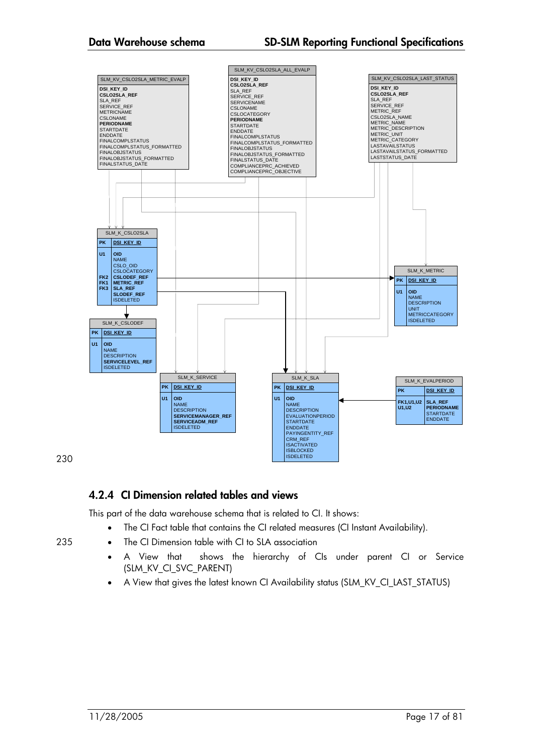| SLM_KV_CSLO2SLA_METRIC_EVALP |
| --- |
| **DSI_KEY_ID** |
| **CSLO2SLA_REF** |
| SLA_REF |
| SERVICE_REF |
| METRICNAME |
| CSLONAME |
| **PERIODNAME** |
| STARTDATE |
| ENDDATE |
| FINALCOMPLSTATUS |
| FINALCOMPLSTATUS_FORMATTED |
| FINALOBJSTATUS |
| FINALOBJSTATUS_FORMATTED |
| FINALSTATUS_DATE |

| SLM_KV_CSLO2SLA_ALL_EVALP |
| --- |
| **DSI_KEY_ID** |
| **CSLO2SLA_REF** |
| SLA_REF |
| SERVICE_REF |
| SERVICENAME |
| CSLONAME |
| CSLOCATEGORY |
| **PERIODNAME** |
| STARTDATE |
| ENDDATE |
| FINALCOMPLSTATUS |
| FINALCOMPLSTATUS_FORMATTED |
| FINALOBJSTATUS |
| FINALOBJSTATUS_FORMATTED |
| FINALSTATUS_DATE |
| COMPLIANCEPRC_ACHIEVED |
| COMPLIANCEPRC_OBJECTIVE |

| SLM_KV_CSLO2SLA_LAST_STATUS |
| --- |
| **DSI_KEY_ID** |
| **CSLO2SLA_REF** |
| SLA_REF |
| SERVICE_REF |
| METRIC_REF |
| CSLO2SLA_NAME |
| METRIC_NAME |
| METRIC_DESCRIPTION |
| METRIC_UNIT |
| METRIC_CATEGORY |
| LASTAVAILSTATUS |
| LASTAVAILSTATUS_FORMATTED |
| LASTSTATUS_DATE |

| SLM_K_CSLO2SLA | |
| --- | --- |
| PK | DSI_KEY_ID |
| U1 | **OID** |
| | NAME |
| | CSLO_OID |
| | CSLOCATEGORY |
| FK2 | **CSLODEF_REF** |
| FK1 | **METRIC_REF** |
| FK3 | **SLA_REF** |
| | **SLODEF_REF** |
| | ISDELETED |

| SLM_K_METRIC | |
| --- | --- |
| PK | DSI_KEY_ID |
| U1 | **OID** |
| | NAME |
| | DESCRIPTION |
| | UNIT |
| | METRICCATEGORY |
| | ISDELETED |

| SLM_K_CSLODEF | |
| --- | --- |
| PK | DSI_KEY_ID |
| U1 | **OID** |
| | NAME |
| | DESCRIPTION |
| | **SERVICELEVEL_REF** |
| | ISDELETED |

| SLM_K_SERVICE | |
| --- | --- |
| PK | DSI_KEY_ID |
| U1 | **OID** |
| | NAME |
| | DESCRIPTION |
| | **SERVICEMANAGER_REF** |
| | **SERVICEADM_REF** |
| | ISDELETED |

| SLM_K_SLA | |
| --- | --- |
| PK | DSI_KEY_ID |
| U1 | **OID** |
| | NAME |
| | DESCRIPTION |
| | EVALUATIONPERIOD |
| | STARTDATE |
| | ENDDATE |
| | PAYINGENTITY_REF |
| | CRM_REF |
| | ISACTIVATED |
| | ISBLOCKED |
| | ISDELETED |

| SLM_K_EVALPERIOD | |
| --- | --- |
| PK | DSI_KEY_ID |
| FK1,U1,U2 | **SLA_REF** |
| U1,U2 | **PERIODNAME** |
| | STARTDATE |
| | ENDDATE |

### 4.2.4 CI Dimension related tables and views

This part of the data warehouse schema that is related to CI. It shows:

- The CI Fact table that contains the CI related measures (CI Instant Availability).
- The CI Dimension table with CI to SLA association
- A View that shows the hierarchy of CIs under parent CI or Service (SLM_KV_CI_SVC_PARENT)
- A View that gives the latest known CI Availability status (SLM_KV_CI_LAST_STATUS)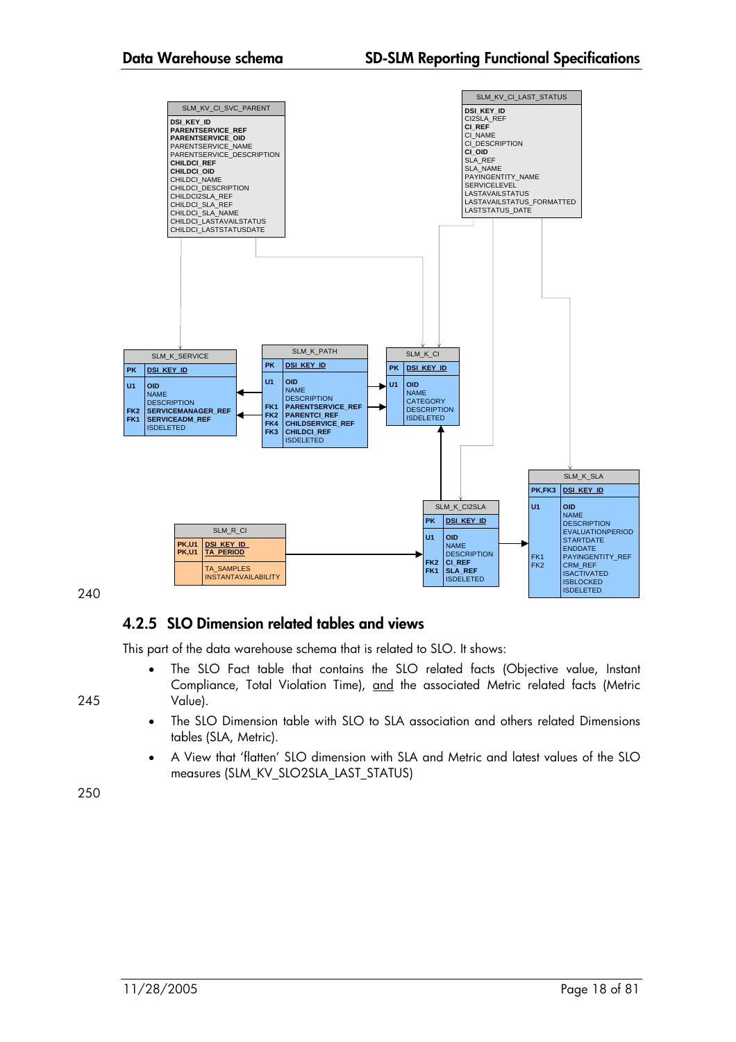**SLM_KV_CI_SVC_PARENT**

- **DSI_KEY_ID**
- **PARENTSERVICE_REF**
- **PARENTSERVICE_OID**
- PARENTSERVICE_NAME
- PARENTSERVICE_DESCRIPTION
- **CHILDCI_REF**
- **CHILDCI_OID**
- CHILDCI_NAME
- CHILDCI_DESCRIPTION
- CHILDCI2SLA_REF
- CHILDCI_SLA_REF
- CHILDCI_SLA_NAME
- CHILDCI_LASTAVAILSTATUS
- CHILDCI_LASTSTATUSDATE

**SLM_KV_CI_LAST_STATUS**

- **DSI_KEY_ID**
- CI2SLA_REF
- **CI_REF**
- CI_NAME
- CI_DESCRIPTION
- **CI_OID**
- SLA_REF
- SLA_NAME
- PAYINGENTITY_NAME
- SERVICELEVEL
- LASTAVAILSTATUS
- LASTAVAILSTATUS_FORMATTED
- LASTSTATUS_DATE

**SLM_K_SERVICE**

| Key | Column |
|---|---|
| PK | DSI_KEY_ID |
| U1 | OID |
| | NAME |
| | DESCRIPTION |
| FK2 | SERVICEMANAGER_REF |
| FK1 | SERVICEADM_REF |
| | ISDELETED |

**SLM_K_PATH**

| Key | Column |
|---|---|
| PK | DSI_KEY_ID |
| U1 | OID |
| | NAME |
| | DESCRIPTION |
| FK1 | PARENTSERVICE_REF |
| FK2 | PARENTCI_REF |
| FK4 | CHILDSERVICE_REF |
| FK3 | CHILDCI_REF |
| | ISDELETED |

**SLM_K_CI**

| Key | Column |
|---|---|
| PK | DSI_KEY_ID |
| U1 | OID |
| | NAME |
| | CATEGORY |
| | DESCRIPTION |
| | ISDELETED |

**SLM_K_SLA**

| Key | Column |
|---|---|
| PK,FK3 | DSI_KEY_ID |
| U1 | OID |
| | NAME |
| | DESCRIPTION |
| | EVALUATIONPERIOD |
| | STARTDATE |
| | ENDDATE |
| FK1 | PAYINGENTITY_REF |
| FK2 | CRM_REF |
| | ISACTIVATED |
| | ISBLOCKED |
| | ISDELETED |

**SLM_K_CI2SLA**

| Key | Column |
|---|---|
| PK | DSI_KEY_ID |
| U1 | OID |
| | NAME |
| | DESCRIPTION |
| FK2 | CI_REF |
| FK1 | SLA_REF |
| | ISDELETED |

**SLM_R_CI**

| Key | Column |
|---|---|
| PK,U1 | DSI_KEY_ID |
| PK,U1 | TA_PERIOD |
| | TA_SAMPLES |
| | INSTANTAVAILABILITY |

### 4.2.5 SLO Dimension related tables and views

This part of the data warehouse schema that is related to SLO. It shows:

- The SLO Fact table that contains the SLO related facts (Objective value, Instant Compliance, Total Violation Time), and the associated Metric related facts (Metric Value).
- The SLO Dimension table with SLO to SLA association and others related Dimensions tables (SLA, Metric).
- A View that 'flatten' SLO dimension with SLA and Metric and latest values of the SLO measures (SLM_KV_SLO2SLA_LAST_STATUS)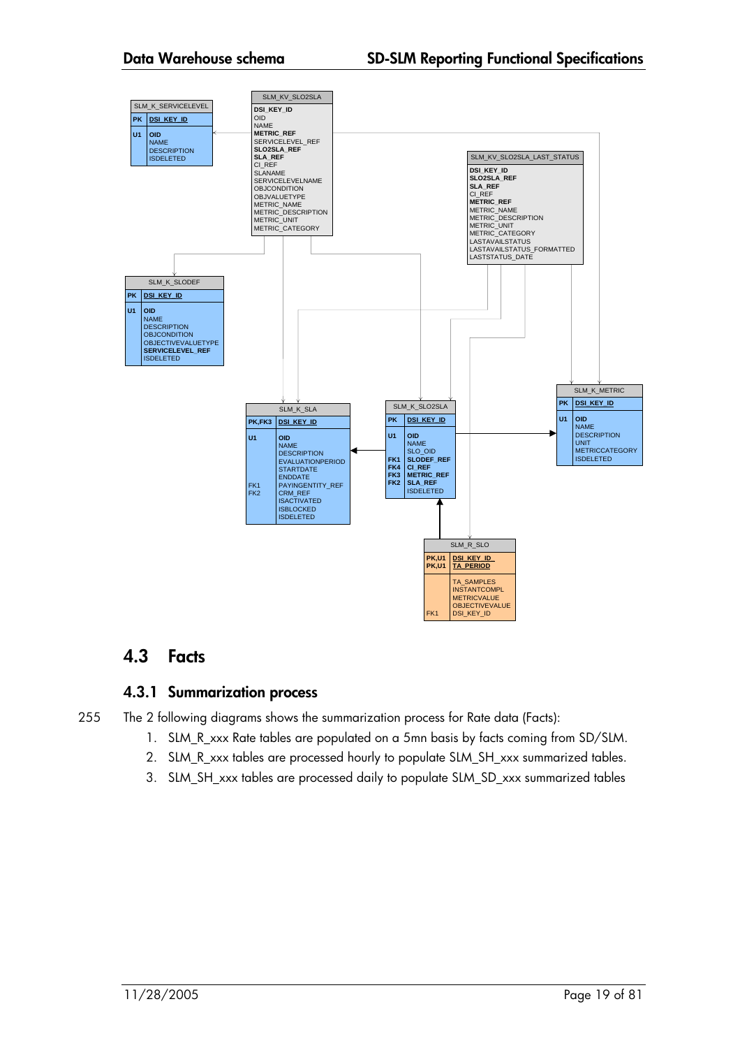| SLM_K_SERVICELEVEL | |
|---|---|
| PK | DSI_KEY_ID |
| U1 | OID |
| | NAME |
| | DESCRIPTION |
| | ISDELETED |

| SLM_KV_SLO2SLA |
|---|
| DSI_KEY_ID |
| OID |
| NAME |
| METRIC_REF |
| SERVICELEVEL_REF |
| SLO2SLA_REF |
| SLA_REF |
| CI_REF |
| SLANAME |
| SERVICELEVELNAME |
| OBJCONDITION |
| OBJVALUETYPE |
| METRIC_NAME |
| METRIC_DESCRIPTION |
| METRIC_UNIT |
| METRIC_CATEGORY |

| SLM_KV_SLO2SLA_LAST_STATUS |
|---|
| DSI_KEY_ID |
| SLO2SLA_REF |
| SLA_REF |
| CI_REF |
| METRIC_REF |
| METRIC_NAME |
| METRIC_DESCRIPTION |
| METRIC_UNIT |
| METRIC_CATEGORY |
| LASTAVAILSTATUS |
| LASTAVAILSTATUS_FORMATTED |
| LASTSTATUS_DATE |

| SLM_K_SLODEF | |
|---|---|
| PK | DSI_KEY_ID |
| U1 | OID |
| | NAME |
| | DESCRIPTION |
| | OBJCONDITION |
| | OBJECTIVEVALUETYPE |
| | SERVICELEVEL_REF |
| | ISDELETED |

| SLM_K_SLA | |
|---|---|
| PK,FK3 | DSI_KEY_ID |
| U1 | OID |
| | NAME |
| | DESCRIPTION |
| | EVALUATIONPERIOD |
| | STARTDATE |
| | ENDDATE |
| FK1 | PAYINGENTITY_REF |
| FK2 | CRM_REF |
| | ISACTIVATED |
| | ISBLOCKED |
| | ISDELETED |

| SLM_K_SLO2SLA | |
|---|---|
| PK | DSI_KEY_ID |
| U1 | OID |
| | NAME |
| | SLO_OID |
| FK1 | SLODEF_REF |
| FK4 | CI_REF |
| FK3 | METRIC_REF |
| FK2 | SLA_REF |
| | ISDELETED |

| SLM_K_METRIC | |
|---|---|
| PK | DSI_KEY_ID |
| U1 | OID |
| | NAME |
| | DESCRIPTION |
| | UNIT |
| | METRICCATEGORY |
| | ISDELETED |

| SLM_R_SLO | |
|---|---|
| PK,U1 | DSI_KEY_ID |
| PK,U1 | TA_PERIOD |
| | TA_SAMPLES |
| | INSTANTCOMPL |
| | METRICVALUE |
| | OBJECTIVEVALUE |
| FK1 | DSI_KEY_ID |

## 4.3 Facts

### 4.3.1 Summarization process

255 The 2 following diagrams shows the summarization process for Rate data (Facts):

1. SLM_R_xxx Rate tables are populated on a 5mn basis by facts coming from SD/SLM.
2. SLM_R_xxx tables are processed hourly to populate SLM_SH_xxx summarized tables.
3. SLM_SH_xxx tables are processed daily to populate SLM_SD_xxx summarized tables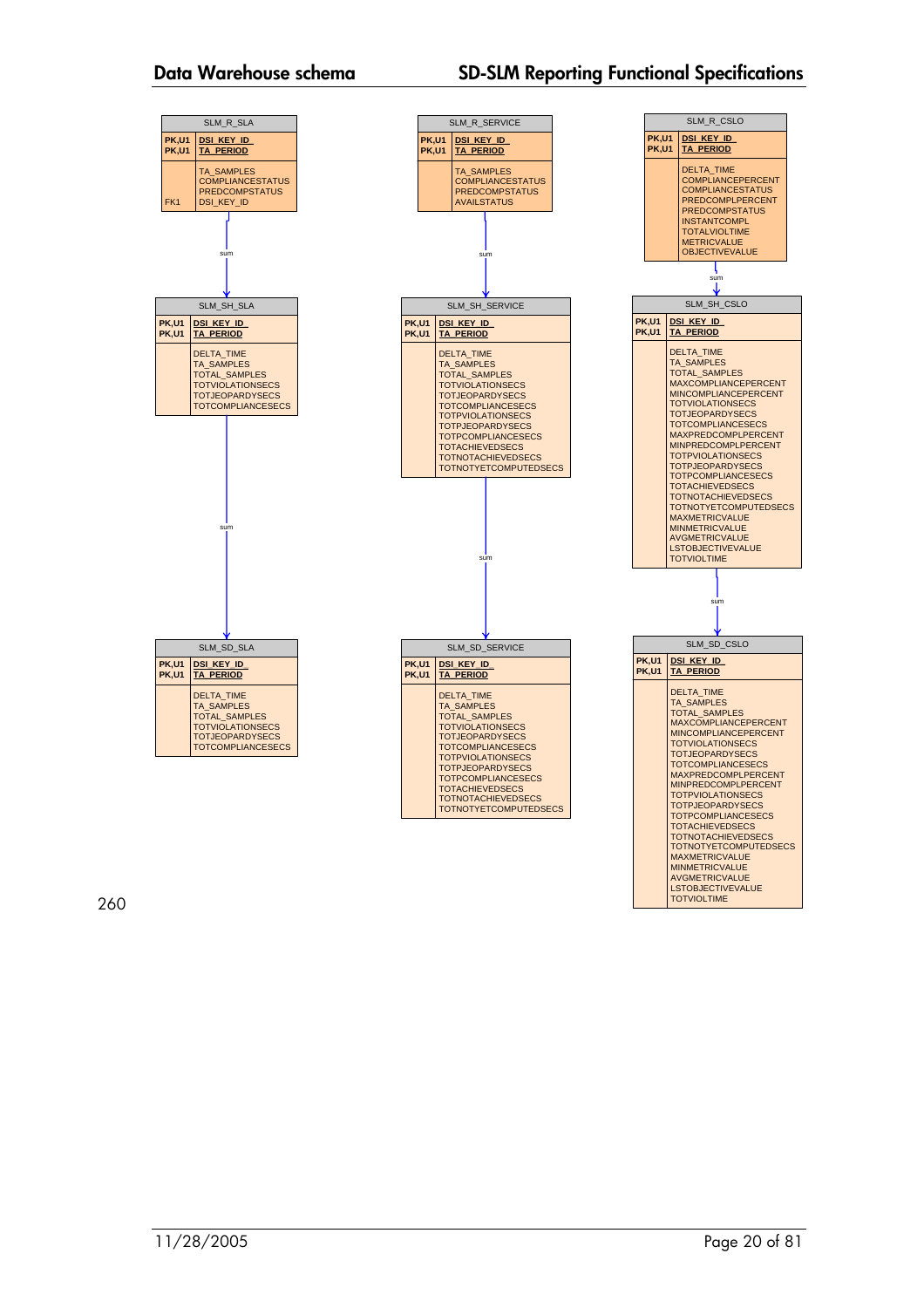**SLM_R_SLA**

| Key | Column |
|---|---|
| PK,U1 | DSI_KEY_ID_ |
| PK,U1 | TA_PERIOD |
| | TA_SAMPLES |
| | COMPLIANCESTATUS |
| | PREDCOMPSTATUS |
| FK1 | DSI_KEY_ID |

sum

**SLM_SH_SLA**

| Key | Column |
|---|---|
| PK,U1 | DSI_KEY_ID_ |
| PK,U1 | TA_PERIOD |
| | DELTA_TIME |
| | TA_SAMPLES |
| | TOTAL_SAMPLES |
| | TOTVIOLATIONSECS |
| | TOTJEOPARDYSECS |
| | TOTCOMPLIANCESECS |

sum

**SLM_SD_SLA**

| Key | Column |
|---|---|
| PK,U1 | DSI_KEY_ID_ |
| PK,U1 | TA_PERIOD |
| | DELTA_TIME |
| | TA_SAMPLES |
| | TOTAL_SAMPLES |
| | TOTVIOLATIONSECS |
| | TOTJEOPARDYSECS |
| | TOTCOMPLIANCESECS |

**SLM_R_SERVICE**

| Key | Column |
|---|---|
| PK,U1 | DSI_KEY_ID_ |
| PK,U1 | TA_PERIOD |
| | TA_SAMPLES |
| | COMPLIANCESTATUS |
| | PREDCOMPSTATUS |
| | AVAILSTATUS |

sum

**SLM_SH_SERVICE**

| Key | Column |
|---|---|
| PK,U1 | DSI_KEY_ID_ |
| PK,U1 | TA_PERIOD |
| | DELTA_TIME |
| | TA_SAMPLES |
| | TOTAL_SAMPLES |
| | TOTVIOLATIONSECS |
| | TOTJEOPARDYSECS |
| | TOTCOMPLIANCESECS |
| | TOTPVIOLATIONSECS |
| | TOTPJEOPARDYSECS |
| | TOTPCOMPLIANCESECS |
| | TOTACHIEVEDSECS |
| | TOTNOTACHIEVEDSECS |
| | TOTNOTYETCOMPUTEDSECS |

sum

**SLM_SD_SERVICE**

| Key | Column |
|---|---|
| PK,U1 | DSI_KEY_ID_ |
| PK,U1 | TA_PERIOD |
| | DELTA_TIME |
| | TA_SAMPLES |
| | TOTAL_SAMPLES |
| | TOTVIOLATIONSECS |
| | TOTJEOPARDYSECS |
| | TOTCOMPLIANCESECS |
| | TOTPVIOLATIONSECS |
| | TOTPJEOPARDYSECS |
| | TOTPCOMPLIANCESECS |
| | TOTACHIEVEDSECS |
| | TOTNOTACHIEVEDSECS |
| | TOTNOTYETCOMPUTEDSECS |

**SLM_R_CSLO**

| Key | Column |
|---|---|
| PK,U1 | DSI_KEY_ID_ |
| PK,U1 | TA_PERIOD |
| | DELTA_TIME |
| | COMPLIANCEPERCENT |
| | COMPLIANCESTATUS |
| | PREDCOMPLPERCENT |
| | PREDCOMPSTATUS |
| | INSTANTCOMPL |
| | TOTALVIOLTIME |
| | METRICVALUE |
| | OBJECTIVEVALUE |

sum

**SLM_SH_CSLO**

| Key | Column |
|---|---|
| PK,U1 | DSI_KEY_ID_ |
| PK,U1 | TA_PERIOD |
| | DELTA_TIME |
| | TA_SAMPLES |
| | TOTAL_SAMPLES |
| | MAXCOMPLIANCEPERCENT |
| | MINCOMPLIANCEPERCENT |
| | TOTVIOLATIONSECS |
| | TOTJEOPARDYSECS |
| | TOTCOMPLIANCESECS |
| | MAXPREDCOMPLPERCENT |
| | MINPREDCOMPLPERCENT |
| | TOTPVIOLATIONSECS |
| | TOTPJEOPARDYSECS |
| | TOTPCOMPLIANCESECS |
| | TOTACHIEVEDSECS |
| | TOTNOTACHIEVEDSECS |
| | TOTNOTYETCOMPUTEDSECS |
| | MAXMETRICVALUE |
| | MINMETRICVALUE |
| | AVGMETRICVALUE |
| | LSTOBJECTIVEVALUE |
| | TOTVIOLTIME |

sum

**SLM_SD_CSLO**

| Key | Column |
|---|---|
| PK,U1 | DSI_KEY_ID_ |
| PK,U1 | TA_PERIOD |
| | DELTA_TIME |
| | TA_SAMPLES |
| | TOTAL_SAMPLES |
| | MAXCOMPLIANCEPERCENT |
| | MINCOMPLIANCEPERCENT |
| | TOTVIOLATIONSECS |
| | TOTJEOPARDYSECS |
| | TOTCOMPLIANCESECS |
| | MAXPREDCOMPLPERCENT |
| | MINPREDCOMPLPERCENT |
| | TOTPVIOLATIONSECS |
| | TOTPJEOPARDYSECS |
| | TOTPCOMPLIANCESECS |
| | TOTACHIEVEDSECS |
| | TOTNOTACHIEVEDSECS |
| | TOTNOTYETCOMPUTEDSECS |
| | MAXMETRICVALUE |
| | MINMETRICVALUE |
| | AVGMETRICVALUE |
| | LSTOBJECTIVEVALUE |
| | TOTVIOLTIME |

260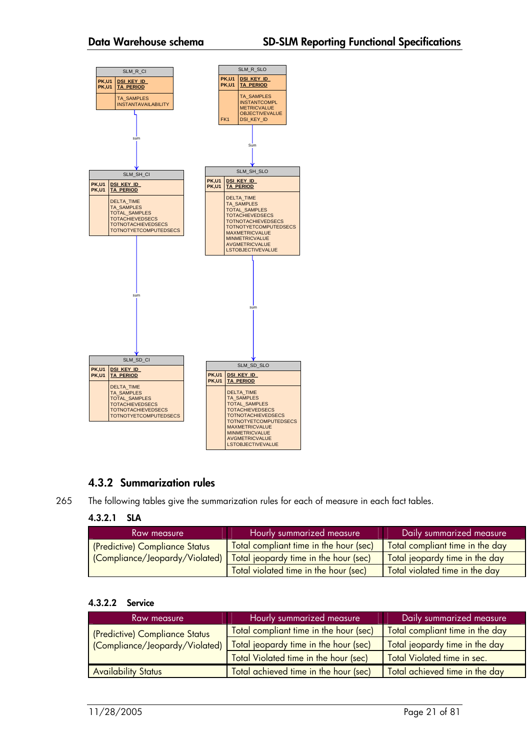**SLM_R_CI**

| | |
|---|---|
| PK,U1 | DSI_KEY_ID_ |
| PK,U1 | TA_PERIOD |
| | TA_SAMPLES |
| | INSTANTAVAILABILITY |

sum ↓

**SLM_SH_CI**

| | |
|---|---|
| PK,U1 | DSI_KEY_ID_ |
| PK,U1 | TA_PERIOD |
| | DELTA_TIME |
| | TA_SAMPLES |
| | TOTAL_SAMPLES |
| | TOTACHIEVEDSECS |
| | TOTNOTACHIEVEDSECS |
| | TOTNOTYETCOMPUTEDSECS |

sum ↓

**SLM_SD_CI**

| | |
|---|---|
| PK,U1 | DSI_KEY_ID_ |
| PK,U1 | TA_PERIOD |
| | DELTA_TIME |
| | TA_SAMPLES |
| | TOTAL_SAMPLES |
| | TOTACHIEVEDSECS |
| | TOTNOTACHIEVEDSECS |
| | TOTNOTYETCOMPUTEDSECS |

**SLM_R_SLO**

| | |
|---|---|
| PK,U1 | DSI_KEY_ID_ |
| PK,U1 | TA_PERIOD |
| | TA_SAMPLES |
| | INSTANTCOMPL |
| | METRICVALUE |
| | OBJECTIVEVALUE |
| FK1 | DSI_KEY_ID |

Sum ↓

**SLM_SH_SLO**

| | |
|---|---|
| PK,U1 | DSI_KEY_ID_ |
| PK,U1 | TA_PERIOD |
| | DELTA_TIME |
| | TA_SAMPLES |
| | TOTAL_SAMPLES |
| | TOTACHIEVEDSECS |
| | TOTNOTACHIEVEDSECS |
| | TOTNOTYETCOMPUTEDSECS |
| | MAXMETRICVALUE |
| | MINMETRICVALUE |
| | AVGMETRICVALUE |
| | LSTOBJECTIVEVALUE |

sum ↓

**SLM_SD_SLO**

| | |
|---|---|
| PK,U1 | DSI_KEY_ID_ |
| PK,U1 | TA_PERIOD |
| | DELTA_TIME |
| | TA_SAMPLES |
| | TOTAL_SAMPLES |
| | TOTACHIEVEDSECS |
| | TOTNOTACHIEVEDSECS |
| | TOTNOTYETCOMPUTEDSECS |
| | MAXMETRICVALUE |
| | MINMETRICVALUE |
| | AVGMETRICVALUE |
| | LSTOBJECTIVEVALUE |

## 4.3.2 Summarization rules

The following tables give the summarization rules for each of measure in each fact tables.

### 4.3.2.1 SLA

| Raw measure | Hourly summarized measure | Daily summarized measure |
|---|---|---|
| (Predictive) Compliance Status (Compliance/Jeopardy/Violated) | Total compliant time in the hour (sec) | Total compliant time in the day |
| | Total jeopardy time in the hour (sec) | Total jeopardy time in the day |
| | Total violated time in the hour (sec) | Total violated time in the day |

### 4.3.2.2 Service

| Raw measure | Hourly summarized measure | Daily summarized measure |
|---|---|---|
| (Predictive) Compliance Status (Compliance/Jeopardy/Violated) | Total compliant time in the hour (sec) | Total compliant time in the day |
| | Total jeopardy time in the hour (sec) | Total jeopardy time in the day |
| | Total Violated time in the hour (sec) | Total Violated time in sec. |
| Availability Status | Total achieved time in the hour (sec) | Total achieved time in the day |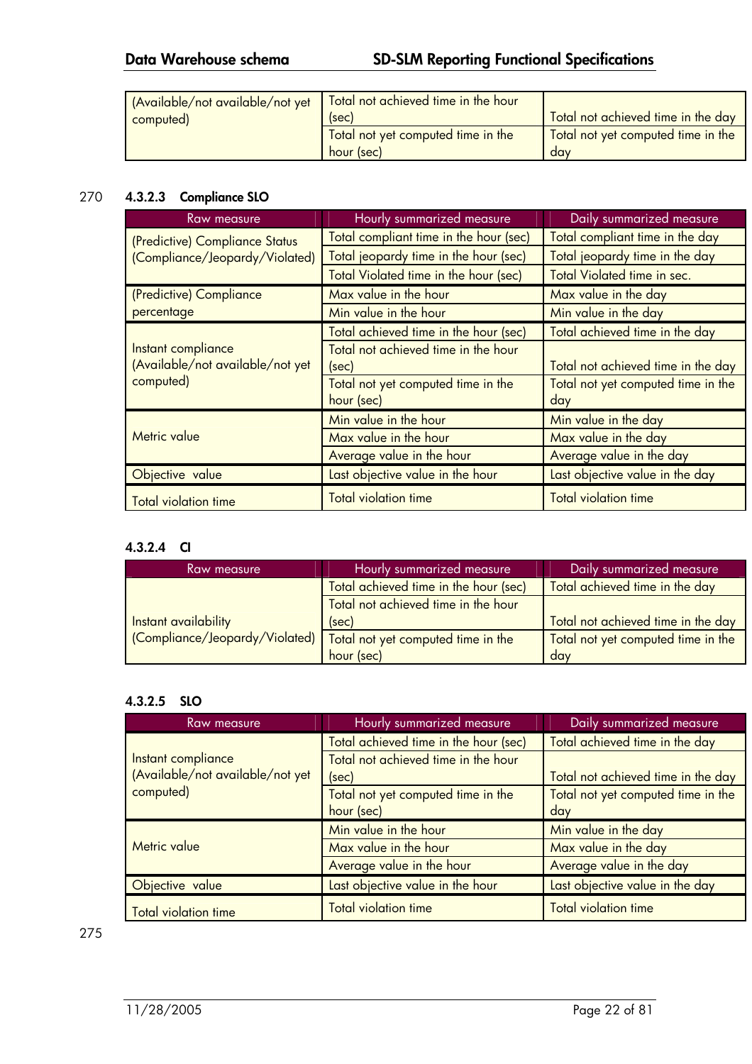| | | |
|---|---|---|
| (Available/not available/not yet computed) | Total not achieved time in the hour (sec) | Total not achieved time in the day |
| | Total not yet computed time in the hour (sec) | Total not yet computed time in the day |

#### 4.3.2.3 Compliance SLO

| Raw measure | Hourly summarized measure | Daily summarized measure |
|---|---|---|
| (Predictive) Compliance Status (Compliance/Jeopardy/Violated) | Total compliant time in the hour (sec) | Total compliant time in the day |
| | Total jeopardy time in the hour (sec) | Total jeopardy time in the day |
| | Total Violated time in the hour (sec) | Total Violated time in sec. |
| (Predictive) Compliance percentage | Max value in the hour | Max value in the day |
| | Min value in the hour | Min value in the day |
| Instant compliance (Available/not available/not yet computed) | Total achieved time in the hour (sec) | Total achieved time in the day |
| | Total not achieved time in the hour (sec) | Total not achieved time in the day |
| | Total not yet computed time in the hour (sec) | Total not yet computed time in the day |
| Metric value | Min value in the hour | Min value in the day |
| | Max value in the hour | Max value in the day |
| | Average value in the hour | Average value in the day |
| Objective value | Last objective value in the hour | Last objective value in the day |
| Total violation time | Total violation time | Total violation time |

#### 4.3.2.4 CI

| Raw measure | Hourly summarized measure | Daily summarized measure |
|---|---|---|
| Instant availability (Compliance/Jeopardy/Violated) | Total achieved time in the hour (sec) | Total achieved time in the day |
| | Total not achieved time in the hour (sec) | Total not achieved time in the day |
| | Total not yet computed time in the hour (sec) | Total not yet computed time in the day |

#### 4.3.2.5 SLO

| Raw measure | Hourly summarized measure | Daily summarized measure |
|---|---|---|
| Instant compliance (Available/not available/not yet computed) | Total achieved time in the hour (sec) | Total achieved time in the day |
| | Total not achieved time in the hour (sec) | Total not achieved time in the day |
| | Total not yet computed time in the hour (sec) | Total not yet computed time in the day |
| Metric value | Min value in the hour | Min value in the day |
| | Max value in the hour | Max value in the day |
| | Average value in the hour | Average value in the day |
| Objective value | Last objective value in the hour | Last objective value in the day |
| Total violation time | Total violation time | Total violation time |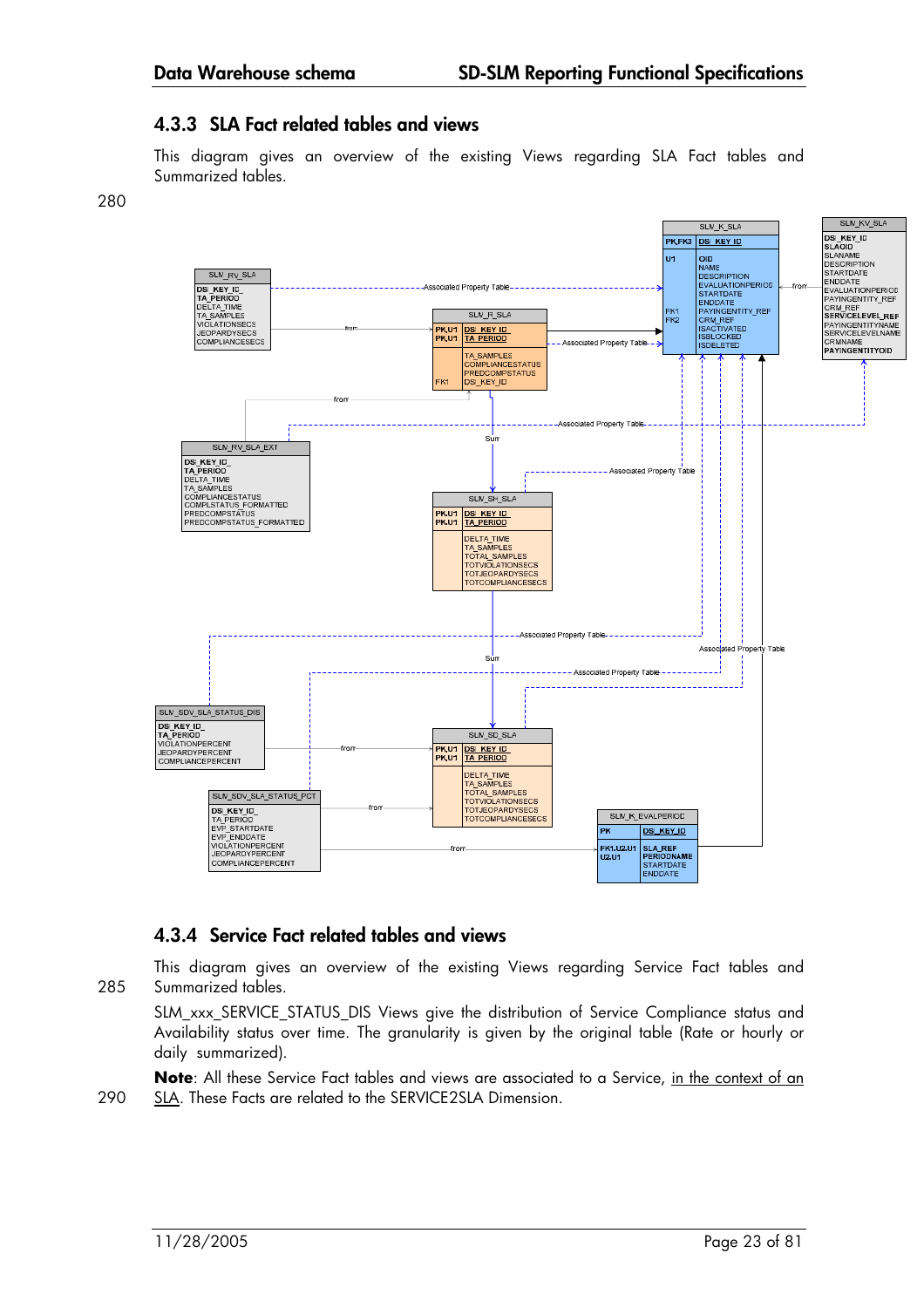## 4.3.3 SLA Fact related tables and views

This diagram gives an overview of the existing Views regarding SLA Fact tables and Summarized tables.

280

## 4.3.4 Service Fact related tables and views

This diagram gives an overview of the existing Views regarding Service Fact tables and

285 Summarized tables.

SLM_xxx_SERVICE_STATUS_DIS Views give the distribution of Service Compliance status and Availability status over time. The granularity is given by the original table (Rate or hourly or daily summarized).

**Note**: All these Service Fact tables and views are associated to a Service, in the context of an

290 SLA. These Facts are related to the SERVICE2SLA Dimension.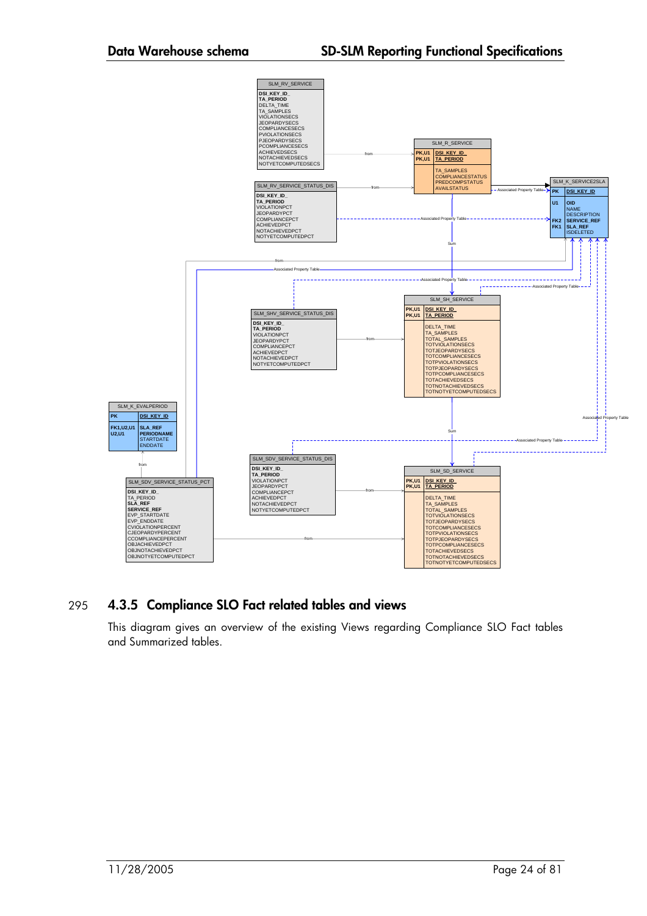**SLM_RV_SERVICE**
- **DSI_KEY_ID_**
- **TA_PERIOD**
- DELTA_TIME
- TA_SAMPLES
- VIOLATIONSECS
- JEOPARDYSECS
- COMPLIANCESECS
- PVIOLATIONSECS
- PJEOPARDYSECS
- PCOMPLIANCESECS
- ACHIEVEDSECS
- NOTACHIEVEDSECS
- NOTYETCOMPUTEDSECS

**SLM_R_SERVICE**

| Key | Column |
|---|---|
| PK,U1 | DSI_KEY_ID_ |
| PK,U1 | TA_PERIOD |
| | TA_SAMPLES |
| | COMPLIANCESTATUS |
| | PREDCOMPSTATUS |
| | AVAILSTATUS |

**SLM_RV_SERVICE_STATUS_DIS**
- **DSI_KEY_ID_**
- **TA_PERIOD**
- VIOLATIONPCT
- JEOPARDYPCT
- COMPLIANCEPCT
- ACHIEVEDPCT
- NOTACHIEVEDPCT
- NOTYETCOMPUTEDPCT

**SLM_K_SERVICE2SLA**

| Key | Column |
|---|---|
| PK | DSI_KEY_ID |
| U1 | OID |
| | NAME |
| | DESCRIPTION |
| FK2 | SERVICE_REF |
| FK1 | SLA_REF |
| | ISDELETED |

**SLM_SHV_SERVICE_STATUS_DIS**
- **DSI_KEY_ID_**
- **TA_PERIOD**
- VIOLATIONPCT
- JEOPARDYPCT
- COMPLIANCEPCT
- ACHIEVEDPCT
- NOTACHIEVEDPCT
- NOTYETCOMPUTEDPCT

**SLM_SH_SERVICE**

| Key | Column |
|---|---|
| PK,U1 | DSI_KEY_ID_ |
| PK,U1 | TA_PERIOD |
| | DELTA_TIME |
| | TA_SAMPLES |
| | TOTAL_SAMPLES |
| | TOTVIOLATIONSECS |
| | TOTJEOPARDYSECS |
| | TOTCOMPLIANCESECS |
| | TOTPVIOLATIONSECS |
| | TOTPJEOPARDYSECS |
| | TOTPCOMPLIANCESECS |
| | TOTACHIEVEDSECS |
| | TOTNOTACHIEVEDSECS |
| | TOTNOTYETCOMPUTEDSECS |

**SLM_K_EVALPERIOD**

| Key | Column |
|---|---|
| PK | DSI_KEY_ID |
| FK1,U2,U1 | SLA_REF |
| U2,U1 | PERIODNAME |
| | STARTDATE |
| | ENDDATE |

**SLM_SDV_SERVICE_STATUS_DIS**
- **DSI_KEY_ID_**
- **TA_PERIOD**
- VIOLATIONPCT
- JEOPARDYPCT
- COMPLIANCEPCT
- ACHIEVEDPCT
- NOTACHIEVEDPCT
- NOTYETCOMPUTEDPCT

**SLM_SDV_SERVICE_STATUS_PCT**
- **DSI_KEY_ID_**
- TA_PERIOD
- **SLA_REF**
- **SERVICE_REF**
- EVP_STARTDATE
- EVP_ENDDATE
- CVIOLATIONPERCENT
- CJEOPARDYPERCENT
- CCOMPLIANCEPERCENT
- OBJACHIEVEDPCT
- OBJNOTACHIEVEDPCT
- OBJNOTYETCOMPUTEDPCT

**SLM_SD_SERVICE**

| Key | Column |
|---|---|
| PK,U1 | DSI_KEY_ID_ |
| PK,U1 | TA_PERIOD |
| | DELTA_TIME |
| | TA_SAMPLES |
| | TOTAL_SAMPLES |
| | TOTVIOLATIONSECS |
| | TOTJEOPARDYSECS |
| | TOTCOMPLIANCESECS |
| | TOTPVIOLATIONSECS |
| | TOTPJEOPARDYSECS |
| | TOTPCOMPLIANCESECS |
| | TOTACHIEVEDSECS |
| | TOTNOTACHIEVEDSECS |
| | TOTNOTYETCOMPUTEDSECS |

## 4.3.5 Compliance SLO Fact related tables and views

This diagram gives an overview of the existing Views regarding Compliance SLO Fact tables and Summarized tables.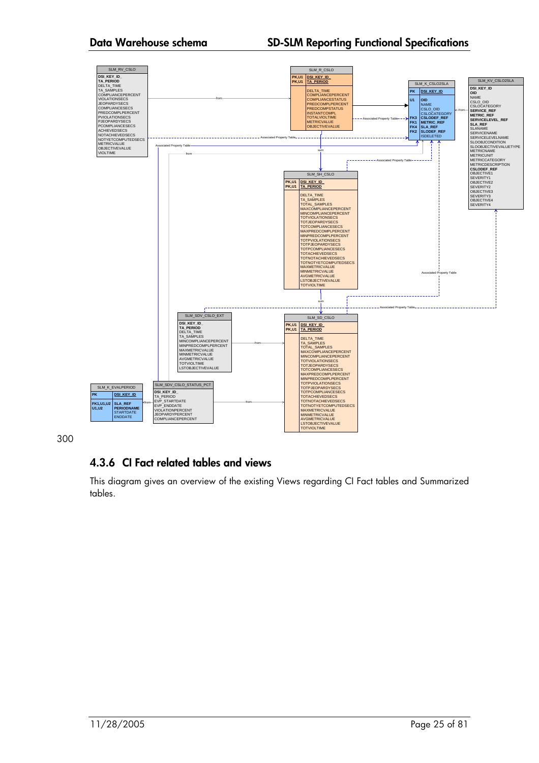300

### 4.3.6 CI Fact related tables and views

This diagram gives an overview of the existing Views regarding CI Fact tables and Summarized tables.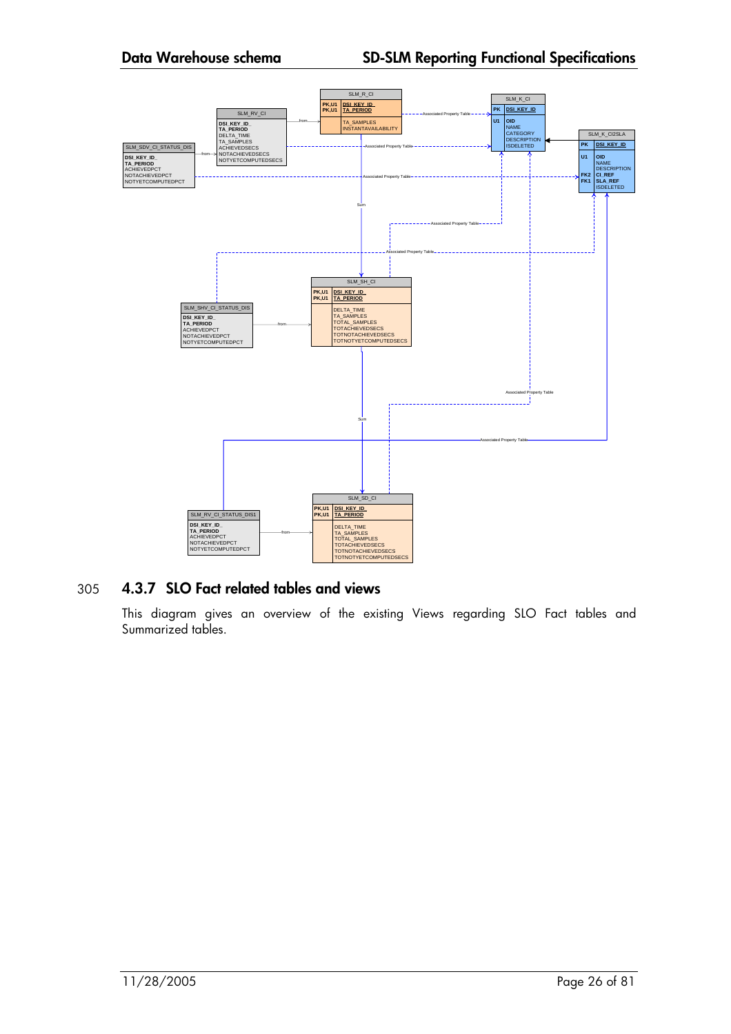SLM_R_CI

| | |
|---|---|
| PK,U1 | DSI_KEY_ID_ |
| PK,U1 | TA_PERIOD |
| | TA_SAMPLES |
| | INSTANTAVAILABILITY |

SLM_K_CI

| | |
|---|---|
| PK | DSI_KEY_ID |
| U1 | OID |
| | NAME |
| | CATEGORY |
| | DESCRIPTION |
| | ISDELETED |

SLM_K_CI2SLA

| | |
|---|---|
| PK | DSI_KEY_ID |
| U1 | OID |
| | NAME |
| | DESCRIPTION |
| FK2 | CI_REF |
| FK1 | SLA_REF |
| | ISDELETED |

SLM_RV_CI

DSI_KEY_ID_
TA_PERIOD
DELTA_TIME
TA_SAMPLES
ACHIEVEDSECS
NOTACHIEVEDSECS
NOTYETCOMPUTEDSECS

SLM_SDV_CI_STATUS_DIS

DSI_KEY_ID_
TA_PERIOD
ACHIEVEDPCT
NOTACHIEVEDPCT
NOTYETCOMPUTEDPCT

SLM_SH_CI

| | |
|---|---|
| PK,U1 | DSI_KEY_ID_ |
| PK,U1 | TA_PERIOD |
| | DELTA_TIME |
| | TA_SAMPLES |
| | TOTAL_SAMPLES |
| | TOTACHIEVEDSECS |
| | TOTNOTACHIEVEDSECS |
| | TOTNOTYETCOMPUTEDSECS |

SLM_SHV_CI_STATUS_DIS

DSI_KEY_ID_
TA_PERIOD
ACHIEVEDPCT
NOTACHIEVEDPCT
NOTYETCOMPUTEDPCT

SLM_SD_CI

| | |
|---|---|
| PK,U1 | DSI_KEY_ID_ |
| PK,U1 | TA_PERIOD |
| | DELTA_TIME |
| | TA_SAMPLES |
| | TOTAL_SAMPLES |
| | TOTACHIEVEDSECS |
| | TOTNOTACHIEVEDSECS |
| | TOTNOTYETCOMPUTEDSECS |

SLM_RV_CI_STATUS_DIS1

DSI_KEY_ID_
TA_PERIOD
ACHIEVEDPCT
NOTACHIEVEDPCT
NOTYETCOMPUTEDPCT

Relationships: from, Sum, Associated Property Table

### 4.3.7 SLO Fact related tables and views

This diagram gives an overview of the existing Views regarding SLO Fact tables and Summarized tables.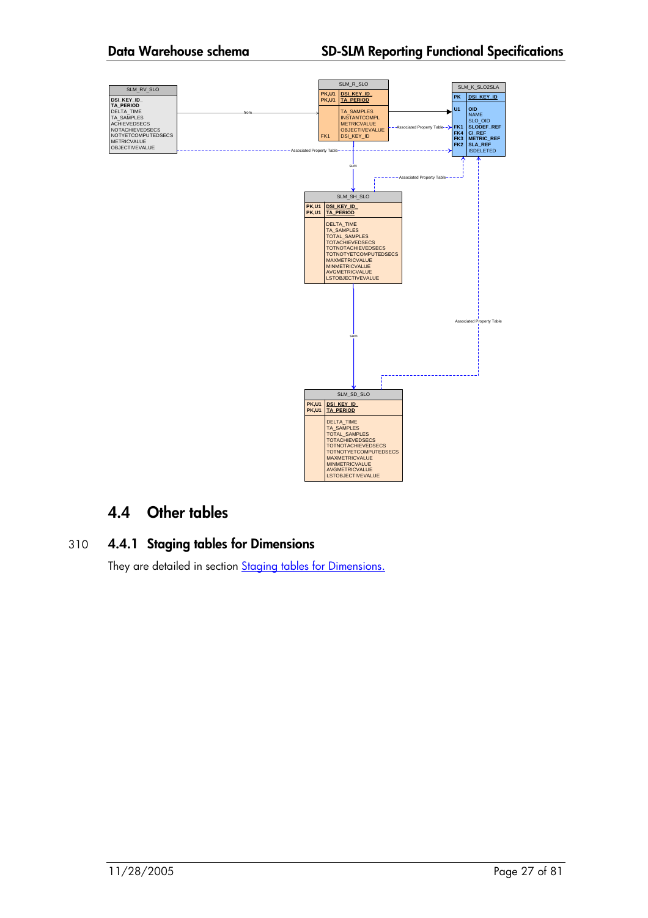SLM_RV_SLO

| |
|---|
| DSI_KEY_ID_ |
| TA_PERIOD |
| DELTA_TIME |
| TA_SAMPLES |
| ACHIEVEDSECS |
| NOTACHIEVEDSECS |
| NOTYETCOMPUTEDSECS |
| METRICVALUE |
| OBJECTIVEVALUE |

SLM_R_SLO

| Key | Column |
|---|---|
| PK,U1 | DSI_KEY_ID_ |
| PK,U1 | TA_PERIOD |
| | TA_SAMPLES |
| | INSTANTCOMPL |
| | METRICVALUE |
| | OBJECTIVEVALUE |
| FK1 | DSI_KEY_ID |

SLM_K_SLO2SLA

| Key | Column |
|---|---|
| PK | DSI_KEY_ID |
| U1 | OID |
| | NAME |
| | SLO_OID |
| FK1 | SLODEF_REF |
| FK4 | CI_REF |
| FK3 | METRIC_REF |
| FK2 | SLA_REF |
| | ISDELETED |

SLM_SH_SLO

| Key | Column |
|---|---|
| PK,U1 | DSI_KEY_ID_ |
| PK,U1 | TA_PERIOD |
| | DELTA_TIME |
| | TA_SAMPLES |
| | TOTAL_SAMPLES |
| | TOTACHIEVEDSECS |
| | TOTNOTACHIEVEDSECS |
| | TOTNOTYETCOMPUTEDSECS |
| | MAXMETRICVALUE |
| | MINMETRICVALUE |
| | AVGMETRICVALUE |
| | LSTOBJECTIVEVALUE |

SLM_SD_SLO

| Key | Column |
|---|---|
| PK,U1 | DSI_KEY_ID_ |
| PK,U1 | TA_PERIOD |
| | DELTA_TIME |
| | TA_SAMPLES |
| | TOTAL_SAMPLES |
| | TOTACHIEVEDSECS |
| | TOTNOTACHIEVEDSECS |
| | TOTNOTYETCOMPUTEDSECS |
| | MAXMETRICVALUE |
| | MINMETRICVALUE |
| | AVGMETRICVALUE |
| | LSTOBJECTIVEVALUE |

Relationships: SLM_RV_SLO → SLM_R_SLO (from); SLM_R_SLO → SLM_K_SLO2SLA; SLM_R_SLO → SLM_SH_SLO (sum); SLM_SH_SLO → SLM_SD_SLO (sum); SLM_RV_SLO, SLM_R_SLO, SLM_SH_SLO, SLM_SD_SLO → SLM_K_SLO2SLA (Associated Property Table).

## 4.4 Other tables

### 4.4.1 Staging tables for Dimensions

They are detailed in section Staging tables for Dimensions.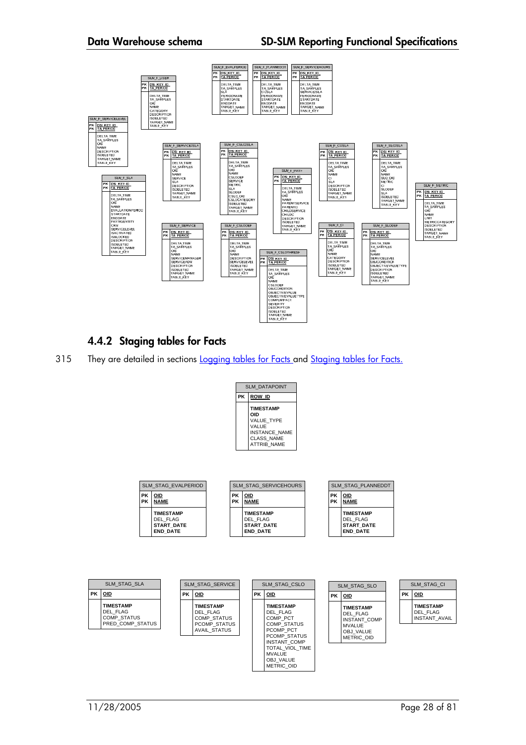| SLM_F_EVALPERIOD | |
|---|---|
| PK | DSI_KEY_ID |
| PK | TA_PERIOD |
| | DELTA_TIME<br>TA_SAMPLES<br>SLA<br>PERIODNAME<br>STARTDATE<br>ENDDATE<br>TARGET_NAME<br>TABLE_KEY |

| SLM_F_PLANNEDDT | |
|---|---|
| PK | DSI_KEY_ID |
| PK | TA_PERIOD |
| | DELTA_TIME<br>TA_SAMPLES<br>CISLA<br>PERIODNAME<br>STARTDATE<br>ENDDATE<br>TARGET_NAME<br>TABLE_KEY |

| SLM_F_SERVICEHOURS | |
|---|---|
| PK | DSI_KEY_ID |
| PK | TA_PERIOD |
| | DELTA_TIME<br>TA_SAMPLES<br>SERVICESLA<br>PERIODNAME<br>STARTDATE<br>ENDDATE<br>TARGET_NAME<br>TABLE_KEY |

| SLM_F_USER | |
|---|---|
| PK | DSI_KEY_ID |
| PK | TA_PERIOD |
| | DELTA_TIME<br>TA_SAMPLES<br>OID<br>NAME<br>CATEGORY<br>DESCRIPTION<br>ISDELETED<br>TARGET_NAME<br>TABLE_KEY |

| SLM_F_SERVICELEVEL | |
|---|---|
| PK | DSI_KEY_ID |
| PK | TA_PERIOD |
| | DELTA_TIME<br>TA_SAMPLES<br>OID<br>NAME<br>DESCRIPTION<br>ISDELETED<br>TARGET_NAME<br>TABLE_KEY |

| SLM_F_SERVICESLA | |
|---|---|
| PK | DSI_KEY_ID |
| PK | TA_PERIOD |
| | DELTA_TIME<br>TA_SAMPLES<br>OID<br>NAME<br>SERVICE<br>SLA<br>DESCRIPTION<br>ISDELETED<br>TARGET_NAME<br>TABLE_KEY |

| SLM_F_CSLOSLA | |
|---|---|
| PK | DSI_KEY_ID |
| PK | TA_PERIOD |
| | DELTA_TIME<br>TA_SAMPLES<br>OID<br>NAME<br>CSLODEF<br>SERVICE<br>METRIC<br>SLA<br>SLODEF<br>CSLO_OID<br>CSLOCATEGORY<br>ISDELETED<br>TARGET_NAME<br>TABLE_KEY |

| SLM_F_PATH | |
|---|---|
| PK | DSI_KEY_ID |
| PK | TA_PERIOD |
| | DELTA_TIME<br>TA_SAMPLES<br>OID<br>NAME<br>PARENTSERVICE<br>PARENTCI<br>CHILDSERVICE<br>CHILDCI<br>DESCRIPTION<br>ISDELETED<br>TARGET_NAME<br>TABLE_KEY |

| SLM_F_CISLA | |
|---|---|
| PK | DSI_KEY_ID |
| PK | TA_PERIOD |
| | DELTA_TIME<br>TA_SAMPLES<br>OID<br>NAME<br>CI<br>SLA<br>DESCRIPTION<br>ISDELETED<br>TARGET_NAME<br>TABLE_KEY |

| SLM_F_SLOSLA | |
|---|---|
| PK | DSI_KEY_ID |
| PK | TA_PERIOD |
| | DELTA_TIME<br>TA_SAMPLES<br>OID<br>NAME<br>SLO_OID<br>METRIC<br>CI<br>SLODEF<br>SLA<br>ISDELETED<br>TARGET_NAME<br>TABLE_KEY |

| SLM_F_METRIC | |
|---|---|
| PK | DSI_KEY_ID |
| PK | TA_PERIOD |
| | DELTA_TIME<br>TA_SAMPLES<br>OID<br>NAME<br>UNIT<br>METRICCATEGORY<br>DESCRIPTION<br>ISDELETED<br>TARGET_NAME<br>TABLE_KEY |

| SLM_F_SLA | |
|---|---|
| PK | DSI_KEY_ID |
| PK | TA_PERIOD |
| | DELTA_TIME<br>TA_SAMPLES<br>OID<br>NAME<br>EVALUATIONPERIOD<br>STARTDATE<br>ENDDATE<br>PAYINGENTITY<br>CRM<br>SERVICELEVEL<br>ISACTIVATED<br>ISBLOCKED<br>DESCRIPTION<br>ISDELETED<br>TARGET_NAME<br>TABLE_KEY |

| SLM_F_SERVICE | |
|---|---|
| PK | DSI_KEY_ID |
| PK | TA_PERIOD |
| | DELTA_TIME<br>TA_SAMPLES<br>OID<br>NAME<br>SERVICEMANAGER<br>SERVICEADM<br>DESCRIPTION<br>ISDELETED<br>TARGET_NAME<br>TABLE_KEY |

| SLM_F_CSLODEF | |
|---|---|
| PK | DSI_KEY_ID |
| PK | TA_PERIOD |
| | DELTA_TIME<br>TA_SAMPLES<br>OID<br>NAME<br>DESCRIPTION<br>SERVICELEVEL<br>ISDELETED<br>TARGET_NAME<br>TABLE_KEY |

| SLM_F_CSLOTHRESH | |
|---|---|
| PK | DSI_KEY_ID |
| PK | TA_PERIOD |
| | DELTA_TIME<br>TA_SAMPLES<br>OID<br>NAME<br>CSLODEF<br>OBJCONDITION<br>OBJECTIVEVALUE<br>OBJECTIVEVALUETYPE<br>COMPLIMPACT<br>SEVERITY<br>DESCRIPTION<br>ISDELETED<br>TARGET_NAME<br>TABLE_KEY |

| SLM_F_CI | |
|---|---|
| PK | DSI_KEY_ID |
| PK | TA_PERIOD |
| | DELTA_TIME<br>TA_SAMPLES<br>OID<br>NAME<br>CATEGORY<br>DESCRIPTION<br>ISDELETED<br>TARGET_NAME<br>TABLE_KEY |

| SLM_F_SLODEF | |
|---|---|
| PK | DSI_KEY_ID |
| PK | TA_PERIOD |
| | DELTA_TIME<br>TA_SAMPLES<br>OID<br>NAME<br>SERVICELEVEL<br>OBJCONDITION<br>OBJECTIVEVALUETYPE<br>DESCRIPTION<br>ISDELETED<br>TARGET_NAME<br>TABLE_KEY |

### 4.4.2 Staging tables for Facts

They are detailed in sections Logging tables for Facts and Staging tables for Facts.

| SLM_DATAPOINT | |
|---|---|
| PK | ROW_ID |
| | TIMESTAMP<br>OID<br>VALUE_TYPE<br>VALUE<br>INSTANCE_NAME<br>CLASS_NAME<br>ATTRIB_NAME |

| SLM_STAG_EVALPERIOD | |
|---|---|
| PK | OID |
| PK | NAME |
| | TIMESTAMP<br>DEL_FLAG<br>START_DATE<br>END_DATE |

| SLM_STAG_SERVICEHOURS | |
|---|---|
| PK | OID |
| PK | NAME |
| | TIMESTAMP<br>DEL_FLAG<br>START_DATE<br>END_DATE |

| SLM_STAG_PLANNEDDT | |
|---|---|
| PK | OID |
| PK | NAME |
| | TIMESTAMP<br>DEL_FLAG<br>START_DATE<br>END_DATE |

| SLM_STAG_SLA | |
|---|---|
| PK | OID |
| | TIMESTAMP<br>DEL_FLAG<br>COMP_STATUS<br>PRED_COMP_STATUS |

| SLM_STAG_SERVICE | |
|---|---|
| PK | OID |
| | TIMESTAMP<br>DEL_FLAG<br>COMP_STATUS<br>PCOMP_STATUS<br>AVAIL_STATUS |

| SLM_STAG_CSLO | |
|---|---|
| PK | OID |
| | TIMESTAMP<br>DEL_FLAG<br>COMP_PCT<br>COMP_STATUS<br>PCOMP_PCT<br>PCOMP_STATUS<br>INSTANT_COMP<br>TOTAL_VIOL_TIME<br>MVALUE<br>OBJ_VALUE<br>METRIC_OID |

| SLM_STAG_SLO | |
|---|---|
| PK | OID |
| | TIMESTAMP<br>DEL_FLAG<br>INSTANT_COMP<br>MVALUE<br>OBJ_VALUE<br>METRIC_OID |

| SLM_STAG_CI | |
|---|---|
| PK | OID |
| | TIMESTAMP<br>DEL_FLAG<br>INSTANT_AVAIL |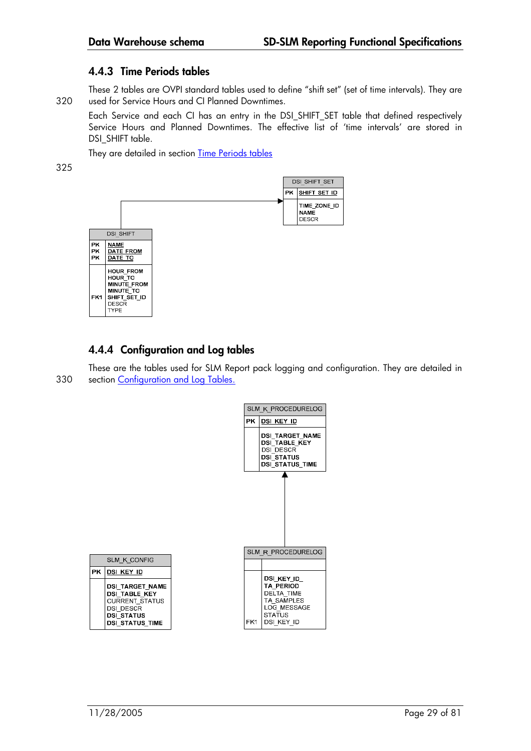### 4.4.3 Time Periods tables

These 2 tables are OVPI standard tables used to define "shift set" (set of time intervals). They are used for Service Hours and CI Planned Downtimes.

Each Service and each CI has an entry in the DSI_SHIFT_SET table that defined respectively Service Hours and Planned Downtimes. The effective list of 'time intervals' are stored in DSI_SHIFT table.

They are detailed in section Time Periods tables

| DSI_SHIFT_SET | |
|---|---|
| PK | SHIFT_SET_ID |
| | TIME_ZONE_ID |
| | NAME |
| | DESCR |

| DSI_SHIFT | |
|---|---|
| PK | NAME |
| PK | DATE_FROM |
| PK | DATE_TO |
| | HOUR_FROM |
| | HOUR_TO |
| | MINUTE_FROM |
| | MINUTE_TO |
| FK1 | SHIFT_SET_ID |
| | DESCR |
| | TYPE |

### 4.4.4 Configuration and Log tables

These are the tables used for SLM Report pack logging and configuration. They are detailed in section Configuration and Log Tables.

| SLM_K_PROCEDURELOG | |
|---|---|
| PK | DSI_KEY_ID |
| | DSI_TARGET_NAME |
| | DSI_TABLE_KEY |
| | DSI_DESCR |
| | DSI_STATUS |
| | DSI_STATUS_TIME |

| SLM_K_CONFIG | |
|---|---|
| PK | DSI_KEY_ID |
| | DSI_TARGET_NAME |
| | DSI_TABLE_KEY |
| | CURRENT_STATUS |
| | DSI_DESCR |
| | DSI_STATUS |
| | DSI_STATUS_TIME |

| SLM_R_PROCEDURELOG | |
|---|---|
| | |
| | DSI_KEY_ID_ |
| | TA_PERIOD |
| | DELTA_TIME |
| | TA_SAMPLES |
| | LOG_MESSAGE |
| | STATUS |
| FK1 | DSI_KEY_ID |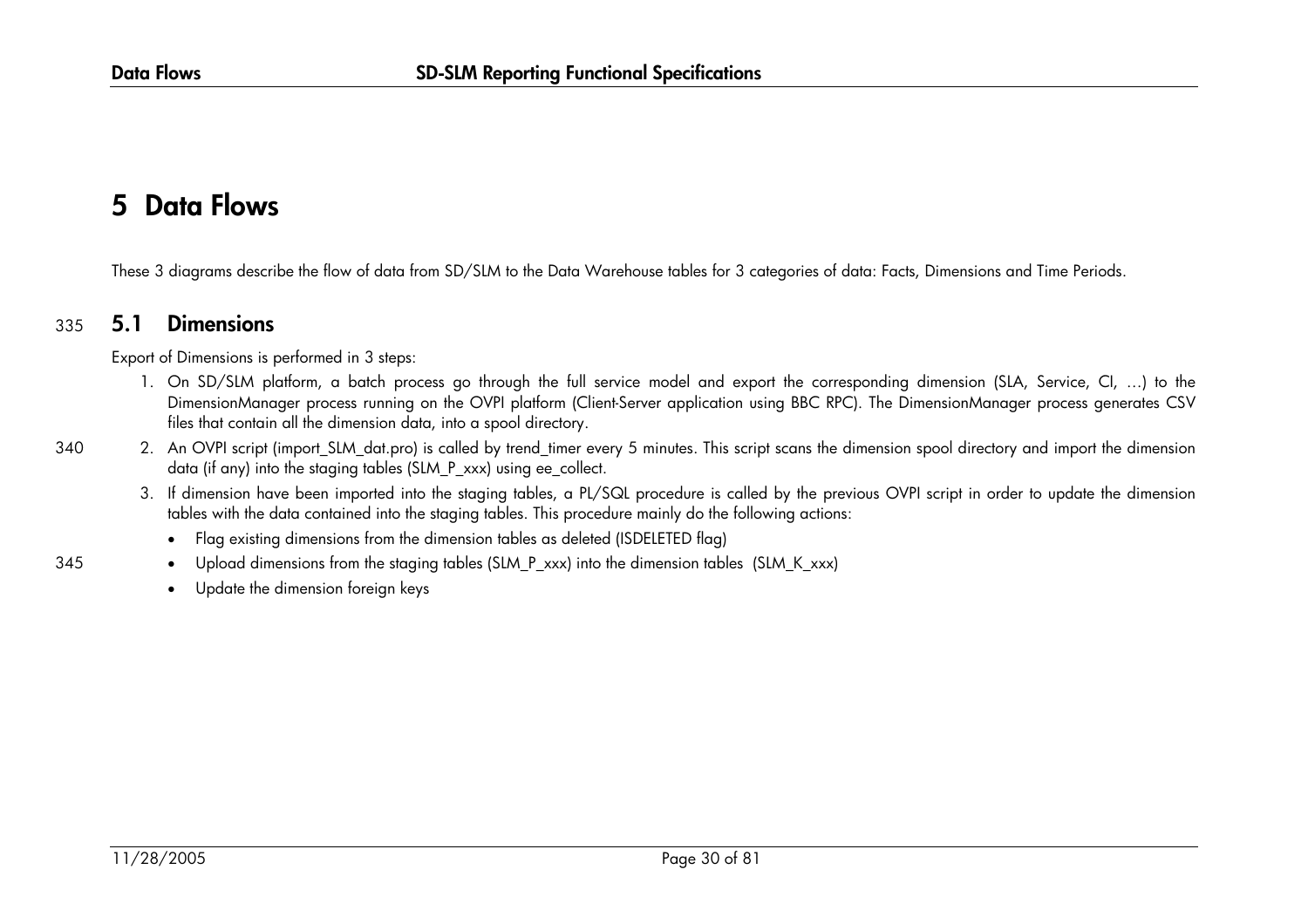# 5 Data Flows

These 3 diagrams describe the flow of data from SD/SLM to the Data Warehouse tables for 3 categories of data: Facts, Dimensions and Time Periods.

## 5.1 Dimensions

Export of Dimensions is performed in 3 steps:

1. On SD/SLM platform, a batch process go through the full service model and export the corresponding dimension (SLA, Service, CI, …) to the DimensionManager process running on the OVPI platform (Client-Server application using BBC RPC). The DimensionManager process generates CSV files that contain all the dimension data, into a spool directory.
2. An OVPI script (import_SLM_dat.pro) is called by trend_timer every 5 minutes. This script scans the dimension spool directory and import the dimension data (if any) into the staging tables (SLM_P_xxx) using ee_collect.
3. If dimension have been imported into the staging tables, a PL/SQL procedure is called by the previous OVPI script in order to update the dimension tables with the data contained into the staging tables. This procedure mainly do the following actions:
   - Flag existing dimensions from the dimension tables as deleted (ISDELETED flag)
   - Upload dimensions from the staging tables (SLM_P_xxx) into the dimension tables (SLM_K_xxx)
   - Update the dimension foreign keys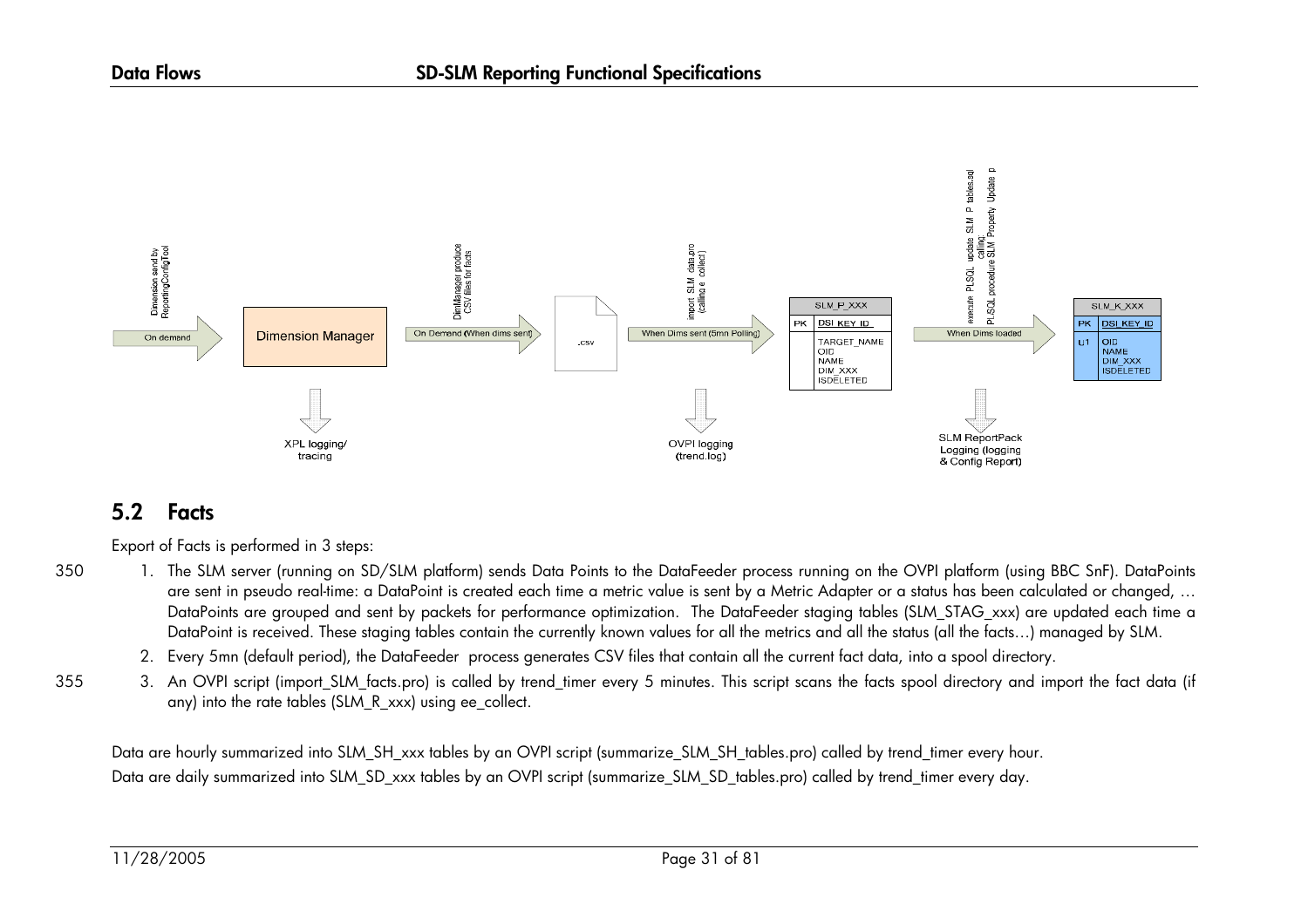## 5.2 Facts

Export of Facts is performed in 3 steps:

1. The SLM server (running on SD/SLM platform) sends Data Points to the DataFeeder process running on the OVPI platform (using BBC SnF). DataPoints are sent in pseudo real-time: a DataPoint is created each time a metric value is sent by a Metric Adapter or a status has been calculated or changed, … DataPoints are grouped and sent by packets for performance optimization. The DataFeeder staging tables (SLM_STAG_xxx) are updated each time a DataPoint is received. These staging tables contain the currently known values for all the metrics and all the status (all the facts…) managed by SLM.
2. Every 5mn (default period), the DataFeeder process generates CSV files that contain all the current fact data, into a spool directory.
3. An OVPI script (import_SLM_facts.pro) is called by trend_timer every 5 minutes. This script scans the facts spool directory and import the fact data (if any) into the rate tables (SLM_R_xxx) using ee_collect.

Data are hourly summarized into SLM_SH_xxx tables by an OVPI script (summarize_SLM_SH_tables.pro) called by trend_timer every hour.

Data are daily summarized into SLM_SD_xxx tables by an OVPI script (summarize_SLM_SD_tables.pro) called by trend_timer every day.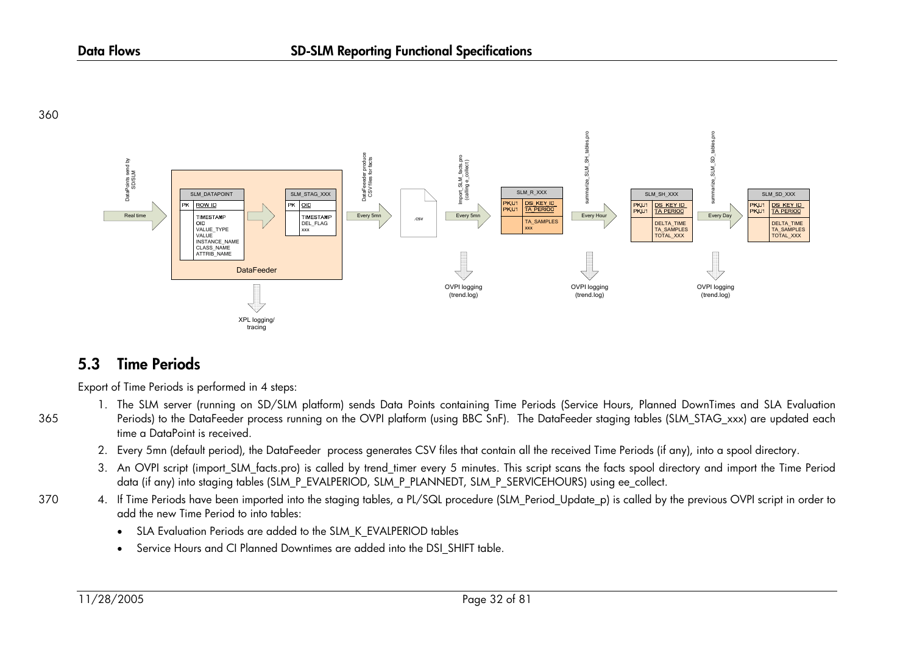## 5.3 Time Periods

Export of Time Periods is performed in 4 steps:

1. The SLM server (running on SD/SLM platform) sends Data Points containing Time Periods (Service Hours, Planned DownTimes and SLA Evaluation Periods) to the DataFeeder process running on the OVPI platform (using BBC SnF). The DataFeeder staging tables (SLM_STAG_xxx) are updated each time a DataPoint is received.
2. Every 5mn (default period), the DataFeeder process generates CSV files that contain all the received Time Periods (if any), into a spool directory.
3. An OVPI script (import_SLM_facts.pro) is called by trend_timer every 5 minutes. This script scans the facts spool directory and import the Time Period data (if any) into staging tables (SLM_P_EVALPERIOD, SLM_P_PLANNEDT, SLM_P_SERVICEHOURS) using ee_collect.
4. If Time Periods have been imported into the staging tables, a PL/SQL procedure (SLM_Period_Update_p) is called by the previous OVPI script in order to add the new Time Period to into tables:
   - SLA Evaluation Periods are added to the SLM_K_EVALPERIOD tables
   - Service Hours and CI Planned Downtimes are added into the DSI_SHIFT table.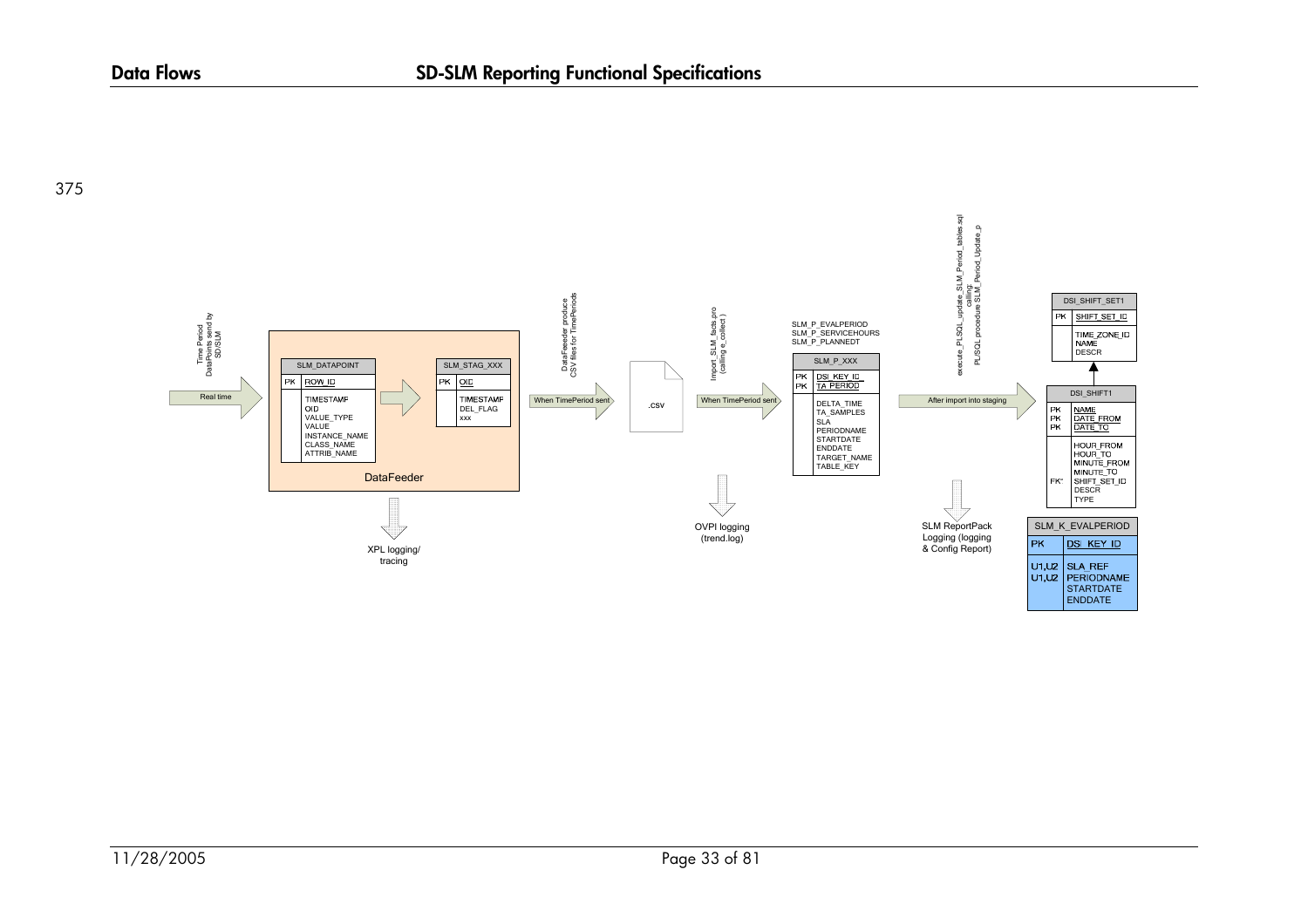375

Time Period DataPoints send by SD/SLM

Real time

| SLM_DATAPOINT | |
|---|---|
| PK | ROW_ID |
| | TIMESTAMP<br>OID<br>VALUE_TYPE<br>VALUE<br>INSTANCE_NAME<br>CLASS_NAME<br>ATTRIB_NAME |

| SLM_STAG_XXX | |
|---|---|
| PK | OID |
| | TIMESTAMP<br>DEL_FLAG<br>xxx |

DataFeeder

XPL logging/ tracing

DataFeeder produce CSV files for TimePeriods

When TimePeriod sent

.csv

Import_SLM_facts.pro (calling e_collect )

When TimePeriod sent

OVPI logging (trend.log)

SLM_P_EVALPERIOD
SLM_P_SERVICEHOURS
SLM_P_PLANNEDT

| SLM_P_XXX | |
|---|---|
| PK<br>PK | DSI_KEY_ID<br>TA_PERIOD |
| | DELTA_TIME<br>TA_SAMPLES<br>SLA<br>PERIODNAME<br>STARTDATE<br>ENDDATE<br>TARGET_NAME<br>TABLE_KEY |

execute_PLSQL_update_SLM_Period_tables.sql calling: PL/SQL procedure SLM_Period_Update_p

After import into staging

SLM ReportPack Logging (logging & Config Report)

| DSI_SHIFT_SET1 | |
|---|---|
| PK | SHIFT_SET_ID |
| | TIME_ZONE_ID<br>NAME<br>DESCR |

| DSI_SHIFT1 | |
|---|---|
| PK<br>PK<br>PK | NAME<br>DATE_FROM<br>DATE_TO |
| FK* | HOUR_FROM<br>HOUR_TO<br>MINUTE_FROM<br>MINUTE_TO<br>SHIFT_SET_ID<br>DESCR<br>TYPE |

| SLM_K_EVALPERIOD | |
|---|---|
| PK | DSI_KEY_ID |
| U1,U2<br>U1,U2 | SLA_REF<br>PERIODNAME<br>STARTDATE<br>ENDDATE |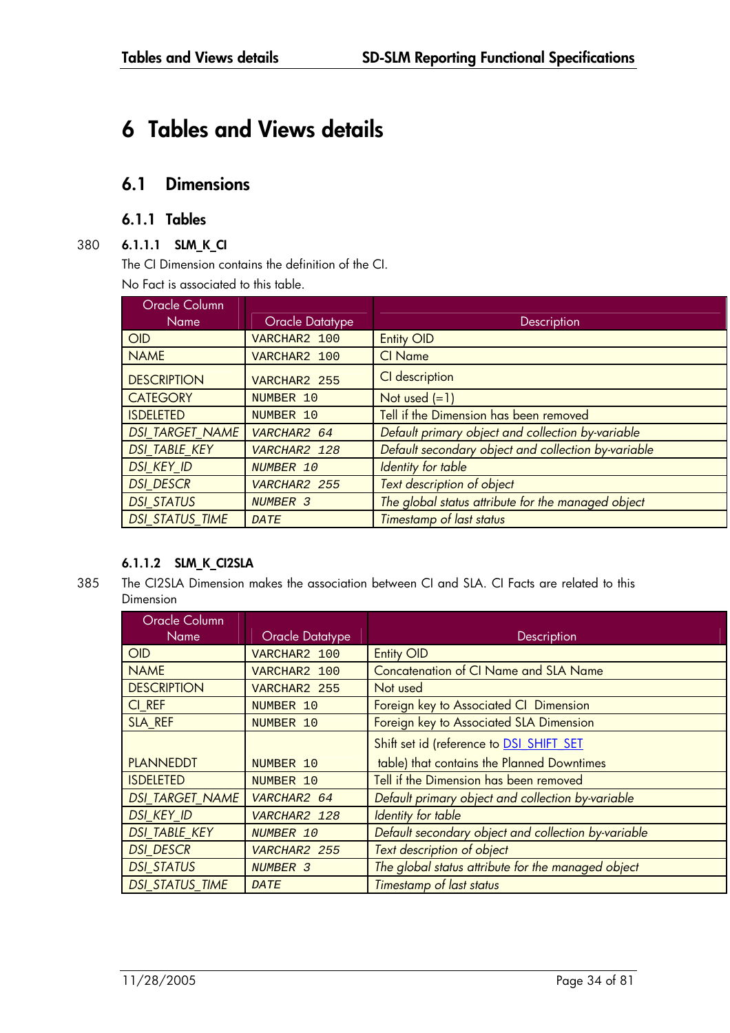# 6 Tables and Views details

## 6.1 Dimensions

### 6.1.1 Tables

380 **6.1.1.1 SLM_K_CI**

The CI Dimension contains the definition of the CI.

No Fact is associated to this table.

| Oracle Column Name | Oracle Datatype | Description |
|---|---|---|
| OID | VARCHAR2 100 | Entity OID |
| NAME | VARCHAR2 100 | CI Name |
| DESCRIPTION | VARCHAR2 255 | CI description |
| CATEGORY | NUMBER 10 | Not used (=1) |
| ISDELETED | NUMBER 10 | Tell if the Dimension has been removed |
| *DSI_TARGET_NAME* | *VARCHAR2 64* | *Default primary object and collection by-variable* |
| *DSI_TABLE_KEY* | *VARCHAR2 128* | *Default secondary object and collection by-variable* |
| *DSI_KEY_ID* | *NUMBER 10* | *Identity for table* |
| *DSI_DESCR* | *VARCHAR2 255* | *Text description of object* |
| *DSI_STATUS* | *NUMBER 3* | *The global status attribute for the managed object* |
| *DSI_STATUS_TIME* | *DATE* | *Timestamp of last status* |

**6.1.1.2 SLM_K_CI2SLA**

385 The CI2SLA Dimension makes the association between CI and SLA. CI Facts are related to this Dimension

| Oracle Column Name | Oracle Datatype | Description |
|---|---|---|
| OID | VARCHAR2 100 | Entity OID |
| NAME | VARCHAR2 100 | Concatenation of CI Name and SLA Name |
| DESCRIPTION | VARCHAR2 255 | Not used |
| CI_REF | NUMBER 10 | Foreign key to Associated CI Dimension |
| SLA_REF | NUMBER 10 | Foreign key to Associated SLA Dimension |
| PLANNEDDT | NUMBER 10 | Shift set id (reference to DSI_SHIFT_SET table) that contains the Planned Downtimes |
| ISDELETED | NUMBER 10 | Tell if the Dimension has been removed |
| *DSI_TARGET_NAME* | *VARCHAR2 64* | *Default primary object and collection by-variable* |
| *DSI_KEY_ID* | *VARCHAR2 128* | *Identity for table* |
| *DSI_TABLE_KEY* | *NUMBER 10* | *Default secondary object and collection by-variable* |
| *DSI_DESCR* | *VARCHAR2 255* | *Text description of object* |
| *DSI_STATUS* | *NUMBER 3* | *The global status attribute for the managed object* |
| *DSI_STATUS_TIME* | *DATE* | *Timestamp of last status* |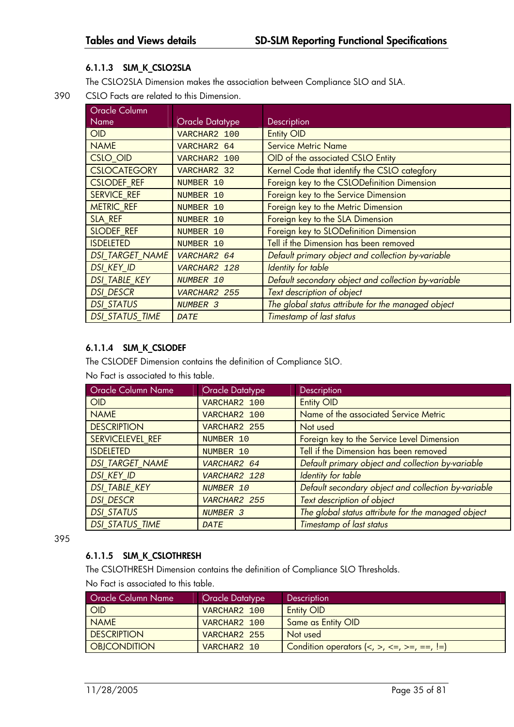#### 6.1.1.3 SLM_K_CSLO2SLA

The CSLO2SLA Dimension makes the association between Compliance SLO and SLA.

CSLO Facts are related to this Dimension.

| Oracle Column Name | Oracle Datatype | Description |
|---|---|---|
| OID | VARCHAR2 100 | Entity OID |
| NAME | VARCHAR2 64 | Service Metric Name |
| CSLO_OID | VARCHAR2 100 | OID of the associated CSLO Entity |
| CSLOCATEGORY | VARCHAR2 32 | Kernel Code that identify the CSLO categfory |
| CSLODEF_REF | NUMBER 10 | Foreign key to the CSLODefinition Dimension |
| SERVICE_REF | NUMBER 10 | Foreign key to the Service Dimension |
| METRIC_REF | NUMBER 10 | Foreign key to the Metric Dimension |
| SLA_REF | NUMBER 10 | Foreign key to the SLA Dimension |
| SLODEF_REF | NUMBER 10 | Foreign key to SLODefinition Dimension |
| ISDELETED | NUMBER 10 | Tell if the Dimension has been removed |
| *DSI_TARGET_NAME* | *VARCHAR2 64* | *Default primary object and collection by-variable* |
| *DSI_KEY_ID* | *VARCHAR2 128* | *Identity for table* |
| *DSI_TABLE_KEY* | *NUMBER 10* | *Default secondary object and collection by-variable* |
| *DSI_DESCR* | *VARCHAR2 255* | *Text description of object* |
| *DSI_STATUS* | *NUMBER 3* | *The global status attribute for the managed object* |
| *DSI_STATUS_TIME* | *DATE* | *Timestamp of last status* |

#### 6.1.1.4 SLM_K_CSLODEF

The CSLODEF Dimension contains the definition of Compliance SLO.

No Fact is associated to this table.

| Oracle Column Name | Oracle Datatype | Description |
|---|---|---|
| OID | VARCHAR2 100 | Entity OID |
| NAME | VARCHAR2 100 | Name of the associated Service Metric |
| DESCRIPTION | VARCHAR2 255 | Not used |
| SERVICELEVEL_REF | NUMBER 10 | Foreign key to the Service Level Dimension |
| ISDELETED | NUMBER 10 | Tell if the Dimension has been removed |
| *DSI_TARGET_NAME* | *VARCHAR2 64* | *Default primary object and collection by-variable* |
| *DSI_KEY_ID* | *VARCHAR2 128* | *Identity for table* |
| *DSI_TABLE_KEY* | *NUMBER 10* | *Default secondary object and collection by-variable* |
| *DSI_DESCR* | *VARCHAR2 255* | *Text description of object* |
| *DSI_STATUS* | *NUMBER 3* | *The global status attribute for the managed object* |
| *DSI_STATUS_TIME* | *DATE* | *Timestamp of last status* |

#### 6.1.1.5 SLM_K_CSLOTHRESH

The CSLOTHRESH Dimension contains the definition of Compliance SLO Thresholds.

No Fact is associated to this table.

| Oracle Column Name | Oracle Datatype | Description |
|---|---|---|
| OID | VARCHAR2 100 | Entity OID |
| NAME | VARCHAR2 100 | Same as Entity OID |
| DESCRIPTION | VARCHAR2 255 | Not used |
| OBJCONDITION | VARCHAR2 10 | Condition operators (<, >, <=, >=, ==, !=) |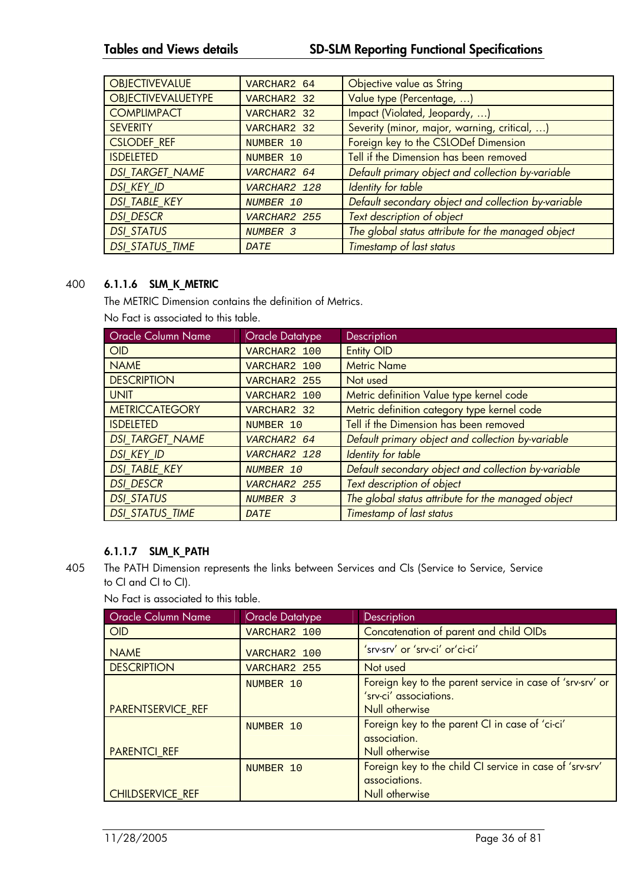| | | |
|---|---|---|
| OBJECTIVEVALUE | VARCHAR2 64 | Objective value as String |
| OBJECTIVEVALUETYPE | VARCHAR2 32 | Value type (Percentage, …) |
| COMPLIMPACT | VARCHAR2 32 | Impact (Violated, Jeopardy, …) |
| SEVERITY | VARCHAR2 32 | Severity (minor, major, warning, critical, …) |
| CSLODEF_REF | NUMBER 10 | Foreign key to the CSLODef Dimension |
| ISDELETED | NUMBER 10 | Tell if the Dimension has been removed |
| *DSI_TARGET_NAME* | *VARCHAR2 64* | *Default primary object and collection by-variable* |
| *DSI_KEY_ID* | *VARCHAR2 128* | *Identity for table* |
| *DSI_TABLE_KEY* | *NUMBER 10* | *Default secondary object and collection by-variable* |
| *DSI_DESCR* | *VARCHAR2 255* | *Text description of object* |
| *DSI_STATUS* | *NUMBER 3* | *The global status attribute for the managed object* |
| *DSI_STATUS_TIME* | *DATE* | *Timestamp of last status* |

400

#### 6.1.1.6 SLM_K_METRIC

The METRIC Dimension contains the definition of Metrics.

No Fact is associated to this table.

| Oracle Column Name | Oracle Datatype | Description |
|---|---|---|
| OID | VARCHAR2 100 | Entity OID |
| NAME | VARCHAR2 100 | Metric Name |
| DESCRIPTION | VARCHAR2 255 | Not used |
| UNIT | VARCHAR2 100 | Metric definition Value type kernel code |
| METRICCATEGORY | VARCHAR2 32 | Metric definition category type kernel code |
| ISDELETED | NUMBER 10 | Tell if the Dimension has been removed |
| *DSI_TARGET_NAME* | *VARCHAR2 64* | *Default primary object and collection by-variable* |
| *DSI_KEY_ID* | *VARCHAR2 128* | *Identity for table* |
| *DSI_TABLE_KEY* | *NUMBER 10* | *Default secondary object and collection by-variable* |
| *DSI_DESCR* | *VARCHAR2 255* | *Text description of object* |
| *DSI_STATUS* | *NUMBER 3* | *The global status attribute for the managed object* |
| *DSI_STATUS_TIME* | *DATE* | *Timestamp of last status* |

#### 6.1.1.7 SLM_K_PATH

405 The PATH Dimension represents the links between Services and CIs (Service to Service, Service to CI and CI to CI).

No Fact is associated to this table.

| Oracle Column Name | Oracle Datatype | Description |
|---|---|---|
| OID | VARCHAR2 100 | Concatenation of parent and child OIDs |
| NAME | VARCHAR2 100 | 'srv-srv' or 'srv-ci' or'ci-ci' |
| DESCRIPTION | VARCHAR2 255 | Not used |
| PARENTSERVICE_REF | NUMBER 10 | Foreign key to the parent service in case of 'srv-srv' or 'srv-ci' associations. Null otherwise |
| PARENTCI_REF | NUMBER 10 | Foreign key to the parent CI in case of 'ci-ci' association. Null otherwise |
| CHILDSERVICE_REF | NUMBER 10 | Foreign key to the child CI service in case of 'srv-srv' associations. Null otherwise |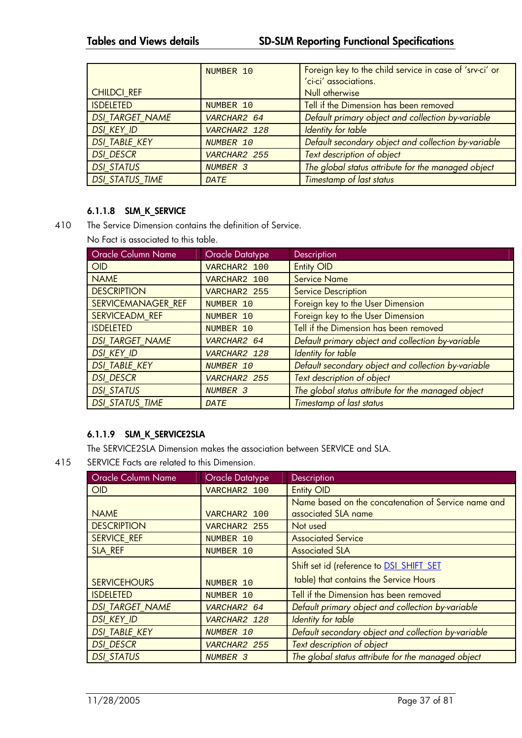| | | |
|---|---|---|
| CHILDCI_REF | NUMBER 10 | Foreign key to the child service in case of 'srv-ci' or 'ci-ci' associations.<br>Null otherwise |
| ISDELETED | NUMBER 10 | Tell if the Dimension has been removed |
| *DSI_TARGET_NAME* | *VARCHAR2 64* | *Default primary object and collection by-variable* |
| *DSI_KEY_ID* | *VARCHAR2 128* | *Identity for table* |
| *DSI_TABLE_KEY* | *NUMBER 10* | *Default secondary object and collection by-variable* |
| *DSI_DESCR* | *VARCHAR2 255* | *Text description of object* |
| *DSI_STATUS* | *NUMBER 3* | *The global status attribute for the managed object* |
| *DSI_STATUS_TIME* | *DATE* | *Timestamp of last status* |

#### 6.1.1.8 SLM_K_SERVICE

410 The Service Dimension contains the definition of Service.

No Fact is associated to this table.

| Oracle Column Name | Oracle Datatype | Description |
|---|---|---|
| OID | VARCHAR2 100 | Entity OID |
| NAME | VARCHAR2 100 | Service Name |
| DESCRIPTION | VARCHAR2 255 | Service Description |
| SERVICEMANAGER_REF | NUMBER 10 | Foreign key to the User Dimension |
| SERVICEADM_REF | NUMBER 10 | Foreign key to the User Dimension |
| ISDELETED | NUMBER 10 | Tell if the Dimension has been removed |
| *DSI_TARGET_NAME* | *VARCHAR2 64* | *Default primary object and collection by-variable* |
| *DSI_KEY_ID* | *VARCHAR2 128* | *Identity for table* |
| *DSI_TABLE_KEY* | *NUMBER 10* | *Default secondary object and collection by-variable* |
| *DSI_DESCR* | *VARCHAR2 255* | *Text description of object* |
| *DSI_STATUS* | *NUMBER 3* | *The global status attribute for the managed object* |
| *DSI_STATUS_TIME* | *DATE* | *Timestamp of last status* |

#### 6.1.1.9 SLM_K_SERVICE2SLA

The SERVICE2SLA Dimension makes the association between SERVICE and SLA.

415 SERVICE Facts are related to this Dimension.

| Oracle Column Name | Oracle Datatype | Description |
|---|---|---|
| OID | VARCHAR2 100 | Entity OID |
| NAME | VARCHAR2 100 | Name based on the concatenation of Service name and associated SLA name |
| DESCRIPTION | VARCHAR2 255 | Not used |
| SERVICE_REF | NUMBER 10 | Associated Service |
| SLA_REF | NUMBER 10 | Associated SLA |
| SERVICEHOURS | NUMBER 10 | Shift set id (reference to DSI_SHIFT_SET table) that contains the Service Hours |
| ISDELETED | NUMBER 10 | Tell if the Dimension has been removed |
| *DSI_TARGET_NAME* | *VARCHAR2 64* | *Default primary object and collection by-variable* |
| *DSI_KEY_ID* | *VARCHAR2 128* | *Identity for table* |
| *DSI_TABLE_KEY* | *NUMBER 10* | *Default secondary object and collection by-variable* |
| *DSI_DESCR* | *VARCHAR2 255* | *Text description of object* |
| *DSI_STATUS* | *NUMBER 3* | *The global status attribute for the managed object* |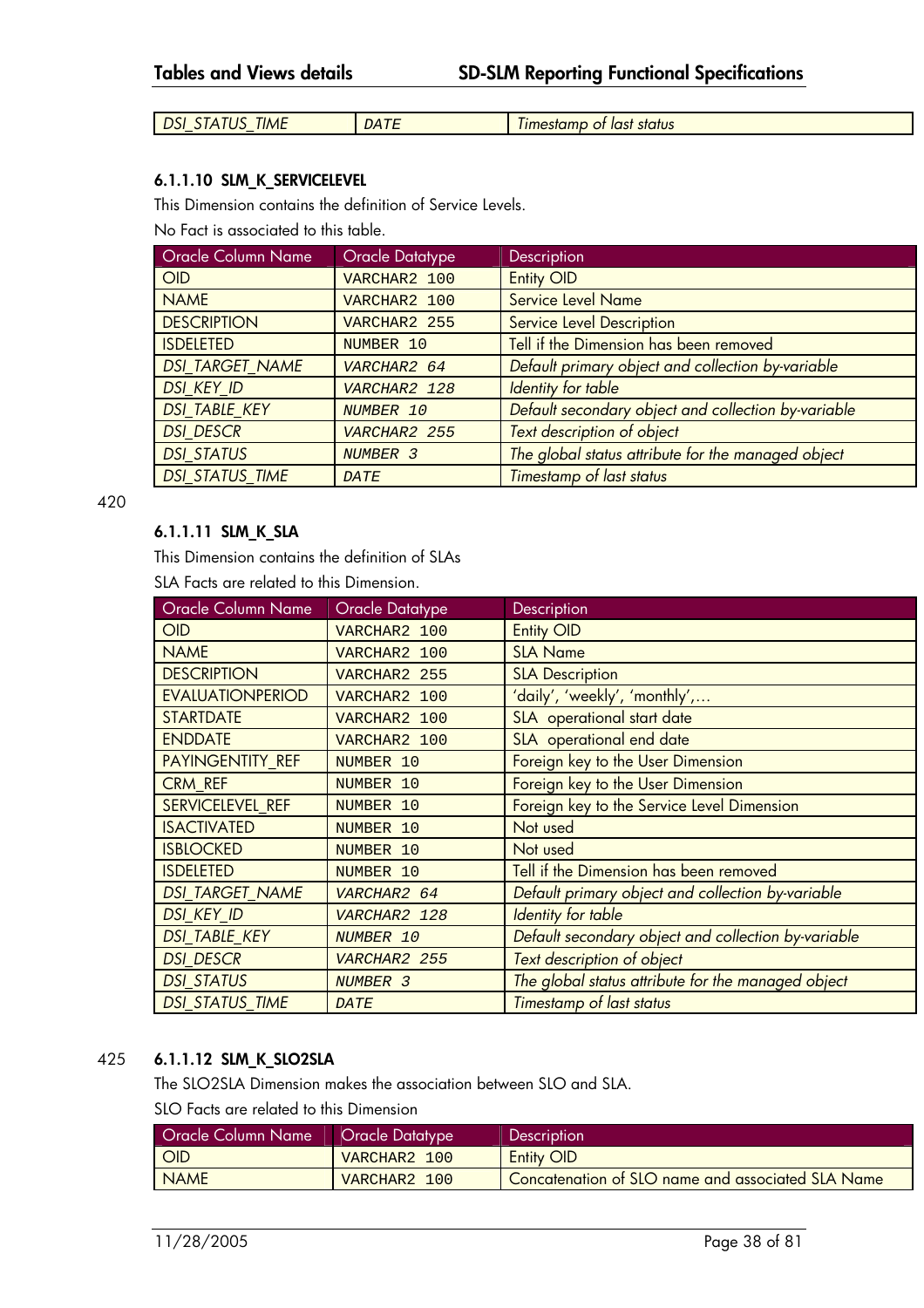| DSI_STATUS_TIME | DATE | Timestamp of last status |
|---|---|---|

#### 6.1.1.10 SLM_K_SERVICELEVEL

This Dimension contains the definition of Service Levels.

No Fact is associated to this table.

| Oracle Column Name | Oracle Datatype | Description |
|---|---|---|
| OID | VARCHAR2 100 | Entity OID |
| NAME | VARCHAR2 100 | Service Level Name |
| DESCRIPTION | VARCHAR2 255 | Service Level Description |
| ISDELETED | NUMBER 10 | Tell if the Dimension has been removed |
| *DSI_TARGET_NAME* | *VARCHAR2 64* | *Default primary object and collection by-variable* |
| *DSI_KEY_ID* | *VARCHAR2 128* | *Identity for table* |
| *DSI_TABLE_KEY* | *NUMBER 10* | *Default secondary object and collection by-variable* |
| *DSI_DESCR* | *VARCHAR2 255* | *Text description of object* |
| *DSI_STATUS* | *NUMBER 3* | *The global status attribute for the managed object* |
| *DSI_STATUS_TIME* | *DATE* | *Timestamp of last status* |

#### 6.1.1.11 SLM_K_SLA

This Dimension contains the definition of SLAs

SLA Facts are related to this Dimension.

| Oracle Column Name | Oracle Datatype | Description |
|---|---|---|
| OID | VARCHAR2 100 | Entity OID |
| NAME | VARCHAR2 100 | SLA Name |
| DESCRIPTION | VARCHAR2 255 | SLA Description |
| EVALUATIONPERIOD | VARCHAR2 100 | 'daily', 'weekly', 'monthly',… |
| STARTDATE | VARCHAR2 100 | SLA operational start date |
| ENDDATE | VARCHAR2 100 | SLA operational end date |
| PAYINGENTITY_REF | NUMBER 10 | Foreign key to the User Dimension |
| CRM_REF | NUMBER 10 | Foreign key to the User Dimension |
| SERVICELEVEL_REF | NUMBER 10 | Foreign key to the Service Level Dimension |
| ISACTIVATED | NUMBER 10 | Not used |
| ISBLOCKED | NUMBER 10 | Not used |
| ISDELETED | NUMBER 10 | Tell if the Dimension has been removed |
| *DSI_TARGET_NAME* | *VARCHAR2 64* | *Default primary object and collection by-variable* |
| *DSI_KEY_ID* | *VARCHAR2 128* | *Identity for table* |
| *DSI_TABLE_KEY* | *NUMBER 10* | *Default secondary object and collection by-variable* |
| *DSI_DESCR* | *VARCHAR2 255* | *Text description of object* |
| *DSI_STATUS* | *NUMBER 3* | *The global status attribute for the managed object* |
| *DSI_STATUS_TIME* | *DATE* | *Timestamp of last status* |

#### 6.1.1.12 SLM_K_SLO2SLA

The SLO2SLA Dimension makes the association between SLO and SLA.

SLO Facts are related to this Dimension

| Oracle Column Name | Oracle Datatype | Description |
|---|---|---|
| OID | VARCHAR2 100 | Entity OID |
| NAME | VARCHAR2 100 | Concatenation of SLO name and associated SLA Name |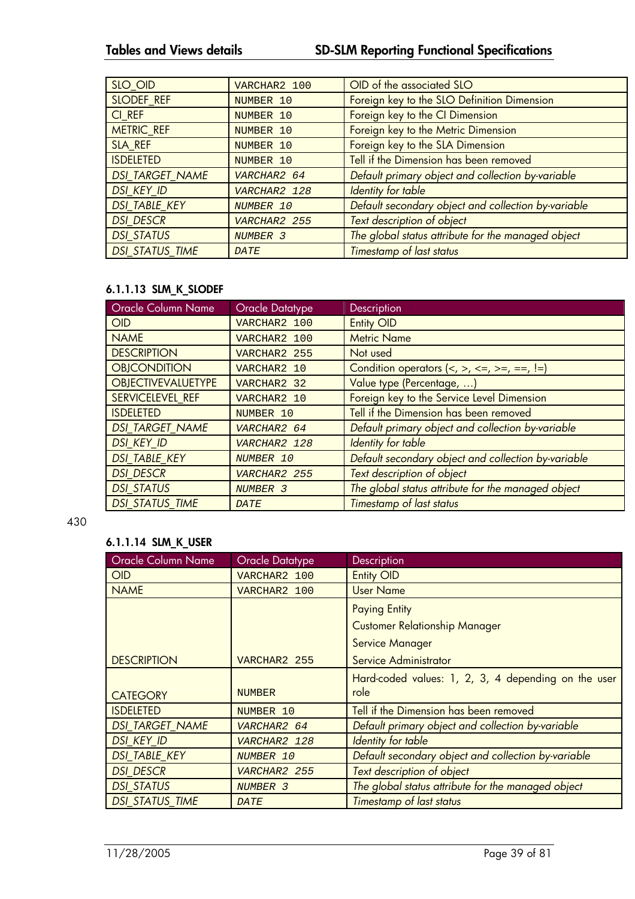| | | |
|---|---|---|
| SLO_OID | VARCHAR2 100 | OID of the associated SLO |
| SLODEF_REF | NUMBER 10 | Foreign key to the SLO Definition Dimension |
| CI_REF | NUMBER 10 | Foreign key to the CI Dimension |
| METRIC_REF | NUMBER 10 | Foreign key to the Metric Dimension |
| SLA_REF | NUMBER 10 | Foreign key to the SLA Dimension |
| ISDELETED | NUMBER 10 | Tell if the Dimension has been removed |
| *DSI_TARGET_NAME* | *VARCHAR2 64* | *Default primary object and collection by-variable* |
| *DSI_KEY_ID* | *VARCHAR2 128* | *Identity for table* |
| *DSI_TABLE_KEY* | *NUMBER 10* | *Default secondary object and collection by-variable* |
| *DSI_DESCR* | *VARCHAR2 255* | *Text description of object* |
| *DSI_STATUS* | *NUMBER 3* | *The global status attribute for the managed object* |
| *DSI_STATUS_TIME* | *DATE* | *Timestamp of last status* |

#### 6.1.1.13 SLM_K_SLODEF

| Oracle Column Name | Oracle Datatype | Description |
|---|---|---|
| OID | VARCHAR2 100 | Entity OID |
| NAME | VARCHAR2 100 | Metric Name |
| DESCRIPTION | VARCHAR2 255 | Not used |
| OBJCONDITION | VARCHAR2 10 | Condition operators (<, >, <=, >=, ==, !=) |
| OBJECTIVEVALUETYPE | VARCHAR2 32 | Value type (Percentage, …) |
| SERVICELEVEL_REF | VARCHAR2 10 | Foreign key to the Service Level Dimension |
| ISDELETED | NUMBER 10 | Tell if the Dimension has been removed |
| *DSI_TARGET_NAME* | *VARCHAR2 64* | *Default primary object and collection by-variable* |
| *DSI_KEY_ID* | *VARCHAR2 128* | *Identity for table* |
| *DSI_TABLE_KEY* | *NUMBER 10* | *Default secondary object and collection by-variable* |
| *DSI_DESCR* | *VARCHAR2 255* | *Text description of object* |
| *DSI_STATUS* | *NUMBER 3* | *The global status attribute for the managed object* |
| *DSI_STATUS_TIME* | *DATE* | *Timestamp of last status* |

430

#### 6.1.1.14 SLM_K_USER

| Oracle Column Name | Oracle Datatype | Description |
|---|---|---|
| OID | VARCHAR2 100 | Entity OID |
| NAME | VARCHAR2 100 | User Name |
| DESCRIPTION | VARCHAR2 255 | Paying Entity<br>Customer Relationship Manager<br>Service Manager<br>Service Administrator |
| CATEGORY | NUMBER | Hard-coded values: 1, 2, 3, 4 depending on the user role |
| ISDELETED | NUMBER 10 | Tell if the Dimension has been removed |
| *DSI_TARGET_NAME* | *VARCHAR2 64* | *Default primary object and collection by-variable* |
| *DSI_KEY_ID* | *VARCHAR2 128* | *Identity for table* |
| *DSI_TABLE_KEY* | *NUMBER 10* | *Default secondary object and collection by-variable* |
| *DSI_DESCR* | *VARCHAR2 255* | *Text description of object* |
| *DSI_STATUS* | *NUMBER 3* | *The global status attribute for the managed object* |
| *DSI_STATUS_TIME* | *DATE* | *Timestamp of last status* |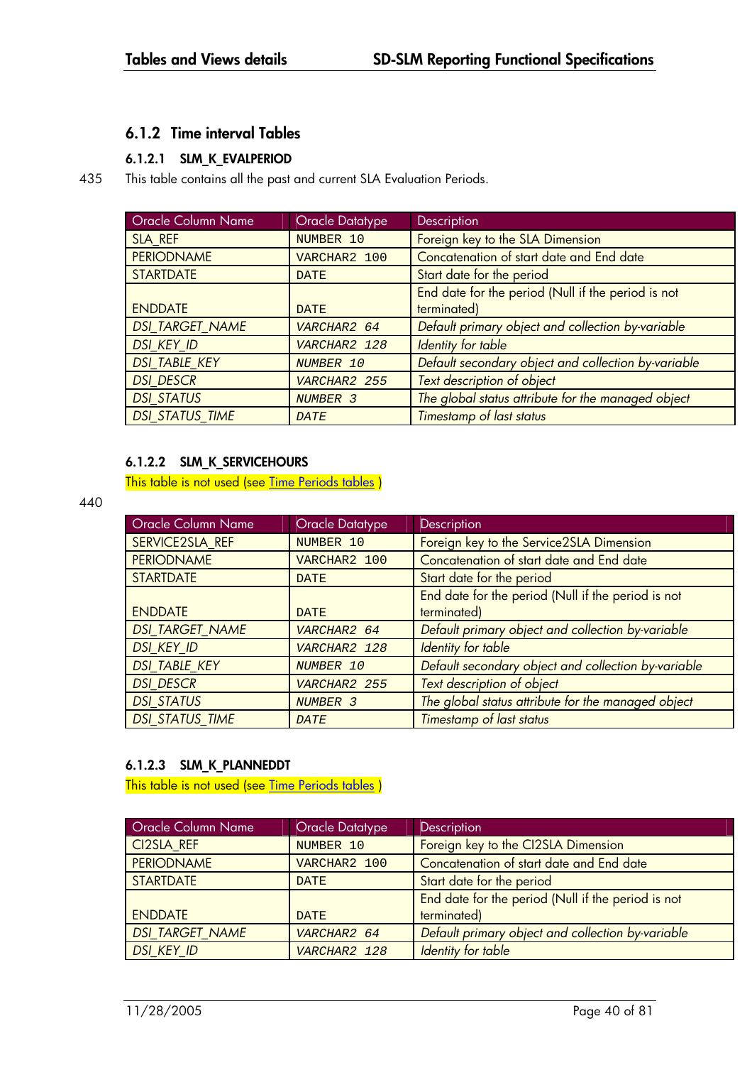### 6.1.2 Time interval Tables

#### 6.1.2.1 SLM_K_EVALPERIOD

435 This table contains all the past and current SLA Evaluation Periods.

| Oracle Column Name | Oracle Datatype | Description |
|---|---|---|
| SLA_REF | NUMBER 10 | Foreign key to the SLA Dimension |
| PERIODNAME | VARCHAR2 100 | Concatenation of start date and End date |
| STARTDATE | DATE | Start date for the period |
| ENDDATE | DATE | End date for the period (Null if the period is not terminated) |
| *DSI_TARGET_NAME* | *VARCHAR2 64* | *Default primary object and collection by-variable* |
| *DSI_KEY_ID* | *VARCHAR2 128* | *Identity for table* |
| *DSI_TABLE_KEY* | *NUMBER 10* | *Default secondary object and collection by-variable* |
| *DSI_DESCR* | *VARCHAR2 255* | *Text description of object* |
| *DSI_STATUS* | *NUMBER 3* | *The global status attribute for the managed object* |
| *DSI_STATUS_TIME* | *DATE* | *Timestamp of last status* |

#### 6.1.2.2 SLM_K_SERVICEHOURS

This table is not used (see Time Periods tables )

440

| Oracle Column Name | Oracle Datatype | Description |
|---|---|---|
| SERVICE2SLA_REF | NUMBER 10 | Foreign key to the Service2SLA Dimension |
| PERIODNAME | VARCHAR2 100 | Concatenation of start date and End date |
| STARTDATE | DATE | Start date for the period |
| ENDDATE | DATE | End date for the period (Null if the period is not terminated) |
| *DSI_TARGET_NAME* | *VARCHAR2 64* | *Default primary object and collection by-variable* |
| *DSI_KEY_ID* | *VARCHAR2 128* | *Identity for table* |
| *DSI_TABLE_KEY* | *NUMBER 10* | *Default secondary object and collection by-variable* |
| *DSI_DESCR* | *VARCHAR2 255* | *Text description of object* |
| *DSI_STATUS* | *NUMBER 3* | *The global status attribute for the managed object* |
| *DSI_STATUS_TIME* | *DATE* | *Timestamp of last status* |

#### 6.1.2.3 SLM_K_PLANNEDDT

This table is not used (see Time Periods tables )

| Oracle Column Name | Oracle Datatype | Description |
|---|---|---|
| CI2SLA_REF | NUMBER 10 | Foreign key to the CI2SLA Dimension |
| PERIODNAME | VARCHAR2 100 | Concatenation of start date and End date |
| STARTDATE | DATE | Start date for the period |
| ENDDATE | DATE | End date for the period (Null if the period is not terminated) |
| *DSI_TARGET_NAME* | *VARCHAR2 64* | *Default primary object and collection by-variable* |
| *DSI_KEY_ID* | *VARCHAR2 128* | *Identity for table* |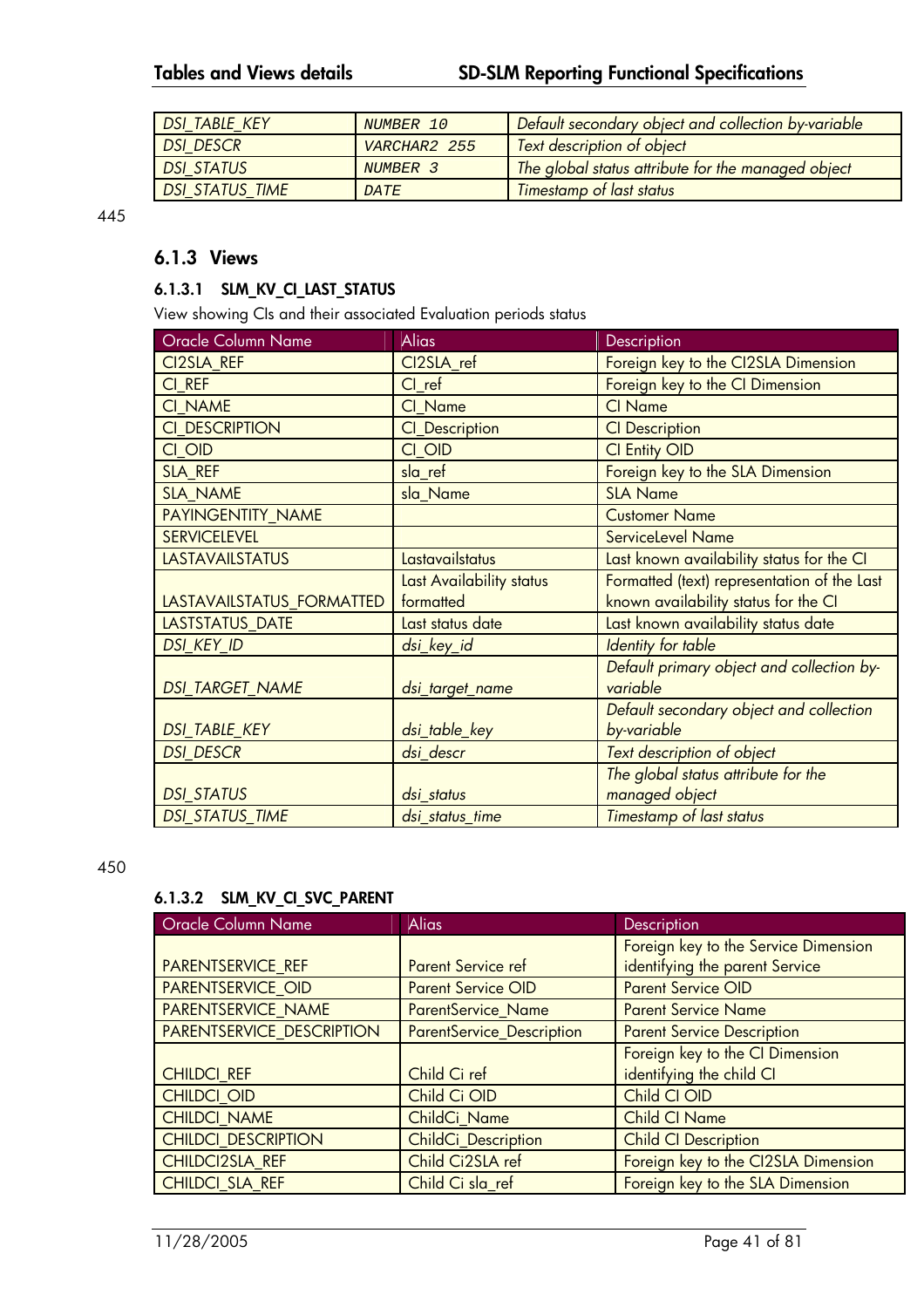| | | |
|---|---|---|
| *DSI_TABLE_KEY* | `NUMBER 10` | *Default secondary object and collection by-variable* |
| *DSI_DESCR* | `VARCHAR2 255` | *Text description of object* |
| *DSI_STATUS* | `NUMBER 3` | *The global status attribute for the managed object* |
| *DSI_STATUS_TIME* | `DATE` | *Timestamp of last status* |

445

## 6.1.3 Views

### 6.1.3.1 SLM_KV_CI_LAST_STATUS

View showing CIs and their associated Evaluation periods status

| Oracle Column Name | Alias | Description |
|---|---|---|
| CI2SLA_REF | CI2SLA_ref | Foreign key to the CI2SLA Dimension |
| CI_REF | CI_ref | Foreign key to the CI Dimension |
| CI_NAME | CI_Name | CI Name |
| CI_DESCRIPTION | CI_Description | CI Description |
| CI_OID | CI_OID | CI Entity OID |
| SLA_REF | sla_ref | Foreign key to the SLA Dimension |
| SLA_NAME | sla_Name | SLA Name |
| PAYINGENTITY_NAME | | Customer Name |
| SERVICELEVEL | | ServiceLevel Name |
| LASTAVAILSTATUS | Lastavailstatus | Last known availability status for the CI |
| LASTAVAILSTATUS_FORMATTED | Last Availability status formatted | Formatted (text) representation of the Last known availability status for the CI |
| LASTSTATUS_DATE | Last status date | Last known availability status date |
| *DSI_KEY_ID* | *dsi_key_id* | *Identity for table* |
| *DSI_TARGET_NAME* | *dsi_target_name* | *Default primary object and collection by-variable* |
| *DSI_TABLE_KEY* | *dsi_table_key* | *Default secondary object and collection by-variable* |
| *DSI_DESCR* | *dsi_descr* | *Text description of object* |
| *DSI_STATUS* | *dsi_status* | *The global status attribute for the managed object* |
| *DSI_STATUS_TIME* | *dsi_status_time* | *Timestamp of last status* |

450

### 6.1.3.2 SLM_KV_CI_SVC_PARENT

| Oracle Column Name | Alias | Description |
|---|---|---|
| PARENTSERVICE_REF | Parent Service ref | Foreign key to the Service Dimension identifying the parent Service |
| PARENTSERVICE_OID | Parent Service OID | Parent Service OID |
| PARENTSERVICE_NAME | ParentService_Name | Parent Service Name |
| PARENTSERVICE_DESCRIPTION | ParentService_Description | Parent Service Description |
| CHILDCI_REF | Child Ci ref | Foreign key to the CI Dimension identifying the child CI |
| CHILDCI_OID | Child Ci OID | Child CI OID |
| CHILDCI_NAME | ChildCi_Name | Child CI Name |
| CHILDCI_DESCRIPTION | ChildCi_Description | Child CI Description |
| CHILDCI2SLA_REF | Child Ci2SLA ref | Foreign key to the CI2SLA Dimension |
| CHILDCI_SLA_REF | Child Ci sla_ref | Foreign key to the SLA Dimension |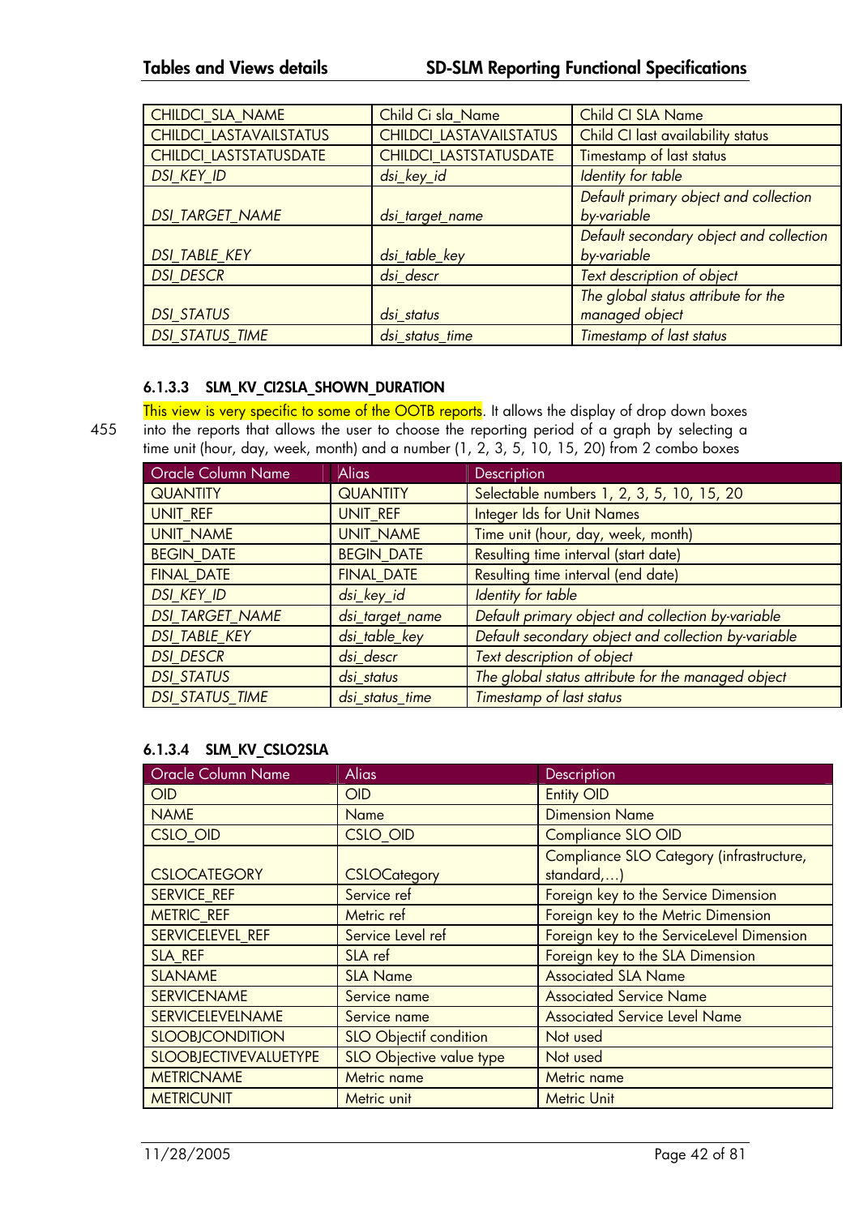| CHILDCI_SLA_NAME | Child Ci sla_Name | Child CI SLA Name |
|---|---|---|
| CHILDCI_LASTAVAILSTATUS | CHILDCI_LASTAVAILSTATUS | Child CI last availability status |
| CHILDCI_LASTSTATUSDATE | CHILDCI_LASTSTATUSDATE | Timestamp of last status |
| *DSI_KEY_ID* | *dsi_key_id* | *Identity for table* |
| *DSI_TARGET_NAME* | *dsi_target_name* | *Default primary object and collection by-variable* |
| *DSI_TABLE_KEY* | *dsi_table_key* | *Default secondary object and collection by-variable* |
| *DSI_DESCR* | *dsi_descr* | *Text description of object* |
| *DSI_STATUS* | *dsi_status* | *The global status attribute for the managed object* |
| *DSI_STATUS_TIME* | *dsi_status_time* | *Timestamp of last status* |

### 6.1.3.3 SLM_KV_CI2SLA_SHOWN_DURATION

This view is very specific to some of the OOTB reports. It allows the display of drop down boxes into the reports that allows the user to choose the reporting period of a graph by selecting a time unit (hour, day, week, month) and a number (1, 2, 3, 5, 10, 15, 20) from 2 combo boxes

| Oracle Column Name | Alias | Description |
|---|---|---|
| QUANTITY | QUANTITY | Selectable numbers 1, 2, 3, 5, 10, 15, 20 |
| UNIT_REF | UNIT_REF | Integer Ids for Unit Names |
| UNIT_NAME | UNIT_NAME | Time unit (hour, day, week, month) |
| BEGIN_DATE | BEGIN_DATE | Resulting time interval (start date) |
| FINAL_DATE | FINAL_DATE | Resulting time interval (end date) |
| *DSI_KEY_ID* | *dsi_key_id* | *Identity for table* |
| *DSI_TARGET_NAME* | *dsi_target_name* | *Default primary object and collection by-variable* |
| *DSI_TABLE_KEY* | *dsi_table_key* | *Default secondary object and collection by-variable* |
| *DSI_DESCR* | *dsi_descr* | *Text description of object* |
| *DSI_STATUS* | *dsi_status* | *The global status attribute for the managed object* |
| *DSI_STATUS_TIME* | *dsi_status_time* | *Timestamp of last status* |

### 6.1.3.4 SLM_KV_CSLO2SLA

| Oracle Column Name | Alias | Description |
|---|---|---|
| OID | OID | Entity OID |
| NAME | Name | Dimension Name |
| CSLO_OID | CSLO_OID | Compliance SLO OID |
| CSLOCATEGORY | CSLOCategory | Compliance SLO Category (infrastructure, standard,…) |
| SERVICE_REF | Service ref | Foreign key to the Service Dimension |
| METRIC_REF | Metric ref | Foreign key to the Metric Dimension |
| SERVICELEVEL_REF | Service Level ref | Foreign key to the ServiceLevel Dimension |
| SLA_REF | SLA ref | Foreign key to the SLA Dimension |
| SLANAME | SLA Name | Associated SLA Name |
| SERVICENAME | Service name | Associated Service Name |
| SERVICELEVELNAME | Service name | Associated Service Level Name |
| SLOOBJCONDITION | SLO Objectif condition | Not used |
| SLOOBJECTIVEVALUETYPE | SLO Objective value type | Not used |
| METRICNAME | Metric name | Metric name |
| METRICUNIT | Metric unit | Metric Unit |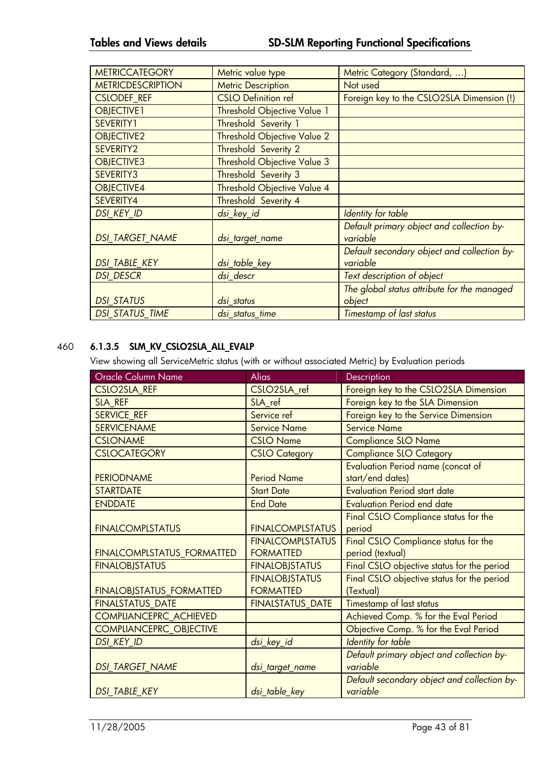| | | |
|---|---|---|
| METRICCATEGORY | Metric value type | Metric Category (Standard, …) |
| METRICDESCRIPTION | Metric Description | Not used |
| CSLODEF_REF | CSLO Definition ref | Foreign key to the CSLO2SLA Dimension (!) |
| OBJECTIVE1 | Threshold Objective Value 1 | |
| SEVERITY1 | Threshold Severity 1 | |
| OBJECTIVE2 | Threshold Objective Value 2 | |
| SEVERITY2 | Threshold Severity 2 | |
| OBJECTIVE3 | Threshold Objective Value 3 | |
| SEVERITY3 | Threshold Severity 3 | |
| OBJECTIVE4 | Threshold Objective Value 4 | |
| SEVERITY4 | Threshold Severity 4 | |
| *DSI_KEY_ID* | *dsi_key_id* | *Identity for table* |
| *DSI_TARGET_NAME* | *dsi_target_name* | *Default primary object and collection by-variable* |
| *DSI_TABLE_KEY* | *dsi_table_key* | *Default secondary object and collection by-variable* |
| *DSI_DESCR* | *dsi_descr* | *Text description of object* |
| *DSI_STATUS* | *dsi_status* | *The global status attribute for the managed object* |
| *DSI_STATUS_TIME* | *dsi_status_time* | *Timestamp of last status* |

460

### 6.1.3.5 SLM_KV_CSLO2SLA_ALL_EVALP

View showing all ServiceMetric status (with or without associated Metric) by Evaluation periods

| Oracle Column Name | Alias | Description |
|---|---|---|
| CSLO2SLA_REF | CSLO2SLA_ref | Foreign key to the CSLO2SLA Dimension |
| SLA_REF | SLA_ref | Foreign key to the SLA Dimension |
| SERVICE_REF | Service ref | Foreign key to the Service Dimension |
| SERVICENAME | Service Name | Service Name |
| CSLONAME | CSLO Name | Compliance SLO Name |
| CSLOCATEGORY | CSLO Category | Compliance SLO Category |
| PERIODNAME | Period Name | Evaluation Period name (concat of start/end dates) |
| STARTDATE | Start Date | Evaluation Period start date |
| ENDDATE | End Date | Evaluation Period end date |
| FINALCOMPLSTATUS | FINALCOMPLSTATUS | Final CSLO Compliance status for the period |
| FINALCOMPLSTATUS_FORMATTED | FINALCOMPLSTATUS FORMATTED | Final CSLO Compliance status for the period (textual) |
| FINALOBJSTATUS | FINALOBJSTATUS | Final CSLO objective status for the period |
| FINALOBJSTATUS_FORMATTED | FINALOBJSTATUS FORMATTED | Final CSLO objective status for the period (Textual) |
| FINALSTATUS_DATE | FINALSTATUS_DATE | Timestamp of last status |
| COMPLIANCEPRC_ACHIEVED | | Achieved Comp. % for the Eval Period |
| COMPLIANCEPRC_OBJECTIVE | | Objective Comp. % for the Eval Period |
| *DSI_KEY_ID* | *dsi_key_id* | *Identity for table* |
| *DSI_TARGET_NAME* | *dsi_target_name* | *Default primary object and collection by-variable* |
| *DSI_TABLE_KEY* | *dsi_table_key* | *Default secondary object and collection by-variable* |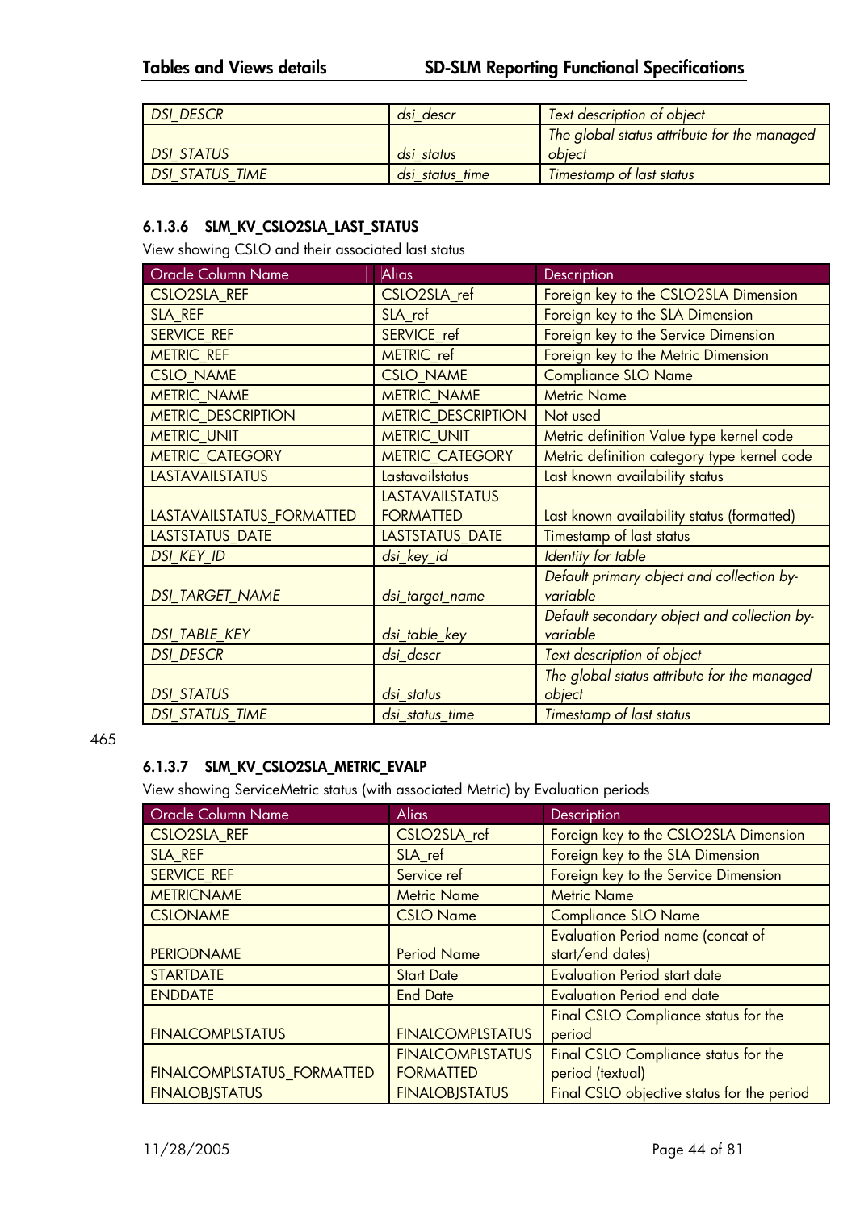| | | |
|---|---|---|
| *DSI_DESCR* | *dsi_descr* | *Text description of object* |
| *DSI_STATUS* | *dsi_status* | *The global status attribute for the managed object* |
| *DSI_STATUS_TIME* | *dsi_status_time* | *Timestamp of last status* |

### 6.1.3.6 SLM_KV_CSLO2SLA_LAST_STATUS

View showing CSLO and their associated last status

| Oracle Column Name | Alias | Description |
|---|---|---|
| CSLO2SLA_REF | CSLO2SLA_ref | Foreign key to the CSLO2SLA Dimension |
| SLA_REF | SLA_ref | Foreign key to the SLA Dimension |
| SERVICE_REF | SERVICE_ref | Foreign key to the Service Dimension |
| METRIC_REF | METRIC_ref | Foreign key to the Metric Dimension |
| CSLO_NAME | CSLO_NAME | Compliance SLO Name |
| METRIC_NAME | METRIC_NAME | Metric Name |
| METRIC_DESCRIPTION | METRIC_DESCRIPTION | Not used |
| METRIC_UNIT | METRIC_UNIT | Metric definition Value type kernel code |
| METRIC_CATEGORY | METRIC_CATEGORY | Metric definition category type kernel code |
| LASTAVAILSTATUS | Lastavailstatus | Last known availability status |
| LASTAVAILSTATUS_FORMATTED | LASTAVAILSTATUS FORMATTED | Last known availability status (formatted) |
| LASTSTATUS_DATE | LASTSTATUS_DATE | Timestamp of last status |
| *DSI_KEY_ID* | *dsi_key_id* | *Identity for table* |
| *DSI_TARGET_NAME* | *dsi_target_name* | *Default primary object and collection by-variable* |
| *DSI_TABLE_KEY* | *dsi_table_key* | *Default secondary object and collection by-variable* |
| *DSI_DESCR* | *dsi_descr* | *Text description of object* |
| *DSI_STATUS* | *dsi_status* | *The global status attribute for the managed object* |
| *DSI_STATUS_TIME* | *dsi_status_time* | *Timestamp of last status* |

465

### 6.1.3.7 SLM_KV_CSLO2SLA_METRIC_EVALP

View showing ServiceMetric status (with associated Metric) by Evaluation periods

| Oracle Column Name | Alias | Description |
|---|---|---|
| CSLO2SLA_REF | CSLO2SLA_ref | Foreign key to the CSLO2SLA Dimension |
| SLA_REF | SLA_ref | Foreign key to the SLA Dimension |
| SERVICE_REF | Service ref | Foreign key to the Service Dimension |
| METRICNAME | Metric Name | Metric Name |
| CSLONAME | CSLO Name | Compliance SLO Name |
| PERIODNAME | Period Name | Evaluation Period name (concat of start/end dates) |
| STARTDATE | Start Date | Evaluation Period start date |
| ENDDATE | End Date | Evaluation Period end date |
| FINALCOMPLSTATUS | FINALCOMPLSTATUS | Final CSLO Compliance status for the period |
| FINALCOMPLSTATUS_FORMATTED | FINALCOMPLSTATUS FORMATTED | Final CSLO Compliance status for the period (textual) |
| FINALOBJSTATUS | FINALOBJSTATUS | Final CSLO objective status for the period |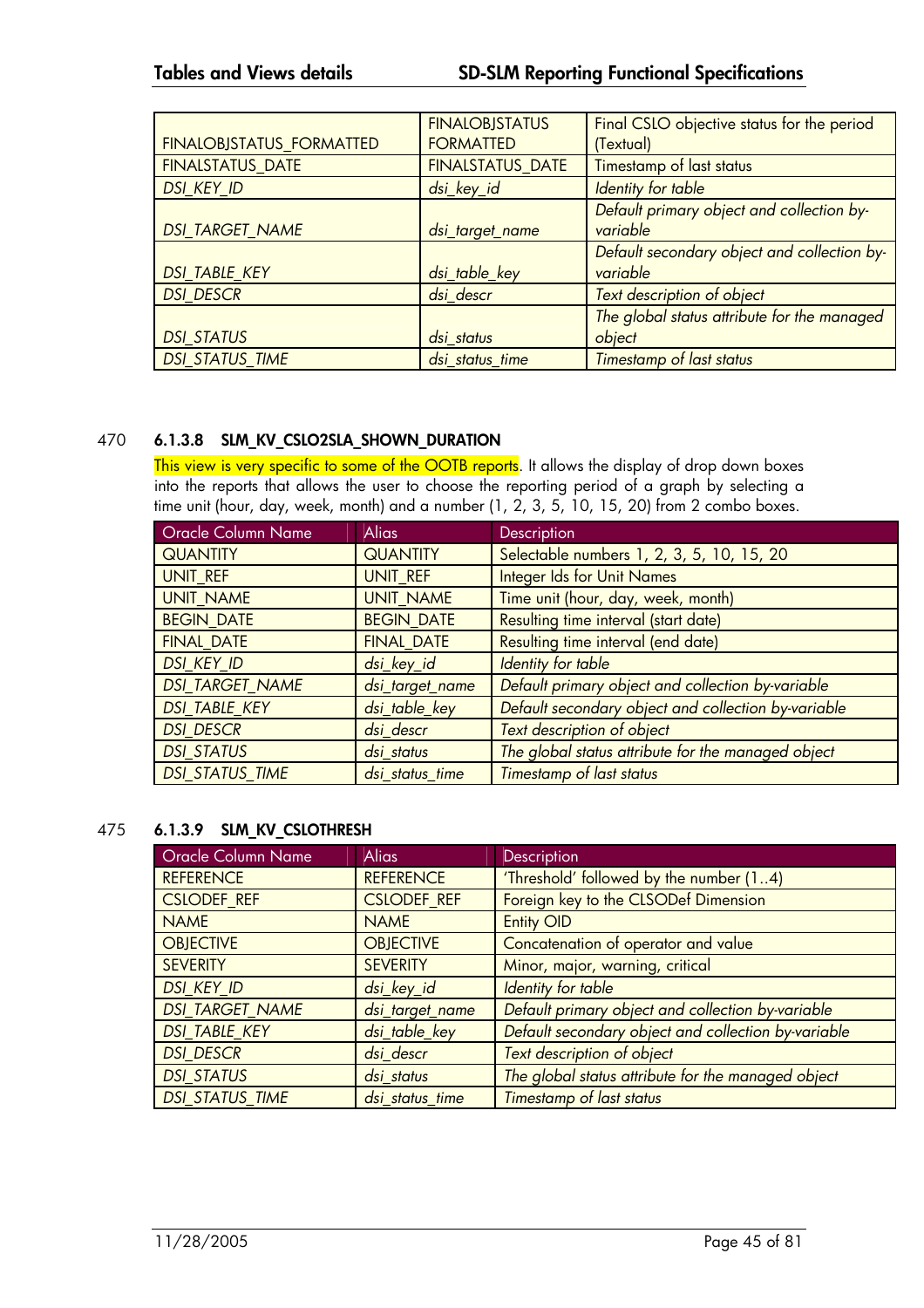| FINALOBJSTATUS_FORMATTED | FINALOBJSTATUS FORMATTED | Final CSLO objective status for the period (Textual) |
|---|---|---|
| FINALSTATUS_DATE | FINALSTATUS_DATE | Timestamp of last status |
| *DSI_KEY_ID* | *dsi_key_id* | *Identity for table* |
| *DSI_TARGET_NAME* | *dsi_target_name* | *Default primary object and collection by-variable* |
| *DSI_TABLE_KEY* | *dsi_table_key* | *Default secondary object and collection by-variable* |
| *DSI_DESCR* | *dsi_descr* | *Text description of object* |
| *DSI_STATUS* | *dsi_status* | *The global status attribute for the managed object* |
| *DSI_STATUS_TIME* | *dsi_status_time* | *Timestamp of last status* |

470

#### 6.1.3.8 SLM_KV_CSLO2SLA_SHOWN_DURATION

This view is very specific to some of the OOTB reports. It allows the display of drop down boxes into the reports that allows the user to choose the reporting period of a graph by selecting a time unit (hour, day, week, month) and a number (1, 2, 3, 5, 10, 15, 20) from 2 combo boxes.

| Oracle Column Name | Alias | Description |
|---|---|---|
| QUANTITY | QUANTITY | Selectable numbers 1, 2, 3, 5, 10, 15, 20 |
| UNIT_REF | UNIT_REF | Integer Ids for Unit Names |
| UNIT_NAME | UNIT_NAME | Time unit (hour, day, week, month) |
| BEGIN_DATE | BEGIN_DATE | Resulting time interval (start date) |
| FINAL_DATE | FINAL_DATE | Resulting time interval (end date) |
| *DSI_KEY_ID* | *dsi_key_id* | *Identity for table* |
| *DSI_TARGET_NAME* | *dsi_target_name* | *Default primary object and collection by-variable* |
| *DSI_TABLE_KEY* | *dsi_table_key* | *Default secondary object and collection by-variable* |
| *DSI_DESCR* | *dsi_descr* | *Text description of object* |
| *DSI_STATUS* | *dsi_status* | *The global status attribute for the managed object* |
| *DSI_STATUS_TIME* | *dsi_status_time* | *Timestamp of last status* |

475

#### 6.1.3.9 SLM_KV_CSLOTHRESH

| Oracle Column Name | Alias | Description |
|---|---|---|
| REFERENCE | REFERENCE | 'Threshold' followed by the number (1..4) |
| CSLODEF_REF | CSLODEF_REF | Foreign key to the CLSODef Dimension |
| NAME | NAME | Entity OID |
| OBJECTIVE | OBJECTIVE | Concatenation of operator and value |
| SEVERITY | SEVERITY | Minor, major, warning, critical |
| *DSI_KEY_ID* | *dsi_key_id* | *Identity for table* |
| *DSI_TARGET_NAME* | *dsi_target_name* | *Default primary object and collection by-variable* |
| *DSI_TABLE_KEY* | *dsi_table_key* | *Default secondary object and collection by-variable* |
| *DSI_DESCR* | *dsi_descr* | *Text description of object* |
| *DSI_STATUS* | *dsi_status* | *The global status attribute for the managed object* |
| *DSI_STATUS_TIME* | *dsi_status_time* | *Timestamp of last status* |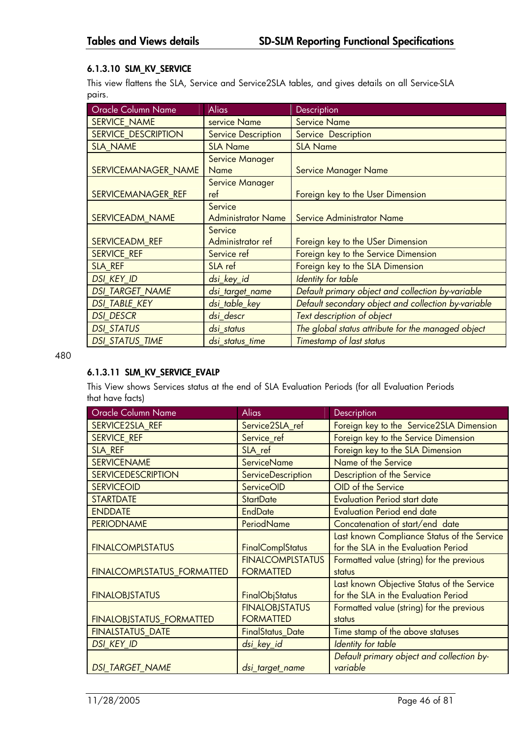#### 6.1.3.10 SLM_KV_SERVICE

This view flattens the SLA, Service and Service2SLA tables, and gives details on all Service-SLA pairs.

| Oracle Column Name | Alias | Description |
|---|---|---|
| SERVICE_NAME | service Name | Service Name |
| SERVICE_DESCRIPTION | Service Description | Service  Description |
| SLA_NAME | SLA Name | SLA Name |
| SERVICEMANAGER_NAME | Service Manager Name | Service Manager Name |
| SERVICEMANAGER_REF | Service Manager ref | Foreign key to the User Dimension |
| SERVICEADM_NAME | Service Administrator Name | Service Administrator Name |
| SERVICEADM_REF | Service Administrator ref | Foreign key to the USer Dimension |
| SERVICE_REF | Service ref | Foreign key to the Service Dimension |
| SLA_REF | SLA ref | Foreign key to the SLA Dimension |
| *DSI_KEY_ID* | *dsi_key_id* | *Identity for table* |
| *DSI_TARGET_NAME* | *dsi_target_name* | *Default primary object and collection by-variable* |
| *DSI_TABLE_KEY* | *dsi_table_key* | *Default secondary object and collection by-variable* |
| *DSI_DESCR* | *dsi_descr* | *Text description of object* |
| *DSI_STATUS* | *dsi_status* | *The global status attribute for the managed object* |
| *DSI_STATUS_TIME* | *dsi_status_time* | *Timestamp of last status* |

480

#### 6.1.3.11 SLM_KV_SERVICE_EVALP

This View shows Services status at the end of SLA Evaluation Periods (for all Evaluation Periods that have facts)

| Oracle Column Name | Alias | Description |
|---|---|---|
| SERVICE2SLA_REF | Service2SLA_ref | Foreign key to the  Service2SLA Dimension |
| SERVICE_REF | Service_ref | Foreign key to the Service Dimension |
| SLA_REF | SLA_ref | Foreign key to the SLA Dimension |
| SERVICENAME | ServiceName | Name of the Service |
| SERVICEDESCRIPTION | ServiceDescription | Description of the Service |
| SERVICEOID | ServiceOID | OID of the Service |
| STARTDATE | StartDate | Evaluation Period start date |
| ENDDATE | EndDate | Evaluation Period end date |
| PERIODNAME | PeriodName | Concatenation of start/end  date |
| FINALCOMPLSTATUS | FinalComplStatus | Last known Compliance Status of the Service for the SLA in the Evaluation Period |
| FINALCOMPLSTATUS_FORMATTED | FINALCOMPLSTATUS FORMATTED | Formatted value (string) for the previous status |
| FINALOBJSTATUS | FinalObjStatus | Last known Objective Status of the Service for the SLA in the Evaluation Period |
| FINALOBJSTATUS_FORMATTED | FINALOBJSTATUS FORMATTED | Formatted value (string) for the previous status |
| FINALSTATUS_DATE | FinalStatus_Date | Time stamp of the above statuses |
| *DSI_KEY_ID* | *dsi_key_id* | *Identity for table* |
| *DSI_TARGET_NAME* | *dsi_target_name* | *Default primary object and collection by-variable* |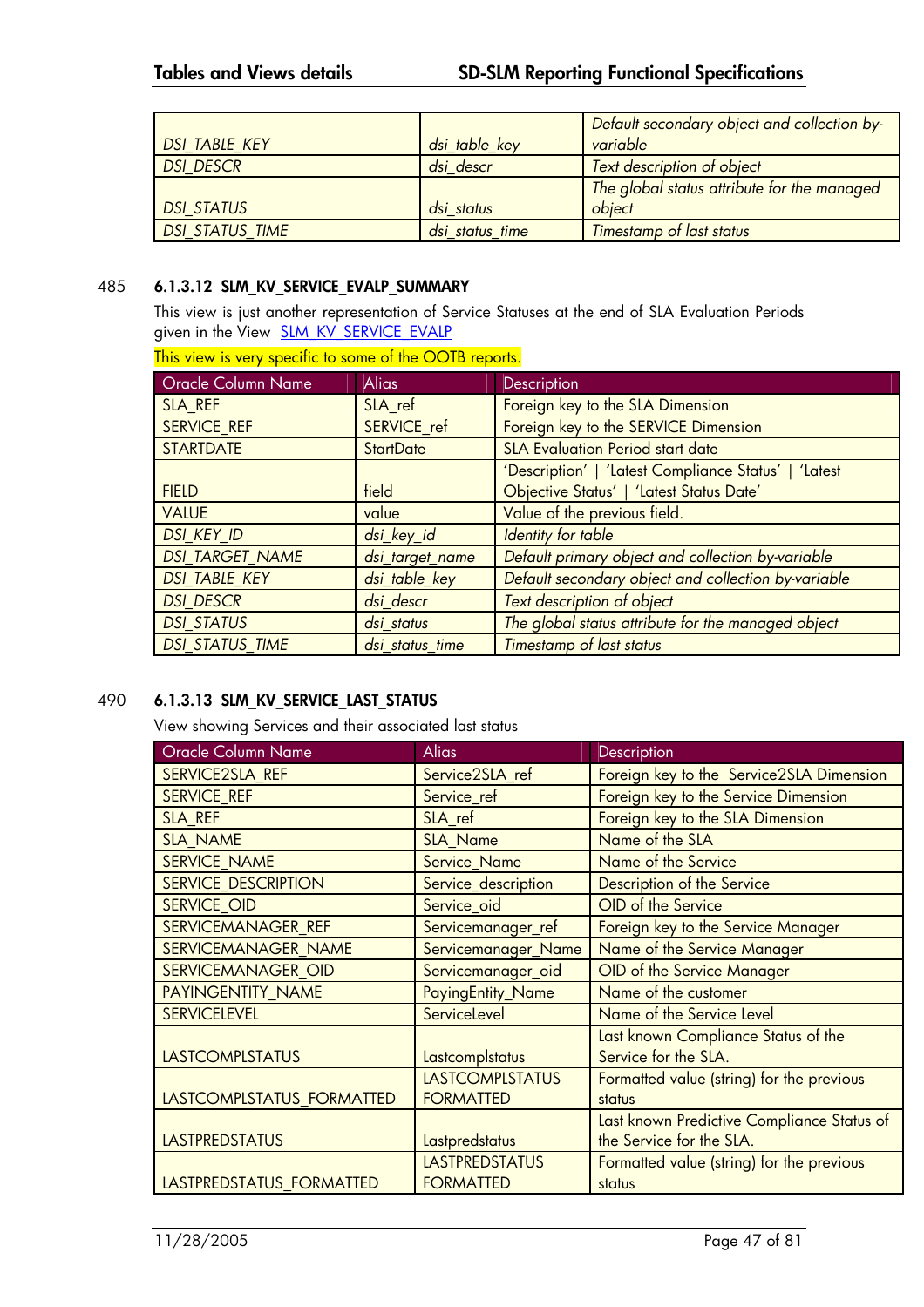| | | |
|---|---|---|
| *DSI_TABLE_KEY* | *dsi_table_key* | *Default secondary object and collection by-variable* |
| *DSI_DESCR* | *dsi_descr* | *Text description of object* |
| *DSI_STATUS* | *dsi_status* | *The global status attribute for the managed object* |
| *DSI_STATUS_TIME* | *dsi_status_time* | *Timestamp of last status* |

485

### 6.1.3.12 SLM_KV_SERVICE_EVALP_SUMMARY

This view is just another representation of Service Statuses at the end of SLA Evaluation Periods given in the View SLM_KV_SERVICE_EVALP

This view is very specific to some of the OOTB reports.

| Oracle Column Name | Alias | Description |
|---|---|---|
| SLA_REF | SLA_ref | Foreign key to the SLA Dimension |
| SERVICE_REF | SERVICE_ref | Foreign key to the SERVICE Dimension |
| STARTDATE | StartDate | SLA Evaluation Period start date |
| FIELD | field | 'Description' \| 'Latest Compliance Status' \| 'Latest Objective Status' \| 'Latest Status Date' |
| VALUE | value | Value of the previous field. |
| *DSI_KEY_ID* | *dsi_key_id* | *Identity for table* |
| *DSI_TARGET_NAME* | *dsi_target_name* | *Default primary object and collection by-variable* |
| *DSI_TABLE_KEY* | *dsi_table_key* | *Default secondary object and collection by-variable* |
| *DSI_DESCR* | *dsi_descr* | *Text description of object* |
| *DSI_STATUS* | *dsi_status* | *The global status attribute for the managed object* |
| *DSI_STATUS_TIME* | *dsi_status_time* | *Timestamp of last status* |

490

### 6.1.3.13 SLM_KV_SERVICE_LAST_STATUS

View showing Services and their associated last status

| Oracle Column Name | Alias | Description |
|---|---|---|
| SERVICE2SLA_REF | Service2SLA_ref | Foreign key to the Service2SLA Dimension |
| SERVICE_REF | Service_ref | Foreign key to the Service Dimension |
| SLA_REF | SLA_ref | Foreign key to the SLA Dimension |
| SLA_NAME | SLA_Name | Name of the SLA |
| SERVICE_NAME | Service_Name | Name of the Service |
| SERVICE_DESCRIPTION | Service_description | Description of the Service |
| SERVICE_OID | Service_oid | OID of the Service |
| SERVICEMANAGER_REF | Servicemanager_ref | Foreign key to the Service Manager |
| SERVICEMANAGER_NAME | Servicemanager_Name | Name of the Service Manager |
| SERVICEMANAGER_OID | Servicemanager_oid | OID of the Service Manager |
| PAYINGENTITY_NAME | PayingEntity_Name | Name of the customer |
| SERVICELEVEL | ServiceLevel | Name of the Service Level |
| LASTCOMPLSTATUS | Lastcomplstatus | Last known Compliance Status of the Service for the SLA. |
| LASTCOMPLSTATUS_FORMATTED | LASTCOMPLSTATUS FORMATTED | Formatted value (string) for the previous status |
| LASTPREDSTATUS | Lastpredstatus | Last known Predictive Compliance Status of the Service for the SLA. |
| LASTPREDSTATUS_FORMATTED | LASTPREDSTATUS FORMATTED | Formatted value (string) for the previous status |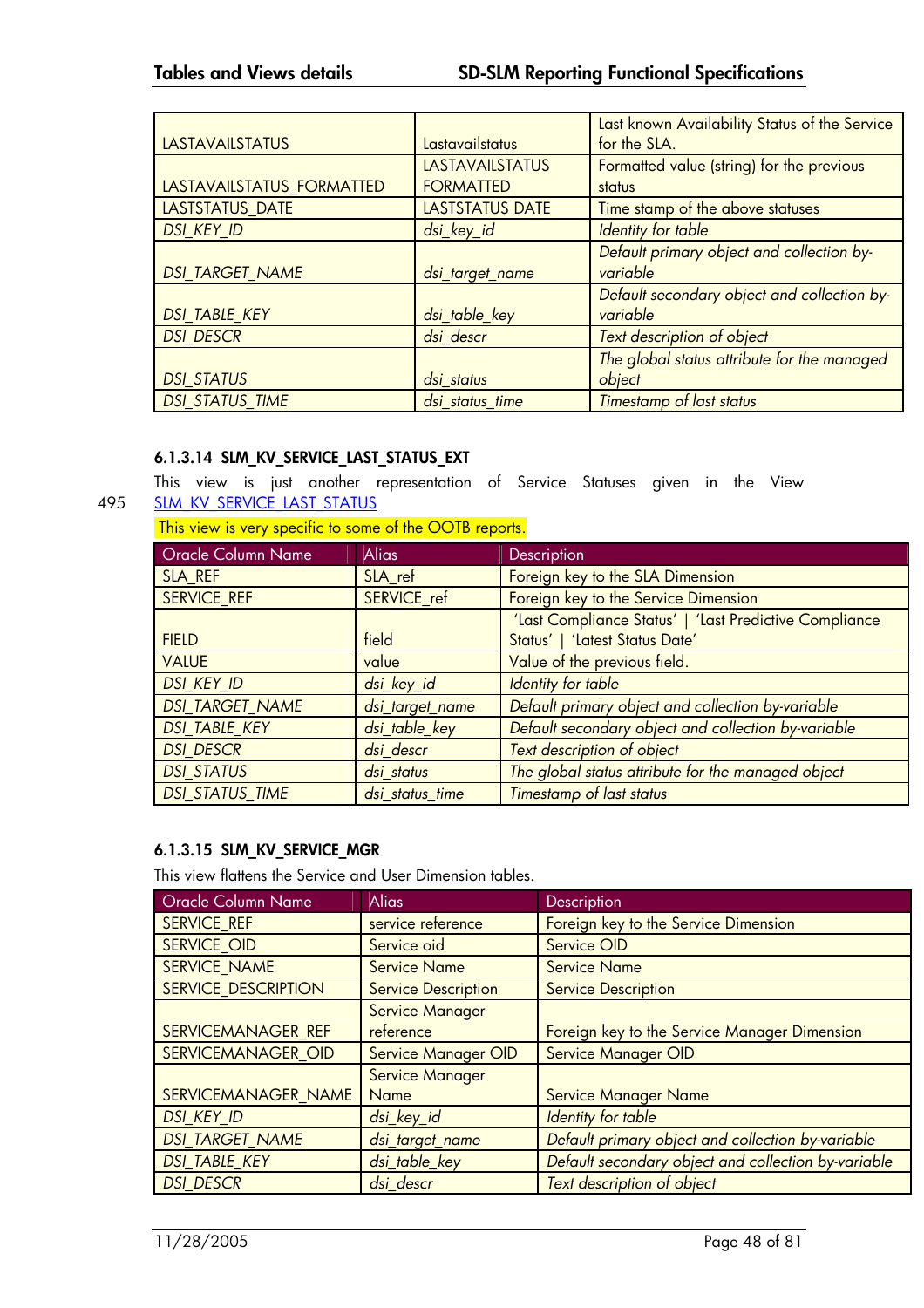| | | |
|---|---|---|
| LASTAVAILSTATUS | Lastavailstatus | Last known Availability Status of the Service for the SLA. |
| LASTAVAILSTATUS_FORMATTED | LASTAVAILSTATUS FORMATTED | Formatted value (string) for the previous status |
| LASTSTATUS_DATE | LASTSTATUS DATE | Time stamp of the above statuses |
| *DSI_KEY_ID* | *dsi_key_id* | *Identity for table* |
| *DSI_TARGET_NAME* | *dsi_target_name* | *Default primary object and collection by-variable* |
| *DSI_TABLE_KEY* | *dsi_table_key* | *Default secondary object and collection by-variable* |
| *DSI_DESCR* | *dsi_descr* | *Text description of object* |
| *DSI_STATUS* | *dsi_status* | *The global status attribute for the managed object* |
| *DSI_STATUS_TIME* | *dsi_status_time* | *Timestamp of last status* |

#### 6.1.3.14 SLM_KV_SERVICE_LAST_STATUS_EXT

This view is just another representation of Service Statuses given in the View SLM_KV_SERVICE_LAST_STATUS

This view is very specific to some of the OOTB reports.

| Oracle Column Name | Alias | Description |
|---|---|---|
| SLA_REF | SLA_ref | Foreign key to the SLA Dimension |
| SERVICE_REF | SERVICE_ref | Foreign key to the Service Dimension |
| FIELD | field | 'Last Compliance Status' \| 'Last Predictive Compliance Status' \| 'Latest Status Date' |
| VALUE | value | Value of the previous field. |
| *DSI_KEY_ID* | *dsi_key_id* | *Identity for table* |
| *DSI_TARGET_NAME* | *dsi_target_name* | *Default primary object and collection by-variable* |
| *DSI_TABLE_KEY* | *dsi_table_key* | *Default secondary object and collection by-variable* |
| *DSI_DESCR* | *dsi_descr* | *Text description of object* |
| *DSI_STATUS* | *dsi_status* | *The global status attribute for the managed object* |
| *DSI_STATUS_TIME* | *dsi_status_time* | *Timestamp of last status* |

#### 6.1.3.15 SLM_KV_SERVICE_MGR

This view flattens the Service and User Dimension tables.

| Oracle Column Name | Alias | Description |
|---|---|---|
| SERVICE_REF | service reference | Foreign key to the Service Dimension |
| SERVICE_OID | Service oid | Service OID |
| SERVICE_NAME | Service Name | Service Name |
| SERVICE_DESCRIPTION | Service Description | Service Description |
| SERVICEMANAGER_REF | Service Manager reference | Foreign key to the Service Manager Dimension |
| SERVICEMANAGER_OID | Service Manager OID | Service Manager OID |
| SERVICEMANAGER_NAME | Service Manager Name | Service Manager Name |
| *DSI_KEY_ID* | *dsi_key_id* | *Identity for table* |
| *DSI_TARGET_NAME* | *dsi_target_name* | *Default primary object and collection by-variable* |
| *DSI_TABLE_KEY* | *dsi_table_key* | *Default secondary object and collection by-variable* |
| *DSI_DESCR* | *dsi_descr* | *Text description of object* |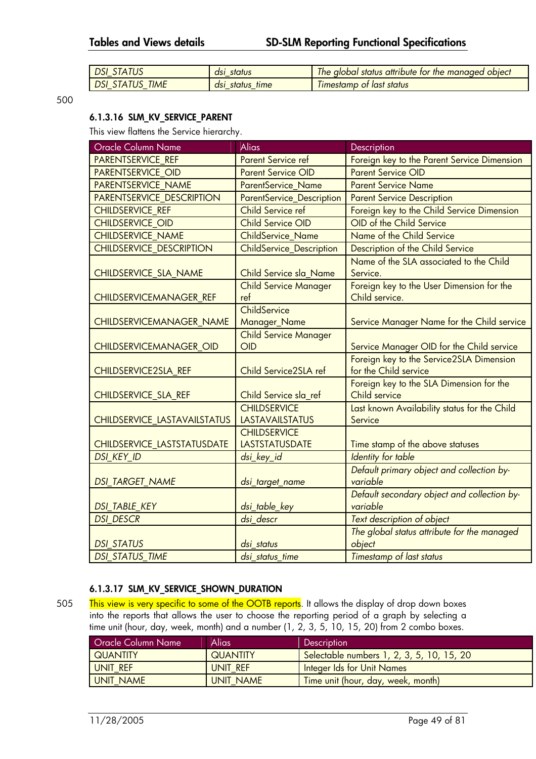| *DSI_STATUS* | *dsi_status* | *The global status attribute for the managed object* |
|---|---|---|
| *DSI_STATUS_TIME* | *dsi_status_time* | *Timestamp of last status* |

500

#### 6.1.3.16 SLM_KV_SERVICE_PARENT

This view flattens the Service hierarchy.

| Oracle Column Name | Alias | Description |
|---|---|---|
| PARENTSERVICE_REF | Parent Service ref | Foreign key to the Parent Service Dimension |
| PARENTSERVICE_OID | Parent Service OID | Parent Service OID |
| PARENTSERVICE_NAME | ParentService_Name | Parent Service Name |
| PARENTSERVICE_DESCRIPTION | ParentService_Description | Parent Service Description |
| CHILDSERVICE_REF | Child Service ref | Foreign key to the Child Service Dimension |
| CHILDSERVICE_OID | Child Service OID | OID of the Child Service |
| CHILDSERVICE_NAME | ChildService_Name | Name of the Child Service |
| CHILDSERVICE_DESCRIPTION | ChildService_Description | Description of the Child Service |
| CHILDSERVICE_SLA_NAME | Child Service sla_Name | Name of the SLA associated to the Child Service. |
| CHILDSERVICEMANAGER_REF | Child Service Manager ref | Foreign key to the User Dimension for the Child service. |
| CHILDSERVICEMANAGER_NAME | ChildService Manager_Name | Service Manager Name for the Child service |
| CHILDSERVICEMANAGER_OID | Child Service Manager OID | Service Manager OID for the Child service |
| CHILDSERVICE2SLA_REF | Child Service2SLA ref | Foreign key to the Service2SLA Dimension for the Child service |
| CHILDSERVICE_SLA_REF | Child Service sla_ref | Foreign key to the SLA Dimension for the Child service |
| CHILDSERVICE_LASTAVAILSTATUS | CHILDSERVICE LASTAVAILSTATUS | Last known Availability status for the Child Service |
| CHILDSERVICE_LASTSTATUSDATE | CHILDSERVICE LASTSTATUSDATE | Time stamp of the above statuses |
| *DSI_KEY_ID* | *dsi_key_id* | *Identity for table* |
| *DSI_TARGET_NAME* | *dsi_target_name* | *Default primary object and collection by-variable* |
| *DSI_TABLE_KEY* | *dsi_table_key* | *Default secondary object and collection by-variable* |
| *DSI_DESCR* | *dsi_descr* | *Text description of object* |
| *DSI_STATUS* | *dsi_status* | *The global status attribute for the managed object* |
| *DSI_STATUS_TIME* | *dsi_status_time* | *Timestamp of last status* |

#### 6.1.3.17 SLM_KV_SERVICE_SHOWN_DURATION

505 This view is very specific to some of the OOTB reports. It allows the display of drop down boxes into the reports that allows the user to choose the reporting period of a graph by selecting a time unit (hour, day, week, month) and a number (1, 2, 3, 5, 10, 15, 20) from 2 combo boxes.

| Oracle Column Name | Alias | Description |
|---|---|---|
| QUANTITY | QUANTITY | Selectable numbers 1, 2, 3, 5, 10, 15, 20 |
| UNIT_REF | UNIT_REF | Integer Ids for Unit Names |
| UNIT_NAME | UNIT_NAME | Time unit (hour, day, week, month) |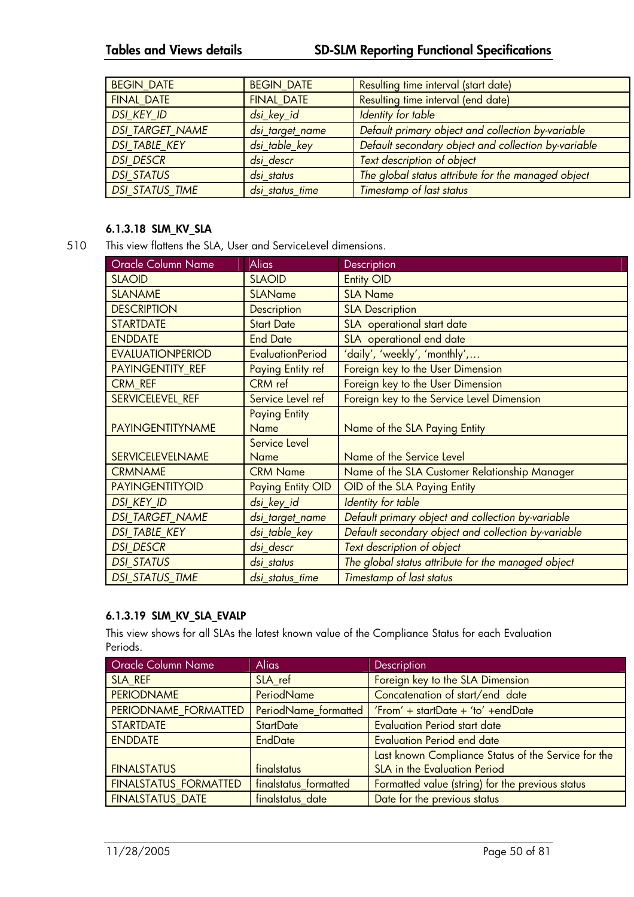| | | |
|---|---|---|
| BEGIN_DATE | BEGIN_DATE | Resulting time interval (start date) |
| FINAL_DATE | FINAL_DATE | Resulting time interval (end date) |
| *DSI_KEY_ID* | *dsi_key_id* | *Identity for table* |
| *DSI_TARGET_NAME* | *dsi_target_name* | *Default primary object and collection by-variable* |
| *DSI_TABLE_KEY* | *dsi_table_key* | *Default secondary object and collection by-variable* |
| *DSI_DESCR* | *dsi_descr* | *Text description of object* |
| *DSI_STATUS* | *dsi_status* | *The global status attribute for the managed object* |
| *DSI_STATUS_TIME* | *dsi_status_time* | *Timestamp of last status* |

#### 6.1.3.18 SLM_KV_SLA

510 This view flattens the SLA, User and ServiceLevel dimensions.

| Oracle Column Name | Alias | Description |
|---|---|---|
| SLAOID | SLAOID | Entity OID |
| SLANAME | SLAName | SLA Name |
| DESCRIPTION | Description | SLA Description |
| STARTDATE | Start Date | SLA operational start date |
| ENDDATE | End Date | SLA operational end date |
| EVALUATIONPERIOD | EvaluationPeriod | 'daily', 'weekly', 'monthly',… |
| PAYINGENTITY_REF | Paying Entity ref | Foreign key to the User Dimension |
| CRM_REF | CRM ref | Foreign key to the User Dimension |
| SERVICELEVEL_REF | Service Level ref | Foreign key to the Service Level Dimension |
| PAYINGENTITYNAME | Paying Entity Name | Name of the SLA Paying Entity |
| SERVICELEVELNAME | Service Level Name | Name of the Service Level |
| CRMNAME | CRM Name | Name of the SLA Customer Relationship Manager |
| PAYINGENTITYOID | Paying Entity OID | OID of the SLA Paying Entity |
| *DSI_KEY_ID* | *dsi_key_id* | *Identity for table* |
| *DSI_TARGET_NAME* | *dsi_target_name* | *Default primary object and collection by-variable* |
| *DSI_TABLE_KEY* | *dsi_table_key* | *Default secondary object and collection by-variable* |
| *DSI_DESCR* | *dsi_descr* | *Text description of object* |
| *DSI_STATUS* | *dsi_status* | *The global status attribute for the managed object* |
| *DSI_STATUS_TIME* | *dsi_status_time* | *Timestamp of last status* |

#### 6.1.3.19 SLM_KV_SLA_EVALP

This view shows for all SLAs the latest known value of the Compliance Status for each Evaluation Periods.

| Oracle Column Name | Alias | Description |
|---|---|---|
| SLA_REF | SLA_ref | Foreign key to the SLA Dimension |
| PERIODNAME | PeriodName | Concatenation of start/end date |
| PERIODNAME_FORMATTED | PeriodName_formatted | 'From' + startDate + 'to' +endDate |
| STARTDATE | StartDate | Evaluation Period start date |
| ENDDATE | EndDate | Evaluation Period end date |
| FINALSTATUS | finalstatus | Last known Compliance Status of the Service for the SLA in the Evaluation Period |
| FINALSTATUS_FORMATTED | finalstatus_formatted | Formatted value (string) for the previous status |
| FINALSTATUS_DATE | finalstatus_date | Date for the previous status |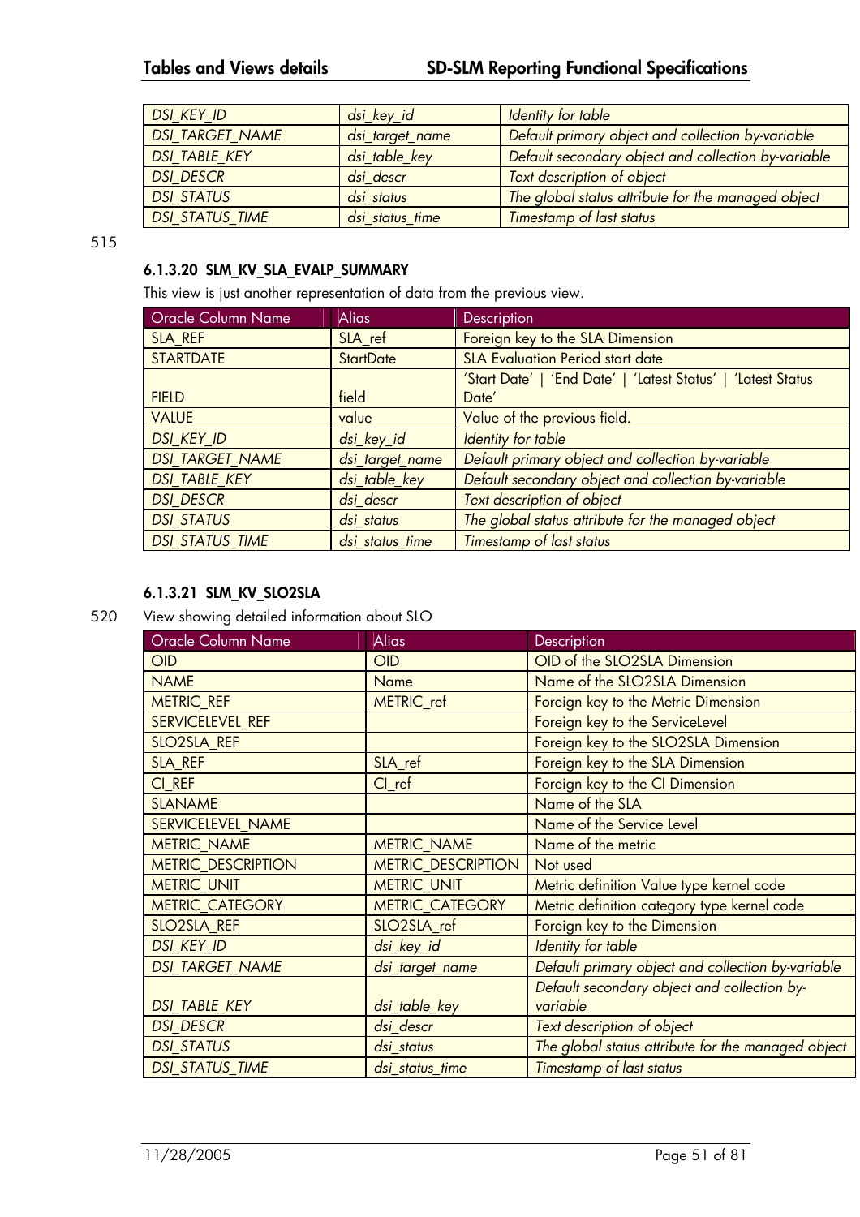| | | |
|---|---|---|
| *DSI_KEY_ID* | *dsi_key_id* | *Identity for table* |
| *DSI_TARGET_NAME* | *dsi_target_name* | *Default primary object and collection by-variable* |
| *DSI_TABLE_KEY* | *dsi_table_key* | *Default secondary object and collection by-variable* |
| *DSI_DESCR* | *dsi_descr* | *Text description of object* |
| *DSI_STATUS* | *dsi_status* | *The global status attribute for the managed object* |
| *DSI_STATUS_TIME* | *dsi_status_time* | *Timestamp of last status* |

515

#### 6.1.3.20 SLM_KV_SLA_EVALP_SUMMARY

This view is just another representation of data from the previous view.

| Oracle Column Name | Alias | Description |
|---|---|---|
| SLA_REF | SLA_ref | Foreign key to the SLA Dimension |
| STARTDATE | StartDate | SLA Evaluation Period start date |
| FIELD | field | 'Start Date' \| 'End Date' \| 'Latest Status' \| 'Latest Status Date' |
| VALUE | value | Value of the previous field. |
| *DSI_KEY_ID* | *dsi_key_id* | *Identity for table* |
| *DSI_TARGET_NAME* | *dsi_target_name* | *Default primary object and collection by-variable* |
| *DSI_TABLE_KEY* | *dsi_table_key* | *Default secondary object and collection by-variable* |
| *DSI_DESCR* | *dsi_descr* | *Text description of object* |
| *DSI_STATUS* | *dsi_status* | *The global status attribute for the managed object* |
| *DSI_STATUS_TIME* | *dsi_status_time* | *Timestamp of last status* |

#### 6.1.3.21 SLM_KV_SLO2SLA

520 View showing detailed information about SLO

| Oracle Column Name | Alias | Description |
|---|---|---|
| OID | OID | OID of the SLO2SLA Dimension |
| NAME | Name | Name of the SLO2SLA Dimension |
| METRIC_REF | METRIC_ref | Foreign key to the Metric Dimension |
| SERVICELEVEL_REF | | Foreign key to the ServiceLevel |
| SLO2SLA_REF | | Foreign key to the SLO2SLA Dimension |
| SLA_REF | SLA_ref | Foreign key to the SLA Dimension |
| CI_REF | CI_ref | Foreign key to the CI Dimension |
| SLANAME | | Name of the SLA |
| SERVICELEVEL_NAME | | Name of the Service Level |
| METRIC_NAME | METRIC_NAME | Name of the metric |
| METRIC_DESCRIPTION | METRIC_DESCRIPTION | Not used |
| METRIC_UNIT | METRIC_UNIT | Metric definition Value type kernel code |
| METRIC_CATEGORY | METRIC_CATEGORY | Metric definition category type kernel code |
| SLO2SLA_REF | SLO2SLA_ref | Foreign key to the Dimension |
| *DSI_KEY_ID* | *dsi_key_id* | *Identity for table* |
| *DSI_TARGET_NAME* | *dsi_target_name* | *Default primary object and collection by-variable* |
| *DSI_TABLE_KEY* | *dsi_table_key* | *Default secondary object and collection by-variable* |
| *DSI_DESCR* | *dsi_descr* | *Text description of object* |
| *DSI_STATUS* | *dsi_status* | *The global status attribute for the managed object* |
| *DSI_STATUS_TIME* | *dsi_status_time* | *Timestamp of last status* |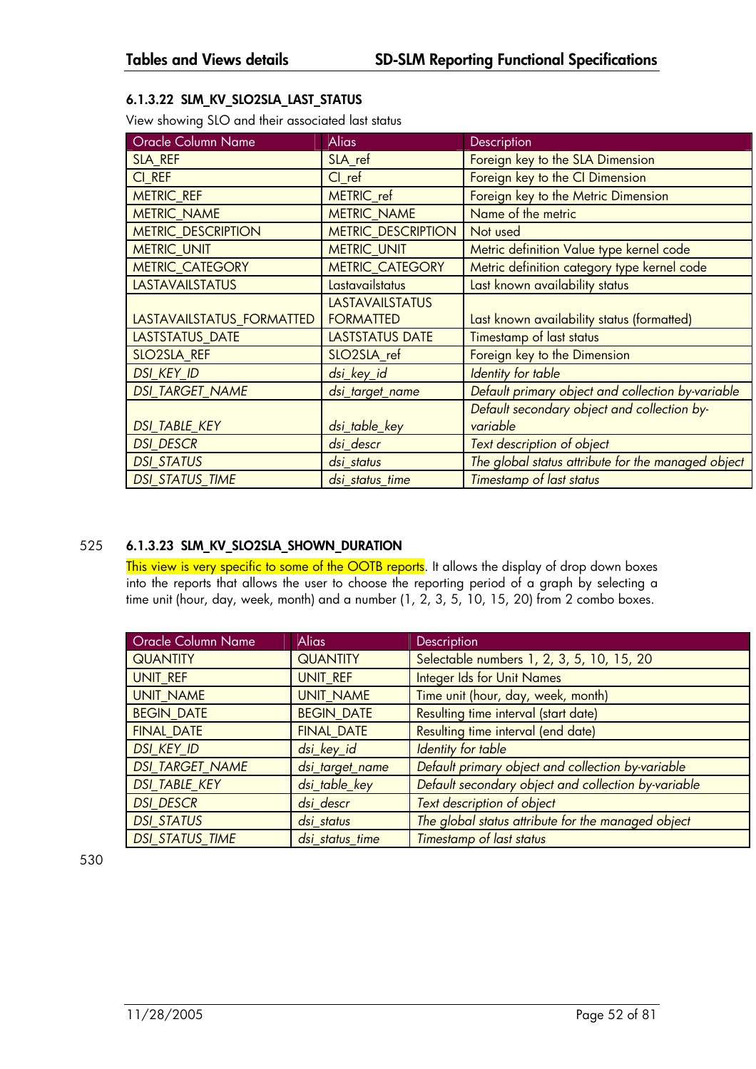### 6.1.3.22 SLM_KV_SLO2SLA_LAST_STATUS

View showing SLO and their associated last status

| Oracle Column Name | Alias | Description |
|---|---|---|
| SLA_REF | SLA_ref | Foreign key to the SLA Dimension |
| CI_REF | CI_ref | Foreign key to the CI Dimension |
| METRIC_REF | METRIC_ref | Foreign key to the Metric Dimension |
| METRIC_NAME | METRIC_NAME | Name of the metric |
| METRIC_DESCRIPTION | METRIC_DESCRIPTION | Not used |
| METRIC_UNIT | METRIC_UNIT | Metric definition Value type kernel code |
| METRIC_CATEGORY | METRIC_CATEGORY | Metric definition category type kernel code |
| LASTAVAILSTATUS | Lastavailstatus | Last known availability status |
| LASTAVAILSTATUS_FORMATTED | LASTAVAILSTATUS FORMATTED | Last known availability status (formatted) |
| LASTSTATUS_DATE | LASTSTATUS DATE | Timestamp of last status |
| SLO2SLA_REF | SLO2SLA_ref | Foreign key to the Dimension |
| *DSI_KEY_ID* | *dsi_key_id* | *Identity for table* |
| *DSI_TARGET_NAME* | *dsi_target_name* | *Default primary object and collection by-variable* |
| *DSI_TABLE_KEY* | *dsi_table_key* | *Default secondary object and collection by-variable* |
| *DSI_DESCR* | *dsi_descr* | *Text description of object* |
| *DSI_STATUS* | *dsi_status* | *The global status attribute for the managed object* |
| *DSI_STATUS_TIME* | *dsi_status_time* | *Timestamp of last status* |

### 6.1.3.23 SLM_KV_SLO2SLA_SHOWN_DURATION

This view is very specific to some of the OOTB reports. It allows the display of drop down boxes into the reports that allows the user to choose the reporting period of a graph by selecting a time unit (hour, day, week, month) and a number (1, 2, 3, 5, 10, 15, 20) from 2 combo boxes.

| Oracle Column Name | Alias | Description |
|---|---|---|
| QUANTITY | QUANTITY | Selectable numbers 1, 2, 3, 5, 10, 15, 20 |
| UNIT_REF | UNIT_REF | Integer Ids for Unit Names |
| UNIT_NAME | UNIT_NAME | Time unit (hour, day, week, month) |
| BEGIN_DATE | BEGIN_DATE | Resulting time interval (start date) |
| FINAL_DATE | FINAL_DATE | Resulting time interval (end date) |
| *DSI_KEY_ID* | *dsi_key_id* | *Identity for table* |
| *DSI_TARGET_NAME* | *dsi_target_name* | *Default primary object and collection by-variable* |
| *DSI_TABLE_KEY* | *dsi_table_key* | *Default secondary object and collection by-variable* |
| *DSI_DESCR* | *dsi_descr* | *Text description of object* |
| *DSI_STATUS* | *dsi_status* | *The global status attribute for the managed object* |
| *DSI_STATUS_TIME* | *dsi_status_time* | *Timestamp of last status* |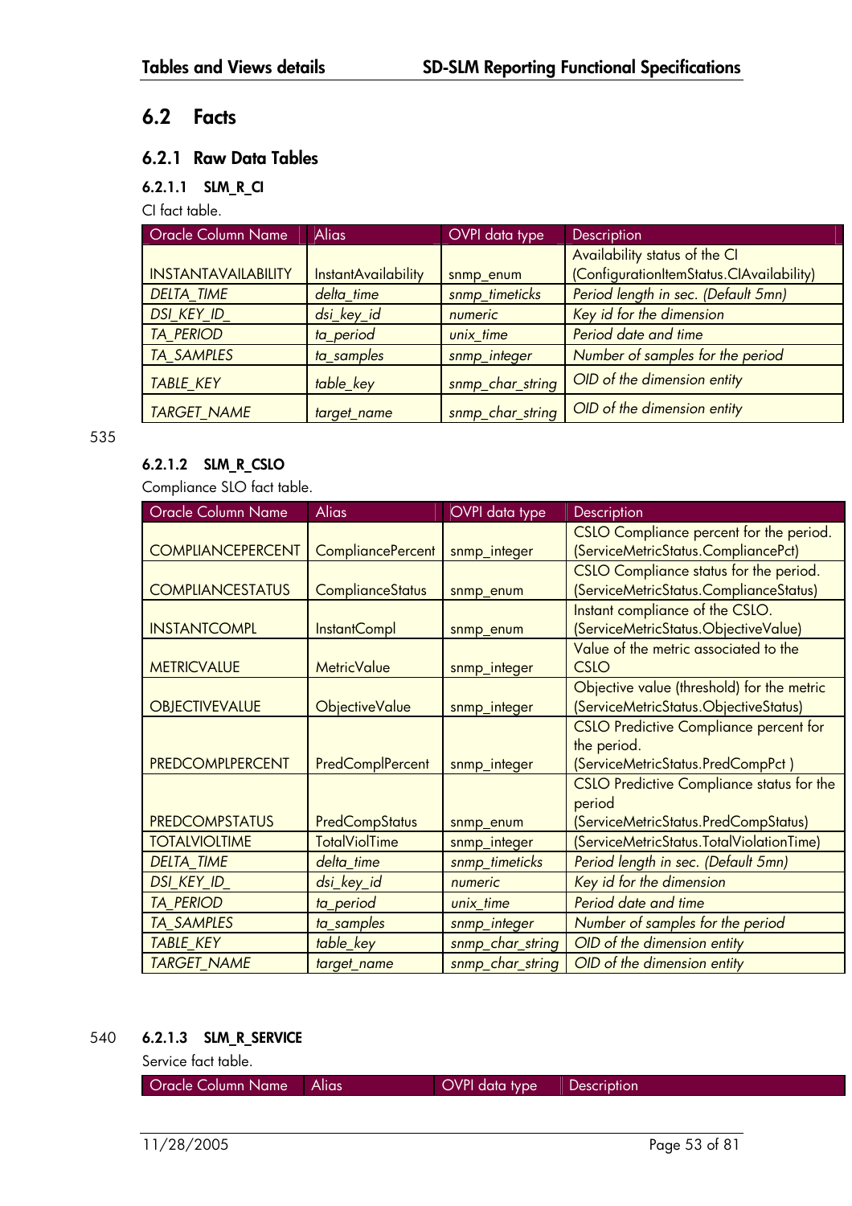## 6.2 Facts

### 6.2.1 Raw Data Tables

#### 6.2.1.1 SLM_R_CI

CI fact table.

| Oracle Column Name | Alias | OVPI data type | Description |
|---|---|---|---|
| INSTANTAVAILABILITY | InstantAvailability | snmp_enum | Availability status of the CI (ConfigurationItemStatus.CIAvailability) |
| *DELTA_TIME* | *delta_time* | *snmp_timeticks* | *Period length in sec. (Default 5mn)* |
| *DSI_KEY_ID_* | *dsi_key_id* | *numeric* | *Key id for the dimension* |
| *TA_PERIOD* | *ta_period* | *unix_time* | *Period date and time* |
| *TA_SAMPLES* | *ta_samples* | *snmp_integer* | *Number of samples for the period* |
| *TABLE_KEY* | *table_key* | *snmp_char_string* | *OID of the dimension entity* |
| *TARGET_NAME* | *target_name* | *snmp_char_string* | *OID of the dimension entity* |

535

#### 6.2.1.2 SLM_R_CSLO

Compliance SLO fact table.

| Oracle Column Name | Alias | OVPI data type | Description |
|---|---|---|---|
| COMPLIANCEPERCENT | CompliancePercent | snmp_integer | CSLO Compliance percent for the period. (ServiceMetricStatus.CompliancePct) |
| COMPLIANCESTATUS | ComplianceStatus | snmp_enum | CSLO Compliance status for the period. (ServiceMetricStatus.ComplianceStatus) |
| INSTANTCOMPL | InstantCompl | snmp_enum | Instant compliance of the CSLO. (ServiceMetricStatus.ObjectiveValue) |
| METRICVALUE | MetricValue | snmp_integer | Value of the metric associated to the CSLO |
| OBJECTIVEVALUE | ObjectiveValue | snmp_integer | Objective value (threshold) for the metric (ServiceMetricStatus.ObjectiveStatus) |
| PREDCOMPLPERCENT | PredComplPercent | snmp_integer | CSLO Predictive Compliance percent for the period. (ServiceMetricStatus.PredCompPct ) |
| PREDCOMPSTATUS | PredCompStatus | snmp_enum | CSLO Predictive Compliance status for the period (ServiceMetricStatus.PredCompStatus) |
| TOTALVIOLTIME | TotalViolTime | snmp_integer | (ServiceMetricStatus.TotalViolationTime) |
| *DELTA_TIME* | *delta_time* | *snmp_timeticks* | *Period length in sec. (Default 5mn)* |
| *DSI_KEY_ID_* | *dsi_key_id* | *numeric* | *Key id for the dimension* |
| *TA_PERIOD* | *ta_period* | *unix_time* | *Period date and time* |
| *TA_SAMPLES* | *ta_samples* | *snmp_integer* | *Number of samples for the period* |
| *TABLE_KEY* | *table_key* | *snmp_char_string* | *OID of the dimension entity* |
| *TARGET_NAME* | *target_name* | *snmp_char_string* | *OID of the dimension entity* |

540

#### 6.2.1.3 SLM_R_SERVICE

Service fact table.

| Oracle Column Name | Alias | OVPI data type | Description |
|---|---|---|---|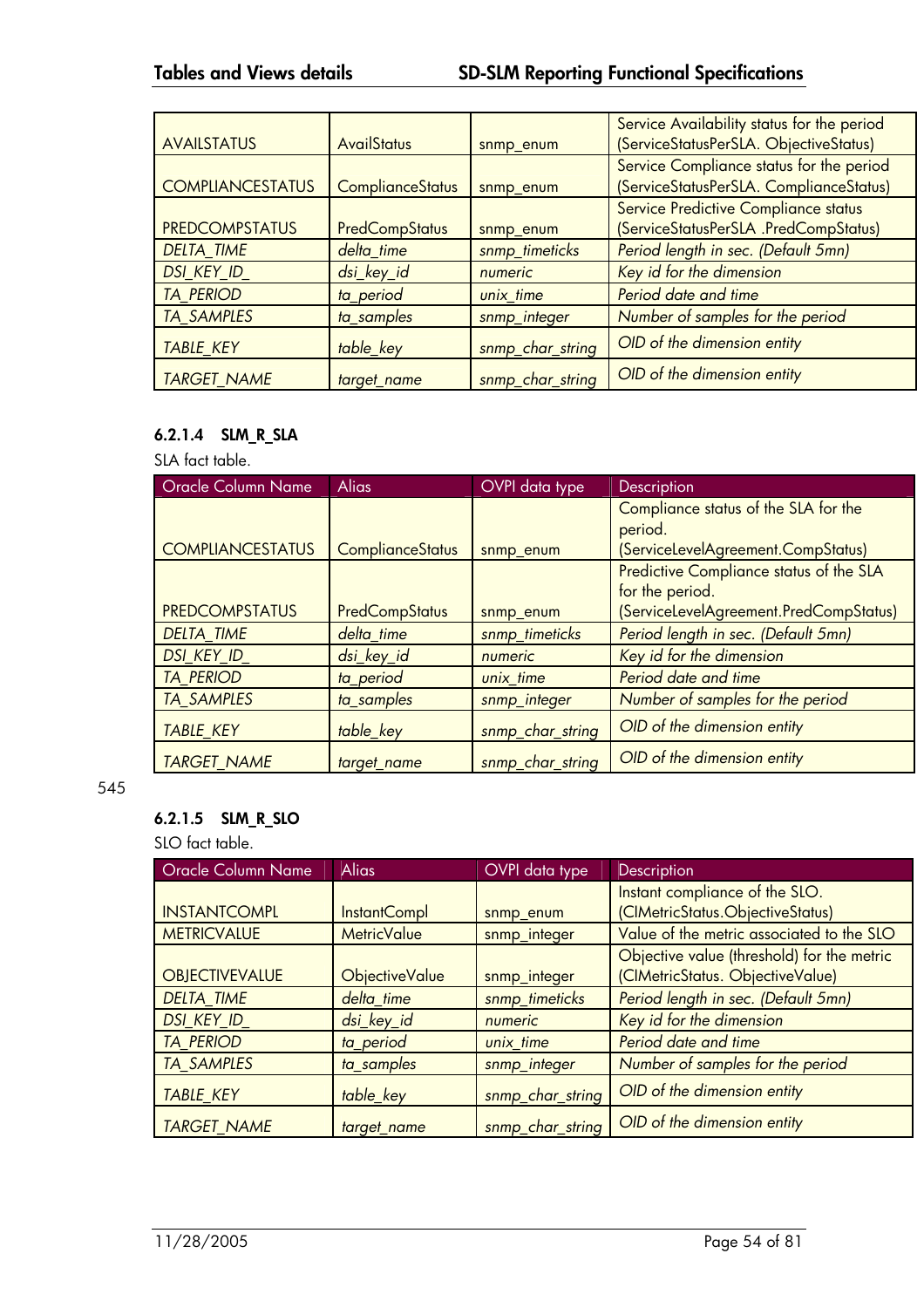| | | | |
|---|---|---|---|
| AVAILSTATUS | AvailStatus | snmp_enum | Service Availability status for the period (ServiceStatusPerSLA. ObjectiveStatus) |
| COMPLIANCESTATUS | ComplianceStatus | snmp_enum | Service Compliance status for the period (ServiceStatusPerSLA. ComplianceStatus) |
| PREDCOMPSTATUS | PredCompStatus | snmp_enum | Service Predictive Compliance status (ServiceStatusPerSLA .PredCompStatus) |
| *DELTA_TIME* | *delta_time* | *snmp_timeticks* | *Period length in sec. (Default 5mn)* |
| *DSI_KEY_ID_* | *dsi_key_id* | *numeric* | *Key id for the dimension* |
| *TA_PERIOD* | *ta_period* | *unix_time* | *Period date and time* |
| *TA_SAMPLES* | *ta_samples* | *snmp_integer* | *Number of samples for the period* |
| *TABLE_KEY* | *table_key* | *snmp_char_string* | *OID of the dimension entity* |
| *TARGET_NAME* | *target_name* | *snmp_char_string* | *OID of the dimension entity* |

#### 6.2.1.4 SLM_R_SLA

SLA fact table.

| Oracle Column Name | Alias | OVPI data type | Description |
|---|---|---|---|
| COMPLIANCESTATUS | ComplianceStatus | snmp_enum | Compliance status of the SLA for the period. (ServiceLevelAgreement.CompStatus) |
| PREDCOMPSTATUS | PredCompStatus | snmp_enum | Predictive Compliance status of the SLA for the period. (ServiceLevelAgreement.PredCompStatus) |
| *DELTA_TIME* | *delta_time* | *snmp_timeticks* | *Period length in sec. (Default 5mn)* |
| *DSI_KEY_ID_* | *dsi_key_id* | *numeric* | *Key id for the dimension* |
| *TA_PERIOD* | *ta_period* | *unix_time* | *Period date and time* |
| *TA_SAMPLES* | *ta_samples* | *snmp_integer* | *Number of samples for the period* |
| *TABLE_KEY* | *table_key* | *snmp_char_string* | *OID of the dimension entity* |
| *TARGET_NAME* | *target_name* | *snmp_char_string* | *OID of the dimension entity* |

545

#### 6.2.1.5 SLM_R_SLO

SLO fact table.

| Oracle Column Name | Alias | OVPI data type | Description |
|---|---|---|---|
| INSTANTCOMPL | InstantCompl | snmp_enum | Instant compliance of the SLO. (CIMetricStatus.ObjectiveStatus) |
| METRICVALUE | MetricValue | snmp_integer | Value of the metric associated to the SLO |
| OBJECTIVEVALUE | ObjectiveValue | snmp_integer | Objective value (threshold) for the metric (CIMetricStatus. ObjectiveValue) |
| *DELTA_TIME* | *delta_time* | *snmp_timeticks* | *Period length in sec. (Default 5mn)* |
| *DSI_KEY_ID_* | *dsi_key_id* | *numeric* | *Key id for the dimension* |
| *TA_PERIOD* | *ta_period* | *unix_time* | *Period date and time* |
| *TA_SAMPLES* | *ta_samples* | *snmp_integer* | *Number of samples for the period* |
| *TABLE_KEY* | *table_key* | *snmp_char_string* | *OID of the dimension entity* |
| *TARGET_NAME* | *target_name* | *snmp_char_string* | *OID of the dimension entity* |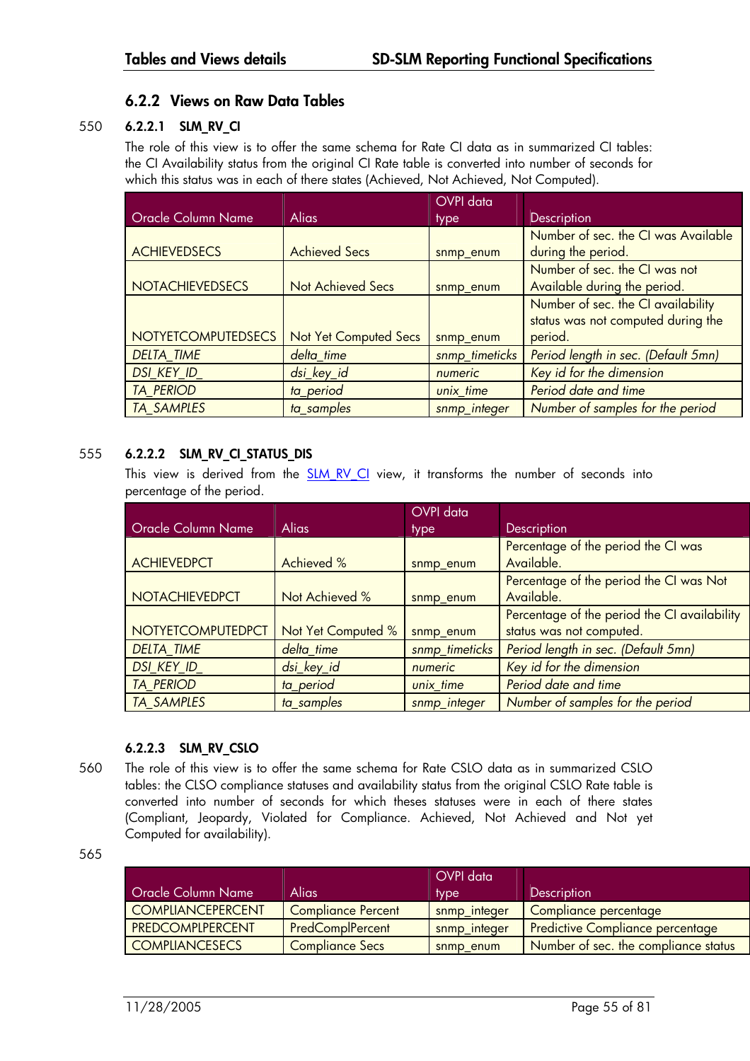### 6.2.2 Views on Raw Data Tables

#### 6.2.2.1 SLM_RV_CI

The role of this view is to offer the same schema for Rate CI data as in summarized CI tables: the CI Availability status from the original CI Rate table is converted into number of seconds for which this status was in each of there states (Achieved, Not Achieved, Not Computed).

| Oracle Column Name | Alias | OVPI data type | Description |
|---|---|---|---|
| ACHIEVEDSECS | Achieved Secs | snmp_enum | Number of sec. the CI was Available during the period. |
| NOTACHIEVEDSECS | Not Achieved Secs | snmp_enum | Number of sec. the CI was not Available during the period. |
| NOTYETCOMPUTEDSECS | Not Yet Computed Secs | snmp_enum | Number of sec. the CI availability status was not computed during the period. |
| *DELTA_TIME* | *delta_time* | *snmp_timeticks* | *Period length in sec. (Default 5mn)* |
| *DSI_KEY_ID_* | *dsi_key_id* | *numeric* | *Key id for the dimension* |
| *TA_PERIOD* | *ta_period* | *unix_time* | *Period date and time* |
| *TA_SAMPLES* | *ta_samples* | *snmp_integer* | *Number of samples for the period* |

#### 6.2.2.2 SLM_RV_CI_STATUS_DIS

This view is derived from the SLM_RV_CI view, it transforms the number of seconds into percentage of the period.

| Oracle Column Name | Alias | OVPI data type | Description |
|---|---|---|---|
| ACHIEVEDPCT | Achieved % | snmp_enum | Percentage of the period the CI was Available. |
| NOTACHIEVEDPCT | Not Achieved % | snmp_enum | Percentage of the period the CI was Not Available. |
| NOTYETCOMPUTEDPCT | Not Yet Computed % | snmp_enum | Percentage of the period the CI availability status was not computed. |
| *DELTA_TIME* | *delta_time* | *snmp_timeticks* | *Period length in sec. (Default 5mn)* |
| *DSI_KEY_ID_* | *dsi_key_id* | *numeric* | *Key id for the dimension* |
| *TA_PERIOD* | *ta_period* | *unix_time* | *Period date and time* |
| *TA_SAMPLES* | *ta_samples* | *snmp_integer* | *Number of samples for the period* |

#### 6.2.2.3 SLM_RV_CSLO

The role of this view is to offer the same schema for Rate CSLO data as in summarized CSLO tables: the CLSO compliance statuses and availability status from the original CSLO Rate table is converted into number of seconds for which theses statuses were in each of there states (Compliant, Jeopardy, Violated for Compliance. Achieved, Not Achieved and Not yet Computed for availability).

| Oracle Column Name | Alias | OVPI data type | Description |
|---|---|---|---|
| COMPLIANCEPERCENT | Compliance Percent | snmp_integer | Compliance percentage |
| PREDCOMPLPERCENT | PredComplPercent | snmp_integer | Predictive Compliance percentage |
| COMPLIANCESECS | Compliance Secs | snmp_enum | Number of sec. the compliance status |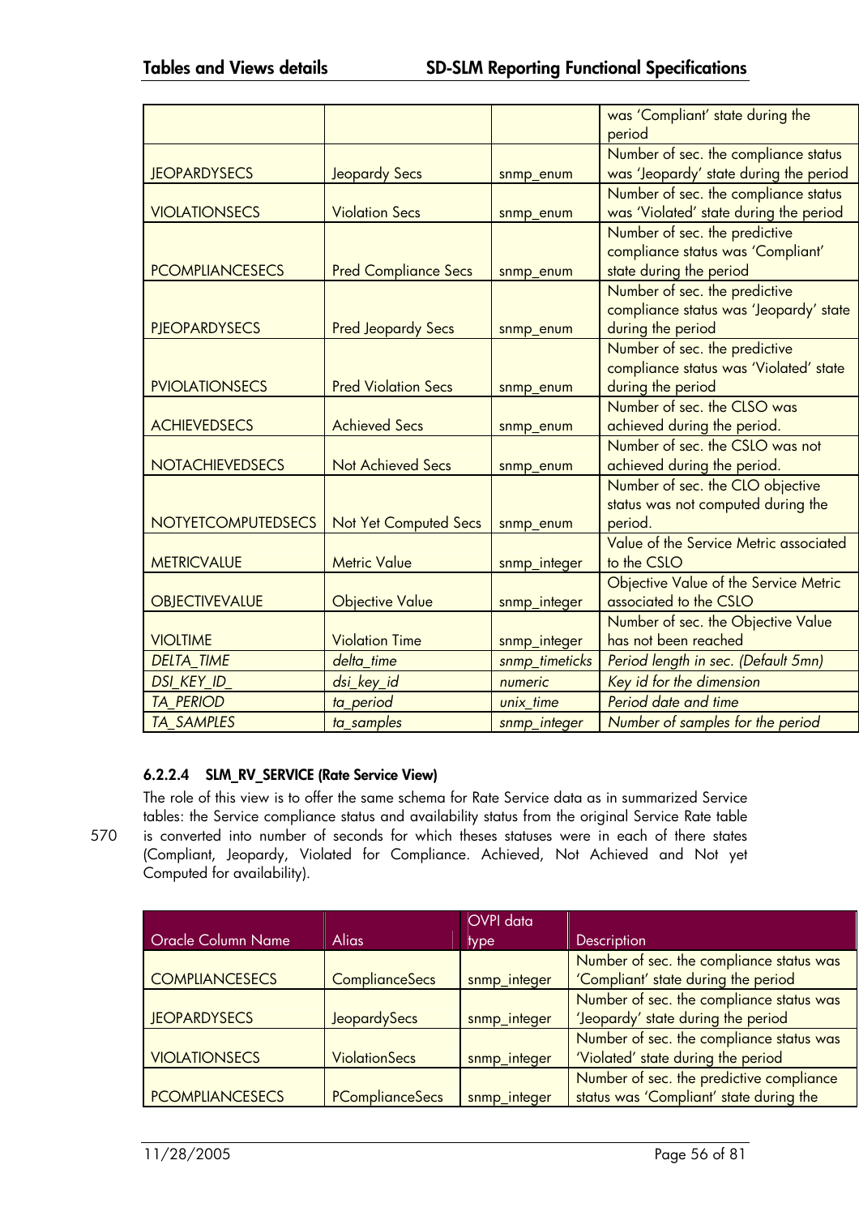|  |  |  | was 'Compliant' state during the period |
|---|---|---|---|
| JEOPARDYSECS | Jeopardy Secs | snmp_enum | Number of sec. the compliance status was 'Jeopardy' state during the period |
| VIOLATIONSECS | Violation Secs | snmp_enum | Number of sec. the compliance status was 'Violated' state during the period |
| PCOMPLIANCESECS | Pred Compliance Secs | snmp_enum | Number of sec. the predictive compliance status was 'Compliant' state during the period |
| PJEOPARDYSECS | Pred Jeopardy Secs | snmp_enum | Number of sec. the predictive compliance status was 'Jeopardy' state during the period |
| PVIOLATIONSECS | Pred Violation Secs | snmp_enum | Number of sec. the predictive compliance status was 'Violated' state during the period |
| ACHIEVEDSECS | Achieved Secs | snmp_enum | Number of sec. the CLSO was achieved during the period. |
| NOTACHIEVEDSECS | Not Achieved Secs | snmp_enum | Number of sec. the CSLO was not achieved during the period. |
| NOTYETCOMPUTEDSECS | Not Yet Computed Secs | snmp_enum | Number of sec. the CLO objective status was not computed during the period. |
| METRICVALUE | Metric Value | snmp_integer | Value of the Service Metric associated to the CSLO |
| OBJECTIVEVALUE | Objective Value | snmp_integer | Objective Value of the Service Metric associated to the CSLO |
| VIOLTIME | Violation Time | snmp_integer | Number of sec. the Objective Value has not been reached |
| *DELTA_TIME* | *delta_time* | *snmp_timeticks* | *Period length in sec. (Default 5mn)* |
| *DSI_KEY_ID_* | *dsi_key_id* | *numeric* | *Key id for the dimension* |
| *TA_PERIOD* | *ta_period* | *unix_time* | *Period date and time* |
| *TA_SAMPLES* | *ta_samples* | *snmp_integer* | *Number of samples for the period* |

#### 6.2.2.4 SLM_RV_SERVICE (Rate Service View)

The role of this view is to offer the same schema for Rate Service data as in summarized Service tables: the Service compliance status and availability status from the original Service Rate table is converted into number of seconds for which theses statuses were in each of there states (Compliant, Jeopardy, Violated for Compliance. Achieved, Not Achieved and Not yet Computed for availability).

| Oracle Column Name | Alias | OVPI data type | Description |
|---|---|---|---|
| COMPLIANCESECS | ComplianceSecs | snmp_integer | Number of sec. the compliance status was 'Compliant' state during the period |
| JEOPARDYSECS | JeopardySecs | snmp_integer | Number of sec. the compliance status was 'Jeopardy' state during the period |
| VIOLATIONSECS | ViolationSecs | snmp_integer | Number of sec. the compliance status was 'Violated' state during the period |
| PCOMPLIANCESECS | PComplianceSecs | snmp_integer | Number of sec. the predictive compliance status was 'Compliant' state during the |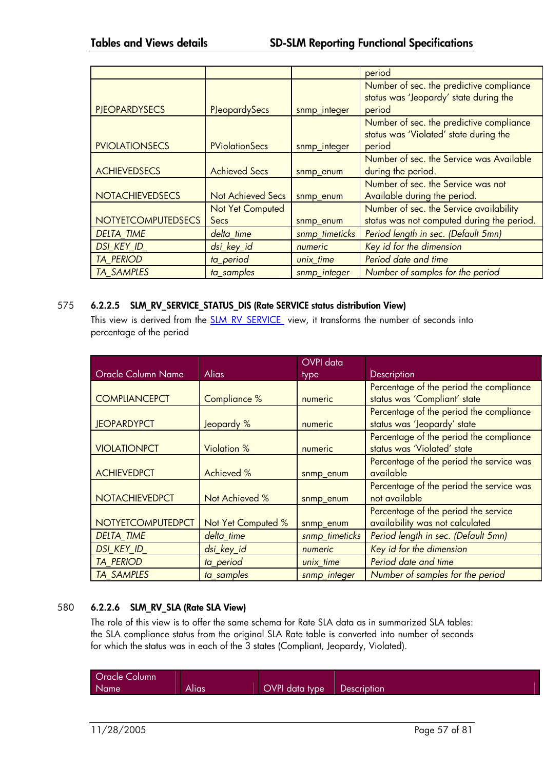| | | | period |
|---|---|---|---|
| PJEOPARDYSECS | PJeopardySecs | snmp_integer | Number of sec. the predictive compliance status was 'Jeopardy' state during the period |
| PVIOLATIONSECS | PViolationSecs | snmp_integer | Number of sec. the predictive compliance status was 'Violated' state during the period |
| ACHIEVEDSECS | Achieved Secs | snmp_enum | Number of sec. the Service was Available during the period. |
| NOTACHIEVEDSECS | Not Achieved Secs | snmp_enum | Number of sec. the Service was not Available during the period. |
| NOTYETCOMPUTEDSECS | Not Yet Computed Secs | snmp_enum | Number of sec. the Service availability status was not computed during the period. |
| *DELTA_TIME* | *delta_time* | *snmp_timeticks* | *Period length in sec. (Default 5mn)* |
| *DSI_KEY_ID_* | *dsi_key_id* | *numeric* | *Key id for the dimension* |
| *TA_PERIOD* | *ta_period* | *unix_time* | *Period date and time* |
| *TA_SAMPLES* | *ta_samples* | *snmp_integer* | *Number of samples for the period* |

#### 6.2.2.5 SLM_RV_SERVICE_STATUS_DIS (Rate SERVICE status distribution View)

This view is derived from the SLM_RV_SERVICE view, it transforms the number of seconds into percentage of the period

| Oracle Column Name | Alias | OVPI data type | Description |
|---|---|---|---|
| COMPLIANCEPCT | Compliance % | numeric | Percentage of the period the compliance status was 'Compliant' state |
| JEOPARDYPCT | Jeopardy % | numeric | Percentage of the period the compliance status was 'Jeopardy' state |
| VIOLATIONPCT | Violation % | numeric | Percentage of the period the compliance status was 'Violated' state |
| ACHIEVEDPCT | Achieved % | snmp_enum | Percentage of the period the service was available |
| NOTACHIEVEDPCT | Not Achieved % | snmp_enum | Percentage of the period the service was not available |
| NOTYETCOMPUTEDPCT | Not Yet Computed % | snmp_enum | Percentage of the period the service availability was not calculated |
| *DELTA_TIME* | *delta_time* | *snmp_timeticks* | *Period length in sec. (Default 5mn)* |
| *DSI_KEY_ID_* | *dsi_key_id* | *numeric* | *Key id for the dimension* |
| *TA_PERIOD* | *ta_period* | *unix_time* | *Period date and time* |
| *TA_SAMPLES* | *ta_samples* | *snmp_integer* | *Number of samples for the period* |

#### 6.2.2.6 SLM_RV_SLA (Rate SLA View)

The role of this view is to offer the same schema for Rate SLA data as in summarized SLA tables: the SLA compliance status from the original SLA Rate table is converted into number of seconds for which the status was in each of the 3 states (Compliant, Jeopardy, Violated).

| Oracle Column Name | Alias | OVPI data type | Description |
|---|---|---|---|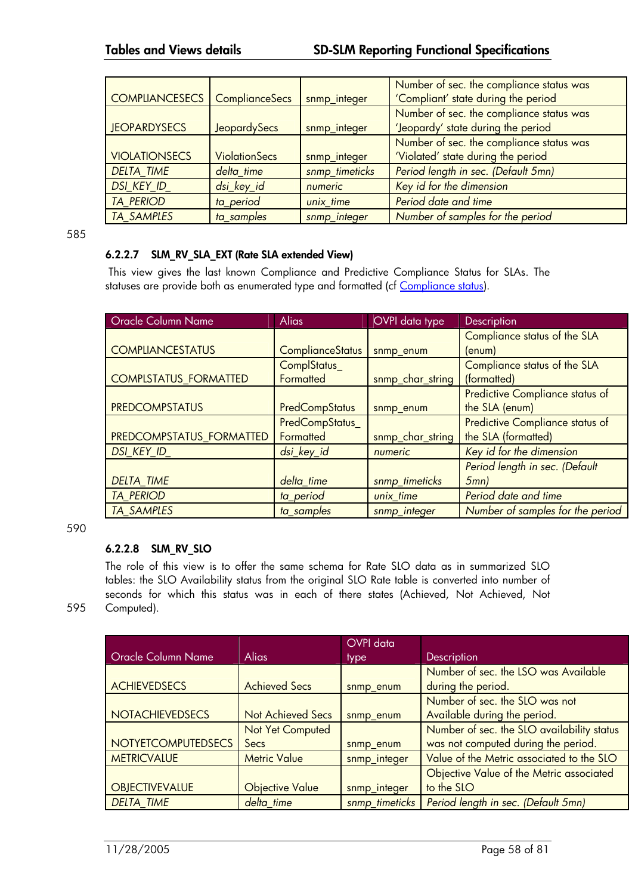| | | | |
|---|---|---|---|
| COMPLIANCESECS | ComplianceSecs | snmp_integer | Number of sec. the compliance status was 'Compliant' state during the period |
| JEOPARDYSECS | JeopardySecs | snmp_integer | Number of sec. the compliance status was 'Jeopardy' state during the period |
| VIOLATIONSECS | ViolationSecs | snmp_integer | Number of sec. the compliance status was 'Violated' state during the period |
| *DELTA_TIME* | *delta_time* | *snmp_timeticks* | *Period length in sec. (Default 5mn)* |
| *DSI_KEY_ID_* | *dsi_key_id* | *numeric* | *Key id for the dimension* |
| *TA_PERIOD* | *ta_period* | *unix_time* | *Period date and time* |
| *TA_SAMPLES* | *ta_samples* | *snmp_integer* | *Number of samples for the period* |

#### 6.2.2.7 SLM_RV_SLA_EXT (Rate SLA extended View)

This view gives the last known Compliance and Predictive Compliance Status for SLAs. The statuses are provide both as enumerated type and formatted (cf Compliance status).

| Oracle Column Name | Alias | OVPI data type | Description |
|---|---|---|---|
| COMPLIANCESTATUS | ComplianceStatus | snmp_enum | Compliance status of the SLA (enum) |
| COMPLSTATUS_FORMATTED | ComplStatus_ Formatted | snmp_char_string | Compliance status of the SLA (formatted) |
| PREDCOMPSTATUS | PredCompStatus | snmp_enum | Predictive Compliance status of the SLA (enum) |
| PREDCOMPSTATUS_FORMATTED | PredCompStatus_ Formatted | snmp_char_string | Predictive Compliance status of the SLA (formatted) |
| *DSI_KEY_ID_* | *dsi_key_id* | *numeric* | *Key id for the dimension* |
| *DELTA_TIME* | *delta_time* | *snmp_timeticks* | *Period length in sec. (Default 5mn)* |
| *TA_PERIOD* | *ta_period* | *unix_time* | *Period date and time* |
| *TA_SAMPLES* | *ta_samples* | *snmp_integer* | *Number of samples for the period* |

#### 6.2.2.8 SLM_RV_SLO

The role of this view is to offer the same schema for Rate SLO data as in summarized SLO tables: the SLO Availability status from the original SLO Rate table is converted into number of seconds for which this status was in each of there states (Achieved, Not Achieved, Not Computed).

| Oracle Column Name | Alias | OVPI data type | Description |
|---|---|---|---|
| ACHIEVEDSECS | Achieved Secs | snmp_enum | Number of sec. the LSO was Available during the period. |
| NOTACHIEVEDSECS | Not Achieved Secs | snmp_enum | Number of sec. the SLO was not Available during the period. |
| NOTYETCOMPUTEDSECS | Not Yet Computed Secs | snmp_enum | Number of sec. the SLO availability status was not computed during the period. |
| METRICVALUE | Metric Value | snmp_integer | Value of the Metric associated to the SLO |
| OBJECTIVEVALUE | Objective Value | snmp_integer | Objective Value of the Metric associated to the SLO |
| *DELTA_TIME* | *delta_time* | *snmp_timeticks* | *Period length in sec. (Default 5mn)* |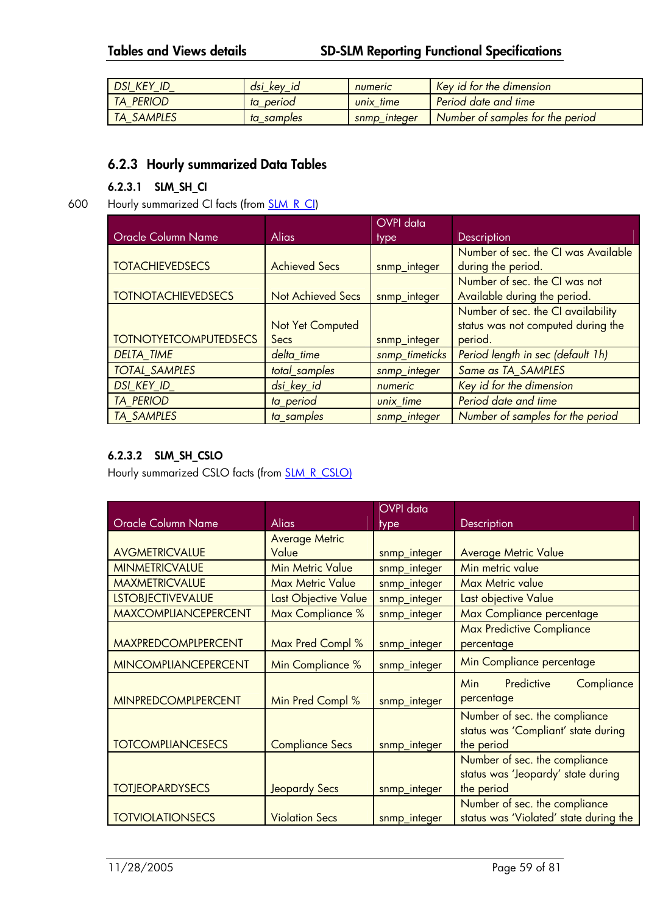| DSI_KEY_ID_ | dsi_key_id | numeric | Key id for the dimension |
|---|---|---|---|
| TA_PERIOD | ta_period | unix_time | Period date and time |
| TA_SAMPLES | ta_samples | snmp_integer | Number of samples for the period |

### 6.2.3 Hourly summarized Data Tables

#### 6.2.3.1 SLM_SH_CI

Hourly summarized CI facts (from SLM_R_CI)

| Oracle Column Name | Alias | OVPI data type | Description |
|---|---|---|---|
| TOTACHIEVEDSECS | Achieved Secs | snmp_integer | Number of sec. the CI was Available during the period. |
| TOTNOTACHIEVEDSECS | Not Achieved Secs | snmp_integer | Number of sec. the CI was not Available during the period. |
| TOTNOTYETCOMPUTEDSECS | Not Yet Computed Secs | snmp_integer | Number of sec. the CI availability status was not computed during the period. |
| *DELTA_TIME* | *delta_time* | *snmp_timeticks* | *Period length in sec (default 1h)* |
| *TOTAL_SAMPLES* | *total_samples* | *snmp_integer* | *Same as TA_SAMPLES* |
| *DSI_KEY_ID_* | *dsi_key_id* | *numeric* | *Key id for the dimension* |
| *TA_PERIOD* | *ta_period* | *unix_time* | *Period date and time* |
| *TA_SAMPLES* | *ta_samples* | *snmp_integer* | *Number of samples for the period* |

#### 6.2.3.2 SLM_SH_CSLO

Hourly summarized CSLO facts (from SLM_R_CSLO)

| Oracle Column Name | Alias | OVPI data type | Description |
|---|---|---|---|
| AVGMETRICVALUE | Average Metric Value | snmp_integer | Average Metric Value |
| MINMETRICVALUE | Min Metric Value | snmp_integer | Min metric value |
| MAXMETRICVALUE | Max Metric Value | snmp_integer | Max Metric value |
| LSTOBJECTIVEVALUE | Last Objective Value | snmp_integer | Last objective Value |
| MAXCOMPLIANCEPERCENT | Max Compliance % | snmp_integer | Max Compliance percentage |
| MAXPREDCOMPLPERCENT | Max Pred Compl % | snmp_integer | Max Predictive Compliance percentage |
| MINCOMPLIANCEPERCENT | Min Compliance % | snmp_integer | Min Compliance percentage |
| MINPREDCOMPLPERCENT | Min Pred Compl % | snmp_integer | Min Predictive Compliance percentage |
| TOTCOMPLIANCESECS | Compliance Secs | snmp_integer | Number of sec. the compliance status was 'Compliant' state during the period |
| TOTJEOPARDYSECS | Jeopardy Secs | snmp_integer | Number of sec. the compliance status was 'Jeopardy' state during the period |
| TOTVIOLATIONSECS | Violation Secs | snmp_integer | Number of sec. the compliance status was 'Violated' state during the |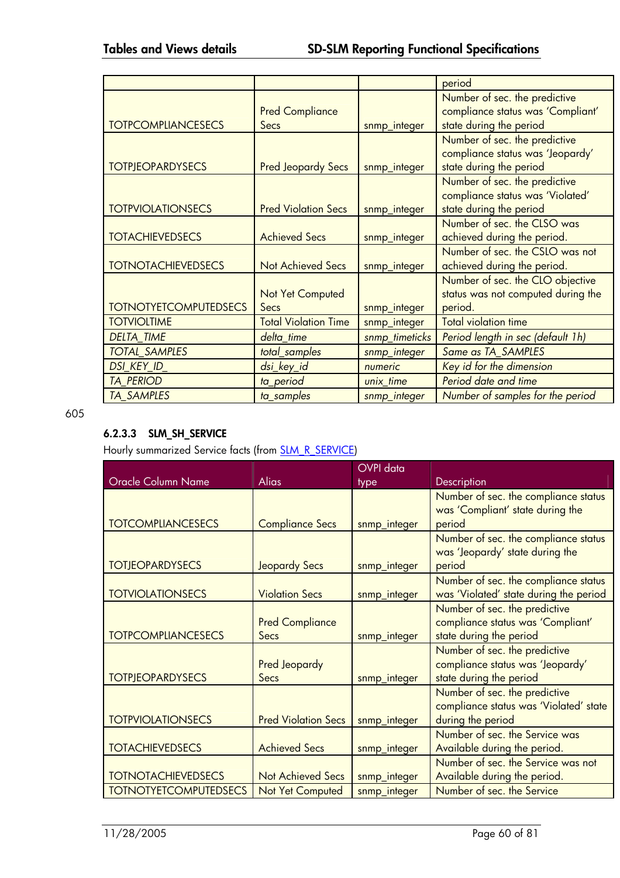| | | | period |
|---|---|---|---|
| TOTPCOMPLIANCESECS | Pred Compliance Secs | snmp_integer | Number of sec. the predictive compliance status was 'Compliant' state during the period |
| TOTPJEOPARDYSECS | Pred Jeopardy Secs | snmp_integer | Number of sec. the predictive compliance status was 'Jeopardy' state during the period |
| TOTPVIOLATIONSECS | Pred Violation Secs | snmp_integer | Number of sec. the predictive compliance status was 'Violated' state during the period |
| TOTACHIEVEDSECS | Achieved Secs | snmp_integer | Number of sec. the CLSO was achieved during the period. |
| TOTNOTACHIEVEDSECS | Not Achieved Secs | snmp_integer | Number of sec. the CSLO was not achieved during the period. |
| TOTNOTYETCOMPUTEDSECS | Not Yet Computed Secs | snmp_integer | Number of sec. the CLO objective status was not computed during the period. |
| TOTVIOLTIME | Total Violation Time | snmp_integer | Total violation time |
| *DELTA_TIME* | *delta_time* | *snmp_timeticks* | *Period length in sec (default 1h)* |
| *TOTAL_SAMPLES* | *total_samples* | *snmp_integer* | *Same as TA_SAMPLES* |
| *DSI_KEY_ID_* | *dsi_key_id* | *numeric* | *Key id for the dimension* |
| *TA_PERIOD* | *ta_period* | *unix_time* | *Period date and time* |
| *TA_SAMPLES* | *ta_samples* | *snmp_integer* | *Number of samples for the period* |

605

#### 6.2.3.3 SLM_SH_SERVICE

Hourly summarized Service facts (from SLM_R_SERVICE)

| Oracle Column Name | Alias | OVPI data type | Description |
|---|---|---|---|
| TOTCOMPLIANCESECS | Compliance Secs | snmp_integer | Number of sec. the compliance status was 'Compliant' state during the period |
| TOTJEOPARDYSECS | Jeopardy Secs | snmp_integer | Number of sec. the compliance status was 'Jeopardy' state during the period |
| TOTVIOLATIONSECS | Violation Secs | snmp_integer | Number of sec. the compliance status was 'Violated' state during the period |
| TOTPCOMPLIANCESECS | Pred Compliance Secs | snmp_integer | Number of sec. the predictive compliance status was 'Compliant' state during the period |
| TOTPJEOPARDYSECS | Pred Jeopardy Secs | snmp_integer | Number of sec. the predictive compliance status was 'Jeopardy' state during the period |
| TOTPVIOLATIONSECS | Pred Violation Secs | snmp_integer | Number of sec. the predictive compliance status was 'Violated' state during the period |
| TOTACHIEVEDSECS | Achieved Secs | snmp_integer | Number of sec. the Service was Available during the period. |
| TOTNOTACHIEVEDSECS | Not Achieved Secs | snmp_integer | Number of sec. the Service was not Available during the period. |
| TOTNOTYETCOMPUTEDSECS | Not Yet Computed | snmp_integer | Number of sec. the Service |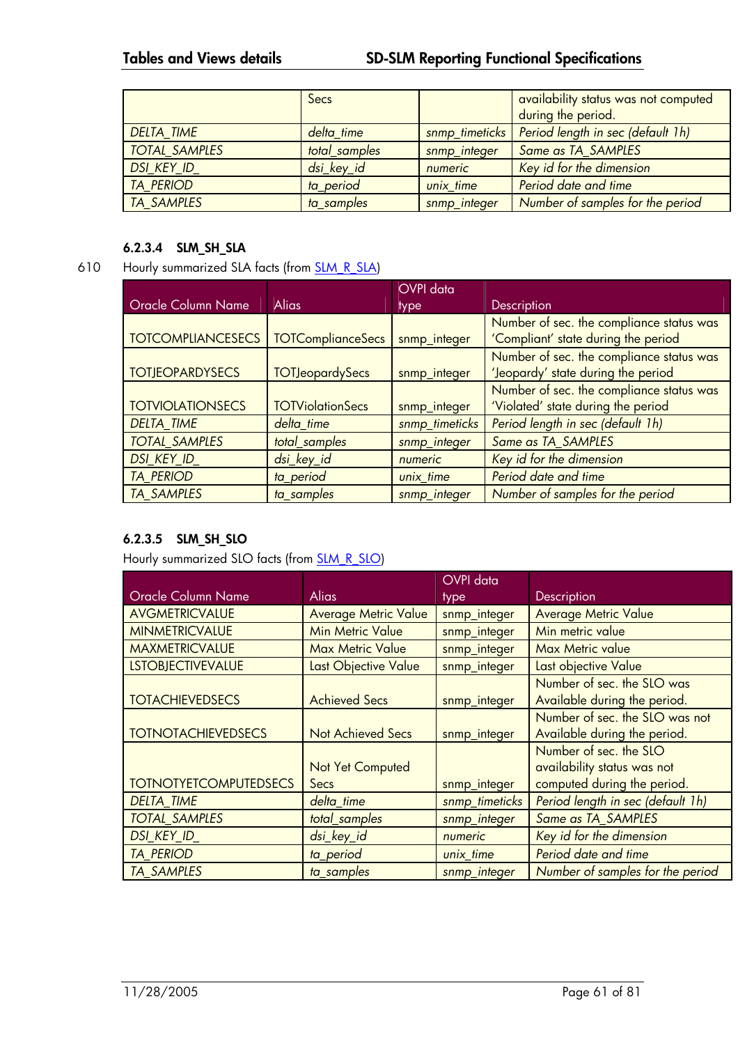| | Secs | | availability status was not computed during the period. |
|---|---|---|---|
| *DELTA_TIME* | *delta_time* | *snmp_timeticks* | *Period length in sec (default 1h)* |
| *TOTAL_SAMPLES* | *total_samples* | *snmp_integer* | *Same as TA_SAMPLES* |
| *DSI_KEY_ID_* | *dsi_key_id* | *numeric* | *Key id for the dimension* |
| *TA_PERIOD* | *ta_period* | *unix_time* | *Period date and time* |
| *TA_SAMPLES* | *ta_samples* | *snmp_integer* | *Number of samples for the period* |

#### 6.2.3.4 SLM_SH_SLA

610 Hourly summarized SLA facts (from SLM_R_SLA)

| Oracle Column Name | Alias | OVPI data type | Description |
|---|---|---|---|
| TOTCOMPLIANCESECS | TOTComplianceSecs | snmp_integer | Number of sec. the compliance status was 'Compliant' state during the period |
| TOTJEOPARDYSECS | TOTJeopardySecs | snmp_integer | Number of sec. the compliance status was 'Jeopardy' state during the period |
| TOTVIOLATIONSECS | TOTViolationSecs | snmp_integer | Number of sec. the compliance status was 'Violated' state during the period |
| *DELTA_TIME* | *delta_time* | *snmp_timeticks* | *Period length in sec (default 1h)* |
| *TOTAL_SAMPLES* | *total_samples* | *snmp_integer* | *Same as TA_SAMPLES* |
| *DSI_KEY_ID_* | *dsi_key_id* | *numeric* | *Key id for the dimension* |
| *TA_PERIOD* | *ta_period* | *unix_time* | *Period date and time* |
| *TA_SAMPLES* | *ta_samples* | *snmp_integer* | *Number of samples for the period* |

#### 6.2.3.5 SLM_SH_SLO

Hourly summarized SLO facts (from SLM_R_SLO)

| Oracle Column Name | Alias | OVPI data type | Description |
|---|---|---|---|
| AVGMETRICVALUE | Average Metric Value | snmp_integer | Average Metric Value |
| MINMETRICVALUE | Min Metric Value | snmp_integer | Min metric value |
| MAXMETRICVALUE | Max Metric Value | snmp_integer | Max Metric value |
| LSTOBJECTIVEVALUE | Last Objective Value | snmp_integer | Last objective Value |
| TOTACHIEVEDSECS | Achieved Secs | snmp_integer | Number of sec. the SLO was Available during the period. |
| TOTNOTACHIEVEDSECS | Not Achieved Secs | snmp_integer | Number of sec. the SLO was not Available during the period. |
| TOTNOTYETCOMPUTEDSECS | Not Yet Computed Secs | snmp_integer | Number of sec. the SLO availability status was not computed during the period. |
| *DELTA_TIME* | *delta_time* | *snmp_timeticks* | *Period length in sec (default 1h)* |
| *TOTAL_SAMPLES* | *total_samples* | *snmp_integer* | *Same as TA_SAMPLES* |
| *DSI_KEY_ID_* | *dsi_key_id* | *numeric* | *Key id for the dimension* |
| *TA_PERIOD* | *ta_period* | *unix_time* | *Period date and time* |
| *TA_SAMPLES* | *ta_samples* | *snmp_integer* | *Number of samples for the period* |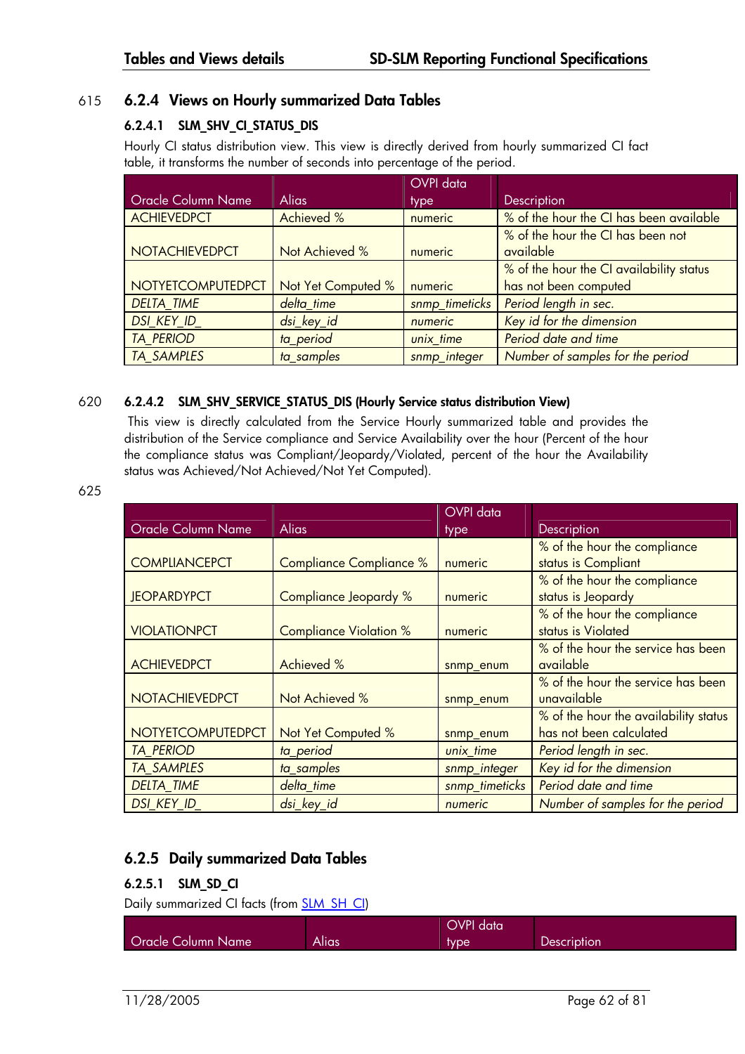### 6.2.4 Views on Hourly summarized Data Tables

#### 6.2.4.1 SLM_SHV_CI_STATUS_DIS

Hourly CI status distribution view. This view is directly derived from hourly summarized CI fact table, it transforms the number of seconds into percentage of the period.

| Oracle Column Name | Alias | OVPI data type | Description |
|---|---|---|---|
| ACHIEVEDPCT | Achieved % | numeric | % of the hour the CI has been available |
| NOTACHIEVEDPCT | Not Achieved % | numeric | % of the hour the CI has been not available |
| NOTYETCOMPUTEDPCT | Not Yet Computed % | numeric | % of the hour the CI availability status has not been computed |
| *DELTA_TIME* | *delta_time* | *snmp_timeticks* | *Period length in sec.* |
| *DSI_KEY_ID_* | *dsi_key_id* | *numeric* | *Key id for the dimension* |
| *TA_PERIOD* | *ta_period* | *unix_time* | *Period date and time* |
| *TA_SAMPLES* | *ta_samples* | *snmp_integer* | *Number of samples for the period* |

#### 6.2.4.2 SLM_SHV_SERVICE_STATUS_DIS (Hourly Service status distribution View)

This view is directly calculated from the Service Hourly summarized table and provides the distribution of the Service compliance and Service Availability over the hour (Percent of the hour the compliance status was Compliant/Jeopardy/Violated, percent of the hour the Availability status was Achieved/Not Achieved/Not Yet Computed).

| Oracle Column Name | Alias | OVPI data type | Description |
|---|---|---|---|
| COMPLIANCEPCT | Compliance Compliance % | numeric | % of the hour the compliance status is Compliant |
| JEOPARDYPCT | Compliance Jeopardy % | numeric | % of the hour the compliance status is Jeopardy |
| VIOLATIONPCT | Compliance Violation % | numeric | % of the hour the compliance status is Violated |
| ACHIEVEDPCT | Achieved % | snmp_enum | % of the hour the service has been available |
| NOTACHIEVEDPCT | Not Achieved % | snmp_enum | % of the hour the service has been unavailable |
| NOTYETCOMPUTEDPCT | Not Yet Computed % | snmp_enum | % of the hour the availability status has not been calculated |
| *TA_PERIOD* | *ta_period* | *unix_time* | *Period length in sec.* |
| *TA_SAMPLES* | *ta_samples* | *snmp_integer* | *Key id for the dimension* |
| *DELTA_TIME* | *delta_time* | *snmp_timeticks* | *Period date and time* |
| *DSI_KEY_ID_* | *dsi_key_id* | *numeric* | *Number of samples for the period* |

### 6.2.5 Daily summarized Data Tables

#### 6.2.5.1 SLM_SD_CI

Daily summarized CI facts (from SLM_SH_CI)

| Oracle Column Name | Alias | OVPI data type | Description |
|---|---|---|---|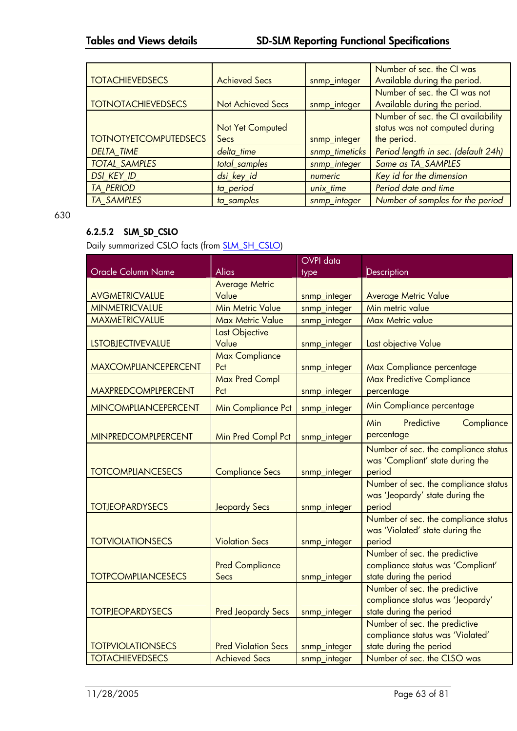| | | | |
|---|---|---|---|
| TOTACHIEVEDSECS | Achieved Secs | snmp_integer | Number of sec. the CI was Available during the period. |
| TOTNOTACHIEVEDSECS | Not Achieved Secs | snmp_integer | Number of sec. the CI was not Available during the period. |
| TOTNOTYETCOMPUTEDSECS | Not Yet Computed Secs | snmp_integer | Number of sec. the CI availability status was not computed during the period. |
| *DELTA_TIME* | *delta_time* | *snmp_timeticks* | *Period length in sec. (default 24h)* |
| *TOTAL_SAMPLES* | *total_samples* | *snmp_integer* | *Same as TA_SAMPLES* |
| *DSI_KEY_ID_* | *dsi_key_id* | *numeric* | *Key id for the dimension* |
| *TA_PERIOD* | *ta_period* | *unix_time* | *Period date and time* |
| *TA_SAMPLES* | *ta_samples* | *snmp_integer* | *Number of samples for the period* |

630

#### 6.2.5.2 SLM_SD_CSLO

Daily summarized CSLO facts (from SLM_SH_CSLO)

| Oracle Column Name | Alias | OVPI data type | Description |
|---|---|---|---|
| AVGMETRICVALUE | Average Metric Value | snmp_integer | Average Metric Value |
| MINMETRICVALUE | Min Metric Value | snmp_integer | Min metric value |
| MAXMETRICVALUE | Max Metric Value | snmp_integer | Max Metric value |
| LSTOBJECTIVEVALUE | Last Objective Value | snmp_integer | Last objective Value |
| MAXCOMPLIANCEPERCENT | Max Compliance Pct | snmp_integer | Max Compliance percentage |
| MAXPREDCOMPLPERCENT | Max Pred Compl Pct | snmp_integer | Max Predictive Compliance percentage |
| MINCOMPLIANCEPERCENT | Min Compliance Pct | snmp_integer | Min Compliance percentage |
| MINPREDCOMPLPERCENT | Min Pred Compl Pct | snmp_integer | Min Predictive Compliance percentage |
| TOTCOMPLIANCESECS | Compliance Secs | snmp_integer | Number of sec. the compliance status was 'Compliant' state during the period |
| TOTJEOPARDYSECS | Jeopardy Secs | snmp_integer | Number of sec. the compliance status was 'Jeopardy' state during the period |
| TOTVIOLATIONSECS | Violation Secs | snmp_integer | Number of sec. the compliance status was 'Violated' state during the period |
| TOTPCOMPLIANCESECS | Pred Compliance Secs | snmp_integer | Number of sec. the predictive compliance status was 'Compliant' state during the period |
| TOTPJEOPARDYSECS | Pred Jeopardy Secs | snmp_integer | Number of sec. the predictive compliance status was 'Jeopardy' state during the period |
| TOTPVIOLATIONSECS | Pred Violation Secs | snmp_integer | Number of sec. the predictive compliance status was 'Violated' state during the period |
| TOTACHIEVEDSECS | Achieved Secs | snmp_integer | Number of sec. the CLSO was |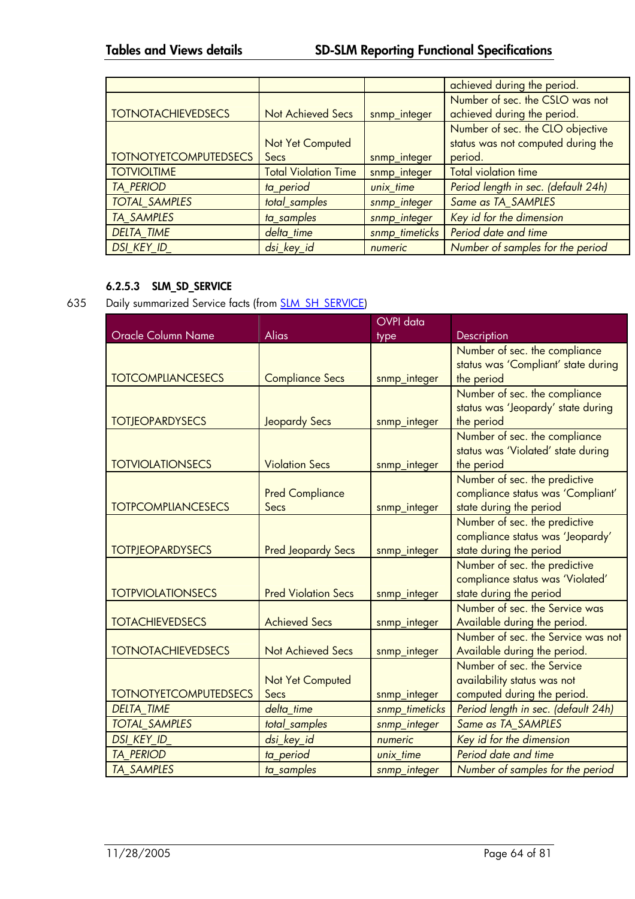| | | | achieved during the period. |
|---|---|---|---|
| TOTNOTACHIEVEDSECS | Not Achieved Secs | snmp_integer | Number of sec. the CSLO was not achieved during the period. |
| TOTNOTYETCOMPUTEDSECS | Not Yet Computed Secs | snmp_integer | Number of sec. the CLO objective status was not computed during the period. |
| TOTVIOLTIME | Total Violation Time | snmp_integer | Total violation time |
| *TA_PERIOD* | *ta_period* | *unix_time* | *Period length in sec. (default 24h)* |
| *TOTAL_SAMPLES* | *total_samples* | *snmp_integer* | *Same as TA_SAMPLES* |
| *TA_SAMPLES* | *ta_samples* | *snmp_integer* | *Key id for the dimension* |
| *DELTA_TIME* | *delta_time* | *snmp_timeticks* | *Period date and time* |
| *DSI_KEY_ID_* | *dsi_key_id* | *numeric* | *Number of samples for the period* |

#### 6.2.5.3 SLM_SD_SERVICE

635 Daily summarized Service facts (from SLM_SH_SERVICE)

| Oracle Column Name | Alias | OVPI data type | Description |
|---|---|---|---|
| TOTCOMPLIANCESECS | Compliance Secs | snmp_integer | Number of sec. the compliance status was 'Compliant' state during the period |
| TOTJEOPARDYSECS | Jeopardy Secs | snmp_integer | Number of sec. the compliance status was 'Jeopardy' state during the period |
| TOTVIOLATIONSECS | Violation Secs | snmp_integer | Number of sec. the compliance status was 'Violated' state during the period |
| TOTPCOMPLIANCESECS | Pred Compliance Secs | snmp_integer | Number of sec. the predictive compliance status was 'Compliant' state during the period |
| TOTPJEOPARDYSECS | Pred Jeopardy Secs | snmp_integer | Number of sec. the predictive compliance status was 'Jeopardy' state during the period |
| TOTPVIOLATIONSECS | Pred Violation Secs | snmp_integer | Number of sec. the predictive compliance status was 'Violated' state during the period |
| TOTACHIEVEDSECS | Achieved Secs | snmp_integer | Number of sec. the Service was Available during the period. |
| TOTNOTACHIEVEDSECS | Not Achieved Secs | snmp_integer | Number of sec. the Service was not Available during the period. |
| TOTNOTYETCOMPUTEDSECS | Not Yet Computed Secs | snmp_integer | Number of sec. the Service availability status was not computed during the period. |
| *DELTA_TIME* | *delta_time* | *snmp_timeticks* | *Period length in sec. (default 24h)* |
| *TOTAL_SAMPLES* | *total_samples* | *snmp_integer* | *Same as TA_SAMPLES* |
| *DSI_KEY_ID_* | *dsi_key_id* | *numeric* | *Key id for the dimension* |
| *TA_PERIOD* | *ta_period* | *unix_time* | *Period date and time* |
| *TA_SAMPLES* | *ta_samples* | *snmp_integer* | *Number of samples for the period* |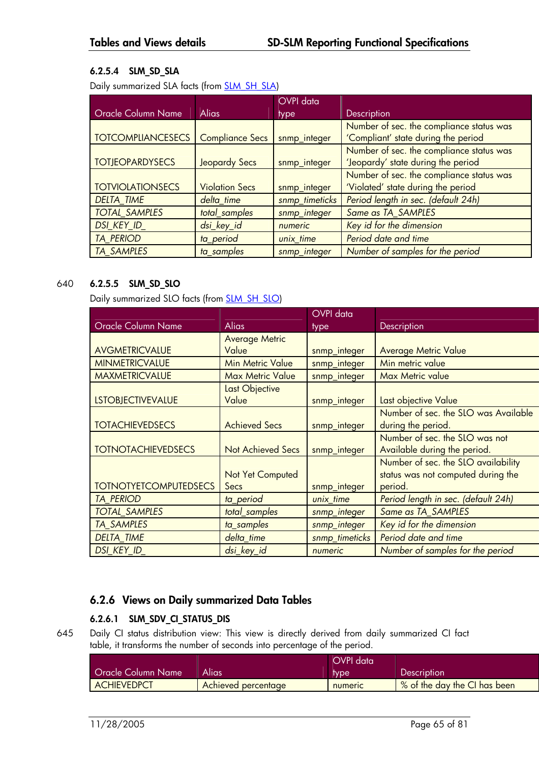#### 6.2.5.4 SLM_SD_SLA

Daily summarized SLA facts (from SLM_SH_SLA)

| Oracle Column Name | Alias | OVPI data type | Description |
|---|---|---|---|
| TOTCOMPLIANCESECS | Compliance Secs | snmp_integer | Number of sec. the compliance status was 'Compliant' state during the period |
| TOTJEOPARDYSECS | Jeopardy Secs | snmp_integer | Number of sec. the compliance status was 'Jeopardy' state during the period |
| TOTVIOLATIONSECS | Violation Secs | snmp_integer | Number of sec. the compliance status was 'Violated' state during the period |
| *DELTA_TIME* | *delta_time* | *snmp_timeticks* | *Period length in sec. (default 24h)* |
| *TOTAL_SAMPLES* | *total_samples* | *snmp_integer* | *Same as TA_SAMPLES* |
| *DSI_KEY_ID_* | *dsi_key_id* | *numeric* | *Key id for the dimension* |
| *TA_PERIOD* | *ta_period* | *unix_time* | *Period date and time* |
| *TA_SAMPLES* | *ta_samples* | *snmp_integer* | *Number of samples for the period* |

#### 6.2.5.5 SLM_SD_SLO

Daily summarized SLO facts (from SLM_SH_SLO)

| Oracle Column Name | Alias | OVPI data type | Description |
|---|---|---|---|
| AVGMETRICVALUE | Average Metric Value | snmp_integer | Average Metric Value |
| MINMETRICVALUE | Min Metric Value | snmp_integer | Min metric value |
| MAXMETRICVALUE | Max Metric Value | snmp_integer | Max Metric value |
| LSTOBJECTIVEVALUE | Last Objective Value | snmp_integer | Last objective Value |
| TOTACHIEVEDSECS | Achieved Secs | snmp_integer | Number of sec. the SLO was Available during the period. |
| TOTNOTACHIEVEDSECS | Not Achieved Secs | snmp_integer | Number of sec. the SLO was not Available during the period. |
| TOTNOTYETCOMPUTEDSECS | Not Yet Computed Secs | snmp_integer | Number of sec. the SLO availability status was not computed during the period. |
| *TA_PERIOD* | *ta_period* | *unix_time* | *Period length in sec. (default 24h)* |
| *TOTAL_SAMPLES* | *total_samples* | *snmp_integer* | *Same as TA_SAMPLES* |
| *TA_SAMPLES* | *ta_samples* | *snmp_integer* | *Key id for the dimension* |
| *DELTA_TIME* | *delta_time* | *snmp_timeticks* | *Period date and time* |
| *DSI_KEY_ID_* | *dsi_key_id* | *numeric* | *Number of samples for the period* |

### 6.2.6 Views on Daily summarized Data Tables

#### 6.2.6.1 SLM_SDV_CI_STATUS_DIS

Daily CI status distribution view: This view is directly derived from daily summarized CI fact table, it transforms the number of seconds into percentage of the period.

| Oracle Column Name | Alias | OVPI data type | Description |
|---|---|---|---|
| ACHIEVEDPCT | Achieved percentage | numeric | % of the day the CI has been |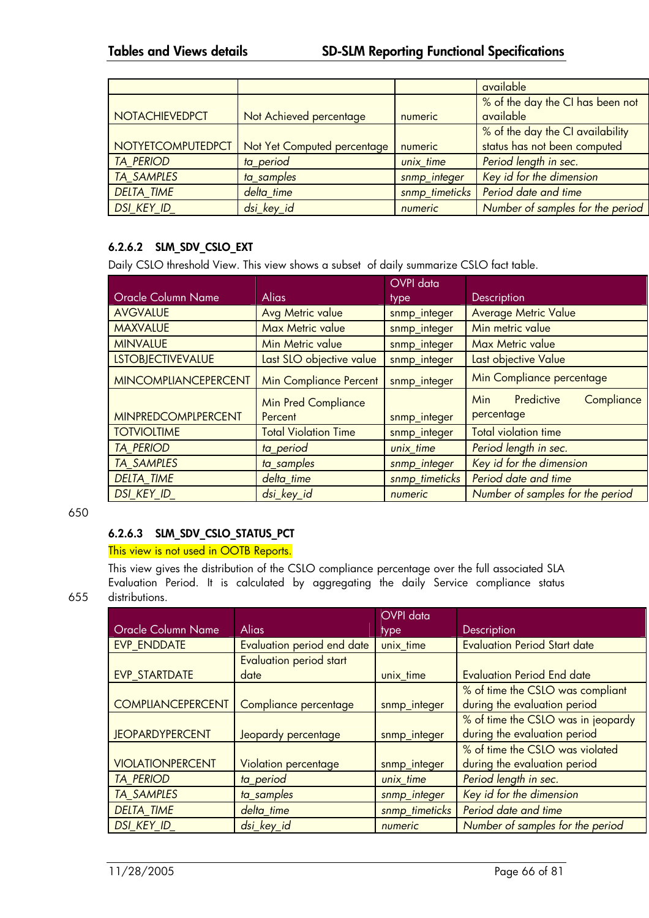| | | | available |
|---|---|---|---|
| NOTACHIEVEDPCT | Not Achieved percentage | numeric | % of the day the CI has been not available |
| NOTYETCOMPUTEDPCT | Not Yet Computed percentage | numeric | % of the day the CI availability status has not been computed |
| *TA_PERIOD* | *ta_period* | *unix_time* | *Period length in sec.* |
| *TA_SAMPLES* | *ta_samples* | *snmp_integer* | *Key id for the dimension* |
| *DELTA_TIME* | *delta_time* | *snmp_timeticks* | *Period date and time* |
| *DSI_KEY_ID_* | *dsi_key_id* | *numeric* | *Number of samples for the period* |

### 6.2.6.2 SLM_SDV_CSLO_EXT

Daily CSLO threshold View. This view shows a subset of daily summarize CSLO fact table.

| Oracle Column Name | Alias | OVPI data type | Description |
|---|---|---|---|
| AVGVALUE | Avg Metric value | snmp_integer | Average Metric Value |
| MAXVALUE | Max Metric value | snmp_integer | Min metric value |
| MINVALUE | Min Metric value | snmp_integer | Max Metric value |
| LSTOBJECTIVEVALUE | Last SLO objective value | snmp_integer | Last objective Value |
| MINCOMPLIANCEPERCENT | Min Compliance Percent | snmp_integer | Min Compliance percentage |
| MINPREDCOMPLPERCENT | Min Pred Compliance Percent | snmp_integer | Min Predictive Compliance percentage |
| TOTVIOLTIME | Total Violation Time | snmp_integer | Total violation time |
| *TA_PERIOD* | *ta_period* | *unix_time* | *Period length in sec.* |
| *TA_SAMPLES* | *ta_samples* | *snmp_integer* | *Key id for the dimension* |
| *DELTA_TIME* | *delta_time* | *snmp_timeticks* | *Period date and time* |
| *DSI_KEY_ID_* | *dsi_key_id* | *numeric* | *Number of samples for the period* |

### 6.2.6.3 SLM_SDV_CSLO_STATUS_PCT

This view is not used in OOTB Reports.

This view gives the distribution of the CSLO compliance percentage over the full associated SLA Evaluation Period. It is calculated by aggregating the daily Service compliance status distributions.

| Oracle Column Name | Alias | OVPI data type | Description |
|---|---|---|---|
| EVP_ENDDATE | Evaluation period end date | unix_time | Evaluation Period Start date |
| EVP_STARTDATE | Evaluation period start date | unix_time | Evaluation Period End date |
| COMPLIANCEPERCENT | Compliance percentage | snmp_integer | % of time the CSLO was compliant during the evaluation period |
| JEOPARDYPERCENT | Jeopardy percentage | snmp_integer | % of time the CSLO was in jeopardy during the evaluation period |
| VIOLATIONPERCENT | Violation percentage | snmp_integer | % of time the CSLO was violated during the evaluation period |
| *TA_PERIOD* | *ta_period* | *unix_time* | *Period length in sec.* |
| *TA_SAMPLES* | *ta_samples* | *snmp_integer* | *Key id for the dimension* |
| *DELTA_TIME* | *delta_time* | *snmp_timeticks* | *Period date and time* |
| *DSI_KEY_ID_* | *dsi_key_id* | *numeric* | *Number of samples for the period* |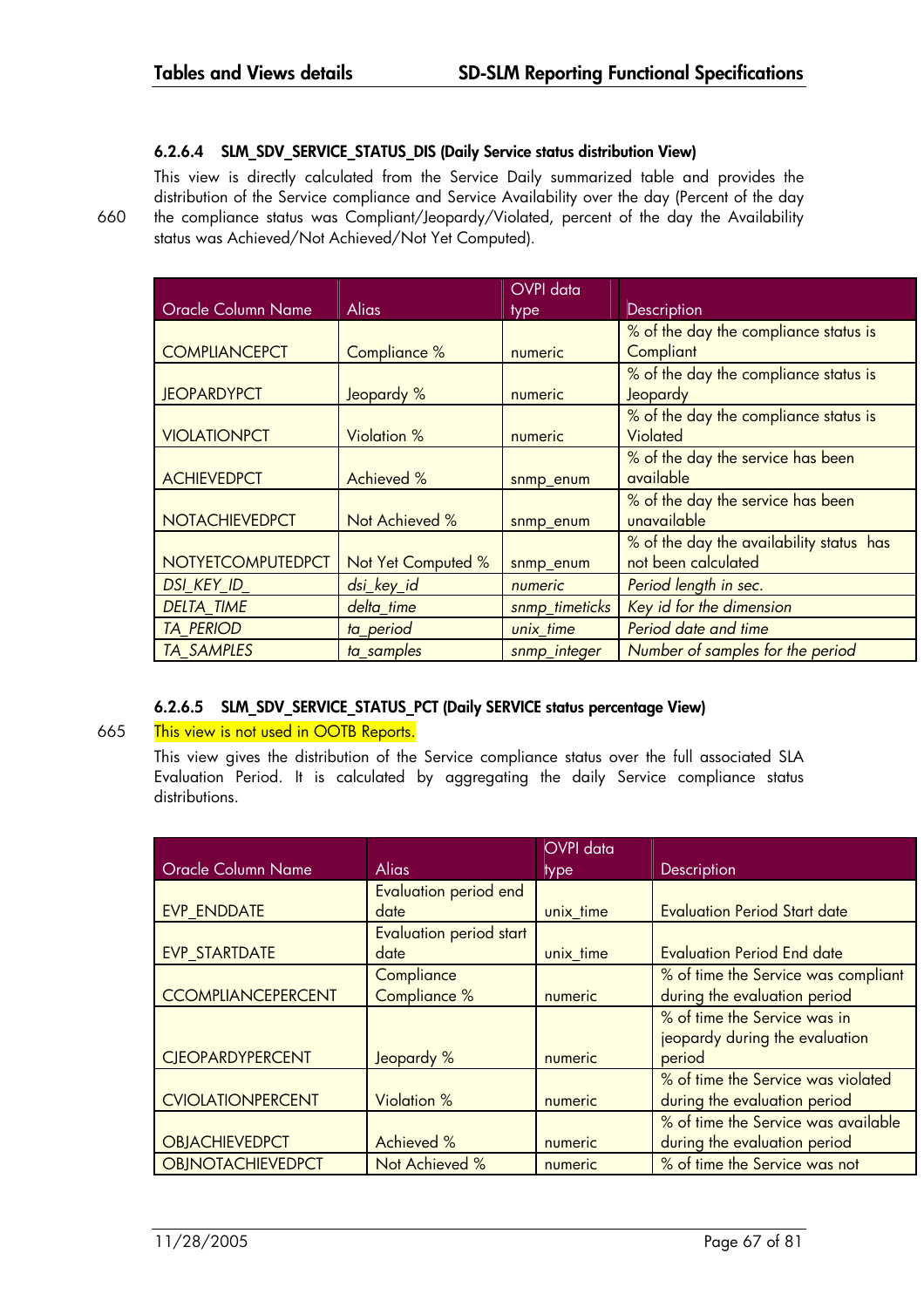#### 6.2.6.4 SLM_SDV_SERVICE_STATUS_DIS (Daily Service status distribution View)

This view is directly calculated from the Service Daily summarized table and provides the distribution of the Service compliance and Service Availability over the day (Percent of the day the compliance status was Compliant/Jeopardy/Violated, percent of the day the Availability status was Achieved/Not Achieved/Not Yet Computed).

| Oracle Column Name | Alias | OVPI data type | Description |
|---|---|---|---|
| COMPLIANCEPCT | Compliance % | numeric | % of the day the compliance status is Compliant |
| JEOPARDYPCT | Jeopardy % | numeric | % of the day the compliance status is Jeopardy |
| VIOLATIONPCT | Violation % | numeric | % of the day the compliance status is Violated |
| ACHIEVEDPCT | Achieved % | snmp_enum | % of the day the service has been available |
| NOTACHIEVEDPCT | Not Achieved % | snmp_enum | % of the day the service has been unavailable |
| NOTYETCOMPUTEDPCT | Not Yet Computed % | snmp_enum | % of the day the availability status has not been calculated |
| *DSI_KEY_ID_* | *dsi_key_id* | *numeric* | *Period length in sec.* |
| *DELTA_TIME* | *delta_time* | *snmp_timeticks* | *Key id for the dimension* |
| *TA_PERIOD* | *ta_period* | *unix_time* | *Period date and time* |
| *TA_SAMPLES* | *ta_samples* | *snmp_integer* | *Number of samples for the period* |

#### 6.2.6.5 SLM_SDV_SERVICE_STATUS_PCT (Daily SERVICE status percentage View)

This view is not used in OOTB Reports.

This view gives the distribution of the Service compliance status over the full associated SLA Evaluation Period. It is calculated by aggregating the daily Service compliance status distributions.

| Oracle Column Name | Alias | OVPI data type | Description |
|---|---|---|---|
| EVP_ENDDATE | Evaluation period end date | unix_time | Evaluation Period Start date |
| EVP_STARTDATE | Evaluation period start date | unix_time | Evaluation Period End date |
| CCOMPLIANCEPERCENT | Compliance Compliance % | numeric | % of time the Service was compliant during the evaluation period |
| CJEOPARDYPERCENT | Jeopardy % | numeric | % of time the Service was in jeopardy during the evaluation period |
| CVIOLATIONPERCENT | Violation % | numeric | % of time the Service was violated during the evaluation period |
| OBJACHIEVEDPCT | Achieved % | numeric | % of time the Service was available during the evaluation period |
| OBJNOTACHIEVEDPCT | Not Achieved % | numeric | % of time the Service was not |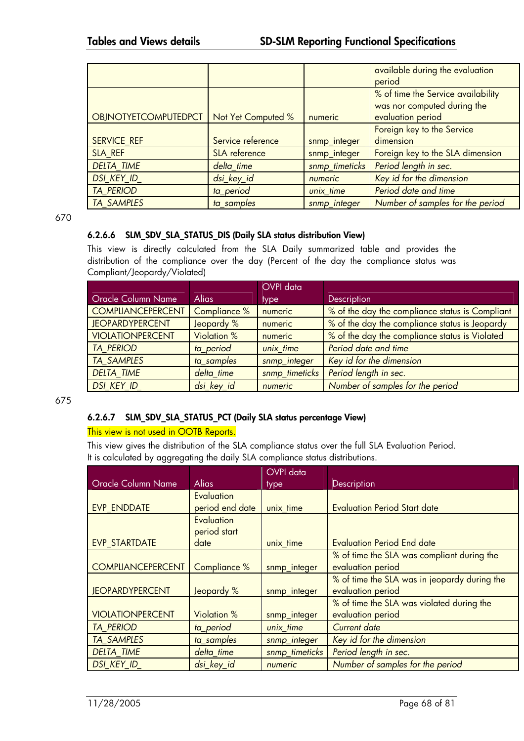| | | | available during the evaluation period |
|---|---|---|---|
| OBJNOTYETCOMPUTEDPCT | Not Yet Computed % | numeric | % of time the Service availability was nor computed during the evaluation period |
| SERVICE_REF | Service reference | snmp_integer | Foreign key to the Service dimension |
| SLA_REF | SLA reference | snmp_integer | Foreign key to the SLA dimension |
| *DELTA_TIME* | *delta_time* | *snmp_timeticks* | *Period length in sec.* |
| *DSI_KEY_ID_* | *dsi_key_id* | *numeric* | *Key id for the dimension* |
| *TA_PERIOD* | *ta_period* | *unix_time* | *Period date and time* |
| *TA_SAMPLES* | *ta_samples* | *snmp_integer* | *Number of samples for the period* |

670

#### 6.2.6.6 SLM_SDV_SLA_STATUS_DIS (Daily SLA status distribution View)

This view is directly calculated from the SLA Daily summarized table and provides the distribution of the compliance over the day (Percent of the day the compliance status was Compliant/Jeopardy/Violated)

| Oracle Column Name | Alias | OVPI data type | Description |
|---|---|---|---|
| COMPLIANCEPERCENT | Compliance % | numeric | % of the day the compliance status is Compliant |
| JEOPARDYPERCENT | Jeopardy % | numeric | % of the day the compliance status is Jeopardy |
| VIOLATIONPERCENT | Violation % | numeric | % of the day the compliance status is Violated |
| *TA_PERIOD* | *ta_period* | *unix_time* | *Period date and time* |
| *TA_SAMPLES* | *ta_samples* | *snmp_integer* | *Key id for the dimension* |
| *DELTA_TIME* | *delta_time* | *snmp_timeticks* | *Period length in sec.* |
| *DSI_KEY_ID_* | *dsi_key_id* | *numeric* | *Number of samples for the period* |

675

#### 6.2.6.7 SLM_SDV_SLA_STATUS_PCT (Daily SLA status percentage View)

This view is not used in OOTB Reports.

This view gives the distribution of the SLA compliance status over the full SLA Evaluation Period. It is calculated by aggregating the daily SLA compliance status distributions.

| Oracle Column Name | Alias | OVPI data type | Description |
|---|---|---|---|
| EVP_ENDDATE | Evaluation period end date | unix_time | Evaluation Period Start date |
| EVP_STARTDATE | Evaluation period start date | unix_time | Evaluation Period End date |
| COMPLIANCEPERCENT | Compliance % | snmp_integer | % of time the SLA was compliant during the evaluation period |
| JEOPARDYPERCENT | Jeopardy % | snmp_integer | % of time the SLA was in jeopardy during the evaluation period |
| VIOLATIONPERCENT | Violation % | snmp_integer | % of time the SLA was violated during the evaluation period |
| *TA_PERIOD* | *ta_period* | *unix_time* | *Current date* |
| *TA_SAMPLES* | *ta_samples* | *snmp_integer* | *Key id for the dimension* |
| *DELTA_TIME* | *delta_time* | *snmp_timeticks* | *Period length in sec.* |
| *DSI_KEY_ID_* | *dsi_key_id* | *numeric* | *Number of samples for the period* |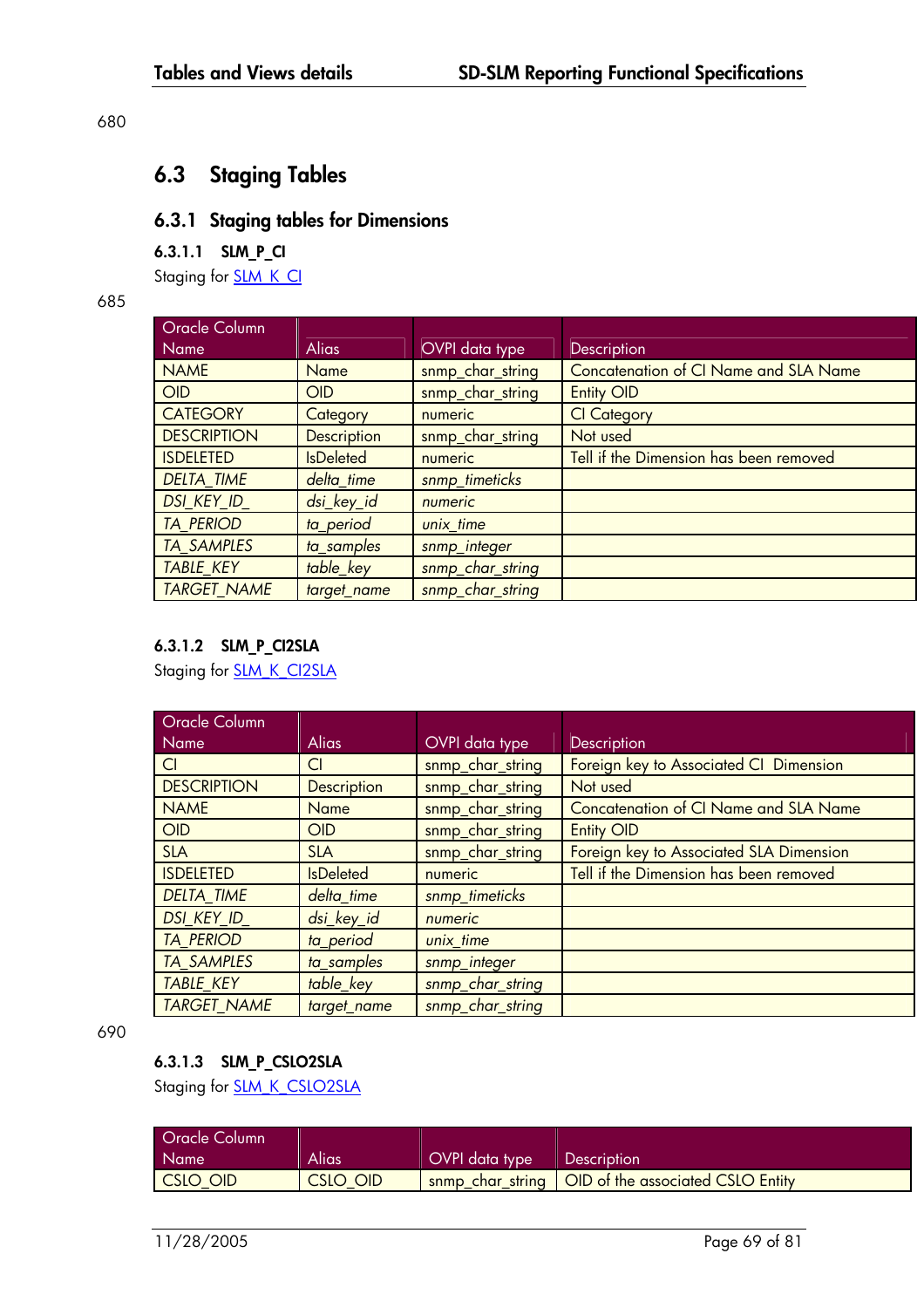680

## 6.3 Staging Tables

### 6.3.1 Staging tables for Dimensions

#### 6.3.1.1 SLM_P_CI

Staging for SLM_K_CI

685

| Oracle Column Name | Alias | OVPI data type | Description |
|---|---|---|---|
| NAME | Name | snmp_char_string | Concatenation of CI Name and SLA Name |
| OID | OID | snmp_char_string | Entity OID |
| CATEGORY | Category | numeric | CI Category |
| DESCRIPTION | Description | snmp_char_string | Not used |
| ISDELETED | IsDeleted | numeric | Tell if the Dimension has been removed |
| *DELTA_TIME* | *delta_time* | *snmp_timeticks* | |
| *DSI_KEY_ID_* | *dsi_key_id* | *numeric* | |
| *TA_PERIOD* | *ta_period* | *unix_time* | |
| *TA_SAMPLES* | *ta_samples* | *snmp_integer* | |
| *TABLE_KEY* | *table_key* | *snmp_char_string* | |
| *TARGET_NAME* | *target_name* | *snmp_char_string* | |

#### 6.3.1.2 SLM_P_CI2SLA

Staging for SLM_K_CI2SLA

| Oracle Column Name | Alias | OVPI data type | Description |
|---|---|---|---|
| CI | CI | snmp_char_string | Foreign key to Associated CI Dimension |
| DESCRIPTION | Description | snmp_char_string | Not used |
| NAME | Name | snmp_char_string | Concatenation of CI Name and SLA Name |
| OID | OID | snmp_char_string | Entity OID |
| SLA | SLA | snmp_char_string | Foreign key to Associated SLA Dimension |
| ISDELETED | IsDeleted | numeric | Tell if the Dimension has been removed |
| *DELTA_TIME* | *delta_time* | *snmp_timeticks* | |
| *DSI_KEY_ID_* | *dsi_key_id* | *numeric* | |
| *TA_PERIOD* | *ta_period* | *unix_time* | |
| *TA_SAMPLES* | *ta_samples* | *snmp_integer* | |
| *TABLE_KEY* | *table_key* | *snmp_char_string* | |
| *TARGET_NAME* | *target_name* | *snmp_char_string* | |

690

#### 6.3.1.3 SLM_P_CSLO2SLA

Staging for SLM_K_CSLO2SLA

| Oracle Column Name | Alias | OVPI data type | Description |
|---|---|---|---|
| CSLO_OID | CSLO_OID | snmp_char_string | OID of the associated CSLO Entity |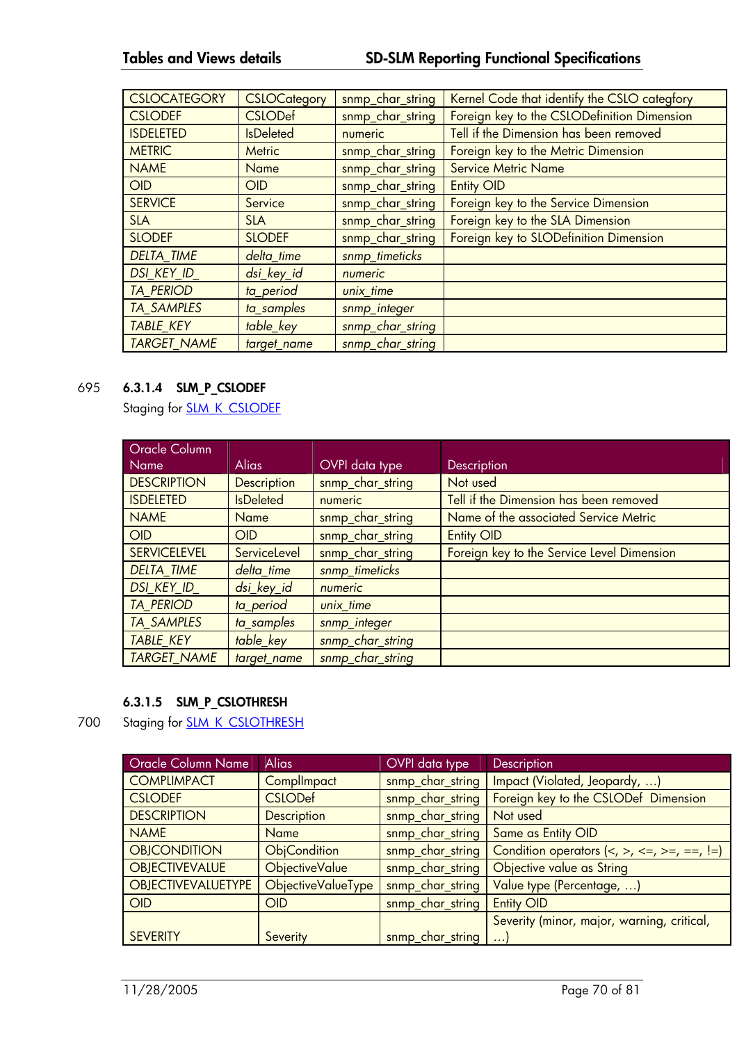| | | | |
|---|---|---|---|
| CSLOCATEGORY | CSLOCategory | snmp_char_string | Kernel Code that identify the CSLO categfory |
| CSLODEF | CSLODef | snmp_char_string | Foreign key to the CSLODefinition Dimension |
| ISDELETED | IsDeleted | numeric | Tell if the Dimension has been removed |
| METRIC | Metric | snmp_char_string | Foreign key to the Metric Dimension |
| NAME | Name | snmp_char_string | Service Metric Name |
| OID | OID | snmp_char_string | Entity OID |
| SERVICE | Service | snmp_char_string | Foreign key to the Service Dimension |
| SLA | SLA | snmp_char_string | Foreign key to the SLA Dimension |
| SLODEF | SLODEF | snmp_char_string | Foreign key to SLODefinition Dimension |
| *DELTA_TIME* | *delta_time* | *snmp_timeticks* | |
| *DSI_KEY_ID_* | *dsi_key_id* | *numeric* | |
| *TA_PERIOD* | *ta_period* | *unix_time* | |
| *TA_SAMPLES* | *ta_samples* | *snmp_integer* | |
| *TABLE_KEY* | *table_key* | *snmp_char_string* | |
| *TARGET_NAME* | *target_name* | *snmp_char_string* | |

695

#### 6.3.1.4 SLM_P_CSLODEF

Staging for SLM_K_CSLODEF

| Oracle Column Name | Alias | OVPI data type | Description |
|---|---|---|---|
| DESCRIPTION | Description | snmp_char_string | Not used |
| ISDELETED | IsDeleted | numeric | Tell if the Dimension has been removed |
| NAME | Name | snmp_char_string | Name of the associated Service Metric |
| OID | OID | snmp_char_string | Entity OID |
| SERVICELEVEL | ServiceLevel | snmp_char_string | Foreign key to the Service Level Dimension |
| *DELTA_TIME* | *delta_time* | *snmp_timeticks* | |
| *DSI_KEY_ID_* | *dsi_key_id* | *numeric* | |
| *TA_PERIOD* | *ta_period* | *unix_time* | |
| *TA_SAMPLES* | *ta_samples* | *snmp_integer* | |
| *TABLE_KEY* | *table_key* | *snmp_char_string* | |
| *TARGET_NAME* | *target_name* | *snmp_char_string* | |

#### 6.3.1.5 SLM_P_CSLOTHRESH

700 Staging for SLM_K_CSLOTHRESH

| Oracle Column Name | Alias | OVPI data type | Description |
|---|---|---|---|
| COMPLIMPACT | ComplImpact | snmp_char_string | Impact (Violated, Jeopardy, …) |
| CSLODEF | CSLODef | snmp_char_string | Foreign key to the CSLODef Dimension |
| DESCRIPTION | Description | snmp_char_string | Not used |
| NAME | Name | snmp_char_string | Same as Entity OID |
| OBJCONDITION | ObjCondition | snmp_char_string | Condition operators (<, >, <=, >=, ==, !=) |
| OBJECTIVEVALUE | ObjectiveValue | snmp_char_string | Objective value as String |
| OBJECTIVEVALUETYPE | ObjectiveValueType | snmp_char_string | Value type (Percentage, …) |
| OID | OID | snmp_char_string | Entity OID |
| SEVERITY | Severity | snmp_char_string | Severity (minor, major, warning, critical, …) |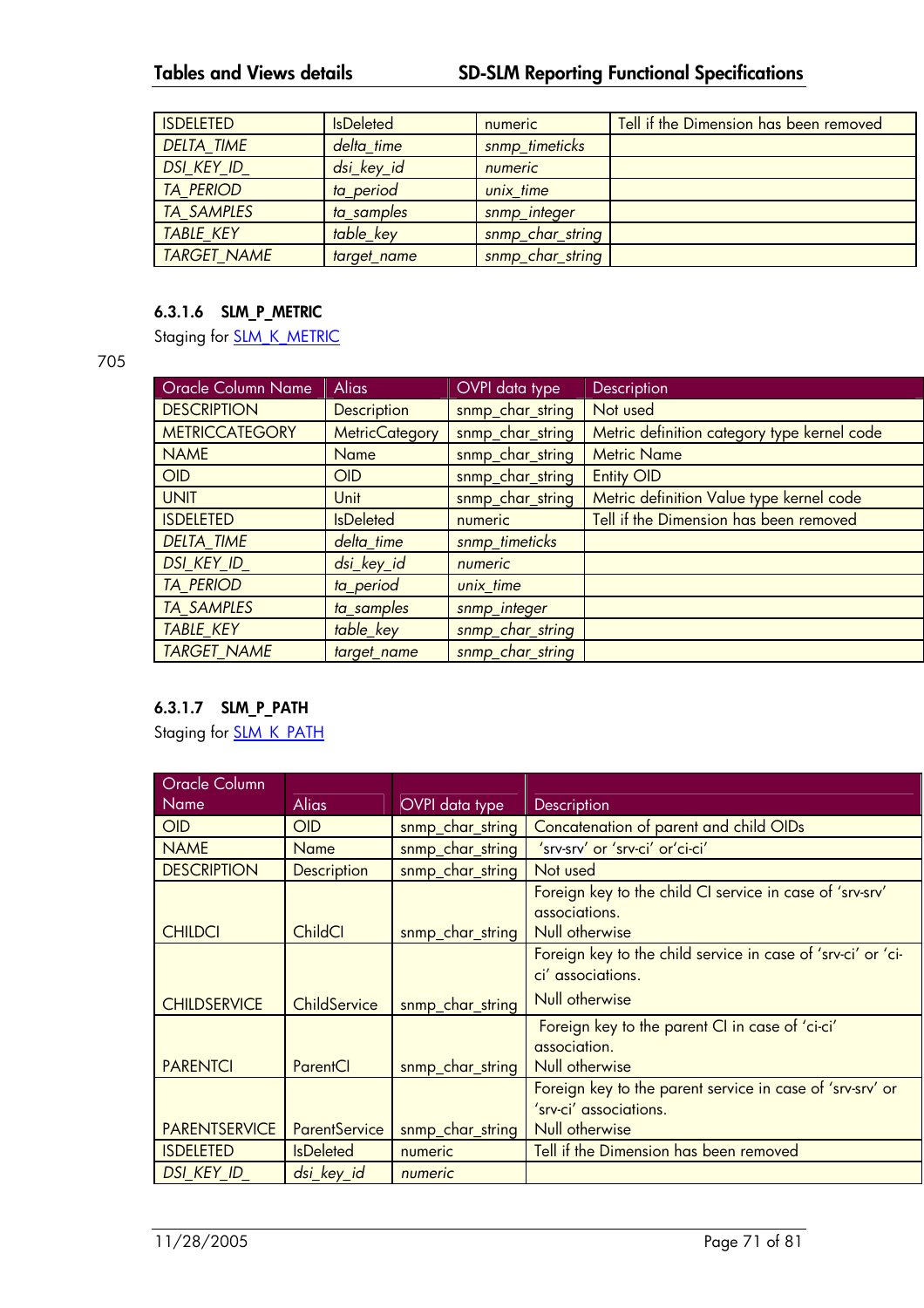| ISDELETED | IsDeleted | numeric | Tell if the Dimension has been removed |
|---|---|---|---|
| *DELTA_TIME* | *delta_time* | *snmp_timeticks* | |
| *DSI_KEY_ID_* | *dsi_key_id* | *numeric* | |
| *TA_PERIOD* | *ta_period* | *unix_time* | |
| *TA_SAMPLES* | *ta_samples* | *snmp_integer* | |
| *TABLE_KEY* | *table_key* | *snmp_char_string* | |
| *TARGET_NAME* | *target_name* | *snmp_char_string* | |

#### 6.3.1.6 SLM_P_METRIC

Staging for SLM_K_METRIC

705

| Oracle Column Name | Alias | OVPI data type | Description |
|---|---|---|---|
| DESCRIPTION | Description | snmp_char_string | Not used |
| METRICCATEGORY | MetricCategory | snmp_char_string | Metric definition category type kernel code |
| NAME | Name | snmp_char_string | Metric Name |
| OID | OID | snmp_char_string | Entity OID |
| UNIT | Unit | snmp_char_string | Metric definition Value type kernel code |
| ISDELETED | IsDeleted | numeric | Tell if the Dimension has been removed |
| *DELTA_TIME* | *delta_time* | *snmp_timeticks* | |
| *DSI_KEY_ID_* | *dsi_key_id* | *numeric* | |
| *TA_PERIOD* | *ta_period* | *unix_time* | |
| *TA_SAMPLES* | *ta_samples* | *snmp_integer* | |
| *TABLE_KEY* | *table_key* | *snmp_char_string* | |
| *TARGET_NAME* | *target_name* | *snmp_char_string* | |

#### 6.3.1.7 SLM_P_PATH

Staging for SLM_K_PATH

| Oracle Column Name | Alias | OVPI data type | Description |
|---|---|---|---|
| OID | OID | snmp_char_string | Concatenation of parent and child OIDs |
| NAME | Name | snmp_char_string | 'srv-srv' or 'srv-ci' or'ci-ci' |
| DESCRIPTION | Description | snmp_char_string | Not used |
| CHILDCI | ChildCI | snmp_char_string | Foreign key to the child CI service in case of 'srv-srv' associations.<br>Null otherwise |
| CHILDSERVICE | ChildService | snmp_char_string | Foreign key to the child service in case of 'srv-ci' or 'ci-ci' associations.<br>Null otherwise |
| PARENTCI | ParentCI | snmp_char_string | Foreign key to the parent CI in case of 'ci-ci' association.<br>Null otherwise |
| PARENTSERVICE | ParentService | snmp_char_string | Foreign key to the parent service in case of 'srv-srv' or 'srv-ci' associations.<br>Null otherwise |
| ISDELETED | IsDeleted | numeric | Tell if the Dimension has been removed |
| *DSI_KEY_ID_* | *dsi_key_id* | *numeric* | |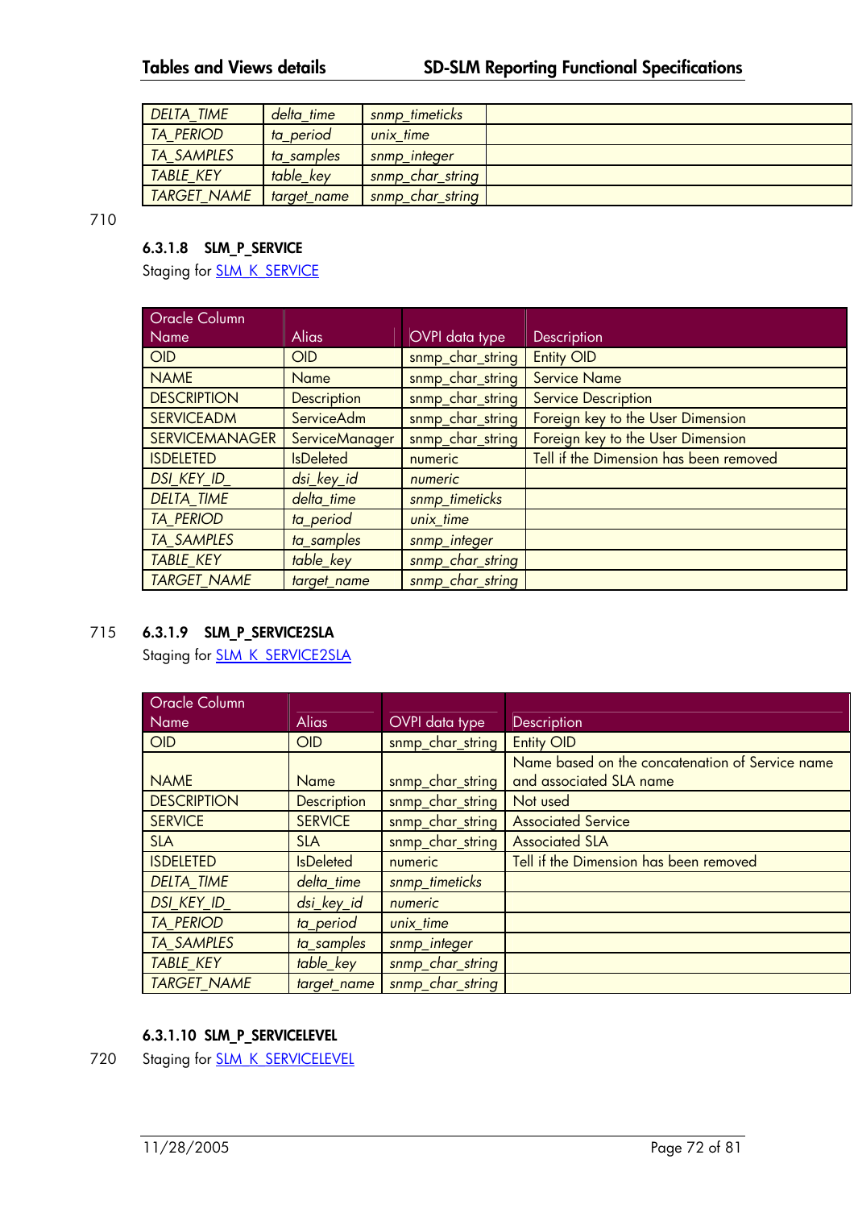| DELTA_TIME | delta_time | snmp_timeticks | |
|---|---|---|---|
| TA_PERIOD | ta_period | unix_time | |
| TA_SAMPLES | ta_samples | snmp_integer | |
| TABLE_KEY | table_key | snmp_char_string | |
| TARGET_NAME | target_name | snmp_char_string | |

710

#### 6.3.1.8 SLM_P_SERVICE

Staging for SLM_K_SERVICE

| Oracle Column Name | Alias | OVPI data type | Description |
|---|---|---|---|
| OID | OID | snmp_char_string | Entity OID |
| NAME | Name | snmp_char_string | Service Name |
| DESCRIPTION | Description | snmp_char_string | Service Description |
| SERVICEADM | ServiceAdm | snmp_char_string | Foreign key to the User Dimension |
| SERVICEMANAGER | ServiceManager | snmp_char_string | Foreign key to the User Dimension |
| ISDELETED | IsDeleted | numeric | Tell if the Dimension has been removed |
| *DSI_KEY_ID_* | *dsi_key_id* | *numeric* | |
| *DELTA_TIME* | *delta_time* | *snmp_timeticks* | |
| *TA_PERIOD* | *ta_period* | *unix_time* | |
| *TA_SAMPLES* | *ta_samples* | *snmp_integer* | |
| *TABLE_KEY* | *table_key* | *snmp_char_string* | |
| *TARGET_NAME* | *target_name* | *snmp_char_string* | |

715

#### 6.3.1.9 SLM_P_SERVICE2SLA

Staging for SLM_K_SERVICE2SLA

| Oracle Column Name | Alias | OVPI data type | Description |
|---|---|---|---|
| OID | OID | snmp_char_string | Entity OID |
| NAME | Name | snmp_char_string | Name based on the concatenation of Service name and associated SLA name |
| DESCRIPTION | Description | snmp_char_string | Not used |
| SERVICE | SERVICE | snmp_char_string | Associated Service |
| SLA | SLA | snmp_char_string | Associated SLA |
| ISDELETED | IsDeleted | numeric | Tell if the Dimension has been removed |
| *DELTA_TIME* | *delta_time* | *snmp_timeticks* | |
| *DSI_KEY_ID_* | *dsi_key_id* | *numeric* | |
| *TA_PERIOD* | *ta_period* | *unix_time* | |
| *TA_SAMPLES* | *ta_samples* | *snmp_integer* | |
| *TABLE_KEY* | *table_key* | *snmp_char_string* | |
| *TARGET_NAME* | *target_name* | *snmp_char_string* | |

#### 6.3.1.10 SLM_P_SERVICELEVEL

720 Staging for SLM_K_SERVICELEVEL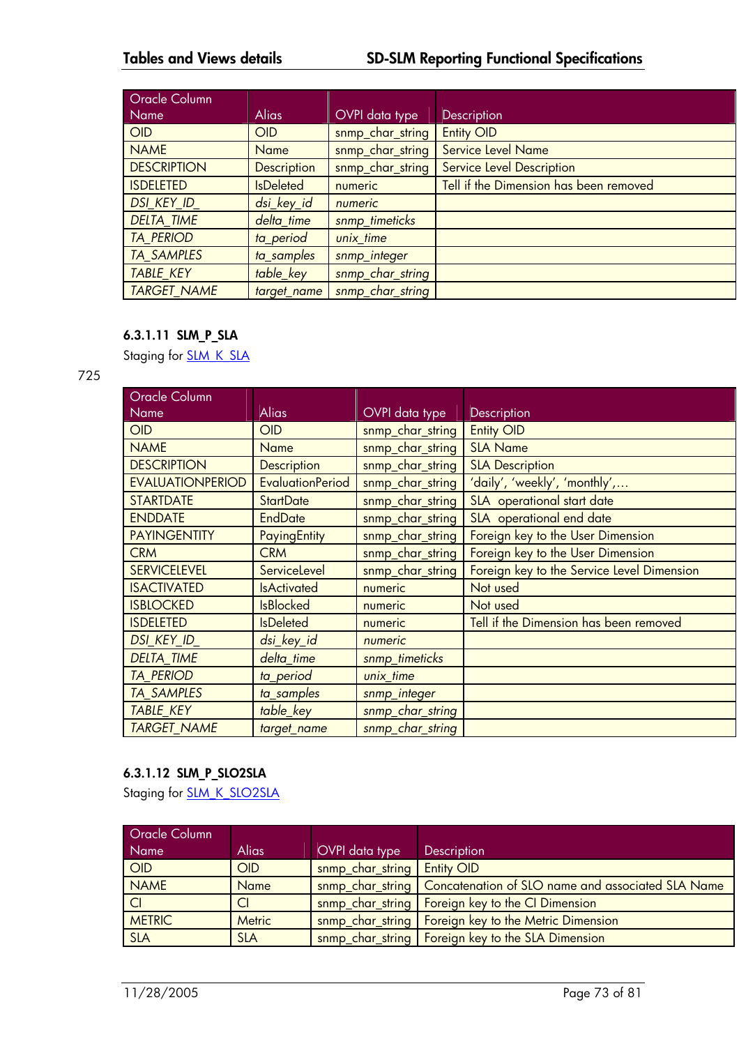| Oracle Column Name | Alias | OVPI data type | Description |
|---|---|---|---|
| OID | OID | snmp_char_string | Entity OID |
| NAME | Name | snmp_char_string | Service Level Name |
| DESCRIPTION | Description | snmp_char_string | Service Level Description |
| ISDELETED | IsDeleted | numeric | Tell if the Dimension has been removed |
| *DSI_KEY_ID_* | *dsi_key_id* | *numeric* | |
| *DELTA_TIME* | *delta_time* | *snmp_timeticks* | |
| *TA_PERIOD* | *ta_period* | *unix_time* | |
| *TA_SAMPLES* | *ta_samples* | *snmp_integer* | |
| *TABLE_KEY* | *table_key* | *snmp_char_string* | |
| *TARGET_NAME* | *target_name* | *snmp_char_string* | |

#### 6.3.1.11 SLM_P_SLA

Staging for SLM_K_SLA

725

| Oracle Column Name | Alias | OVPI data type | Description |
|---|---|---|---|
| OID | OID | snmp_char_string | Entity OID |
| NAME | Name | snmp_char_string | SLA Name |
| DESCRIPTION | Description | snmp_char_string | SLA Description |
| EVALUATIONPERIOD | EvaluationPeriod | snmp_char_string | 'daily', 'weekly', 'monthly',… |
| STARTDATE | StartDate | snmp_char_string | SLA operational start date |
| ENDDATE | EndDate | snmp_char_string | SLA operational end date |
| PAYINGENTITY | PayingEntity | snmp_char_string | Foreign key to the User Dimension |
| CRM | CRM | snmp_char_string | Foreign key to the User Dimension |
| SERVICELEVEL | ServiceLevel | snmp_char_string | Foreign key to the Service Level Dimension |
| ISACTIVATED | IsActivated | numeric | Not used |
| ISBLOCKED | IsBlocked | numeric | Not used |
| ISDELETED | IsDeleted | numeric | Tell if the Dimension has been removed |
| *DSI_KEY_ID_* | *dsi_key_id* | *numeric* | |
| *DELTA_TIME* | *delta_time* | *snmp_timeticks* | |
| *TA_PERIOD* | *ta_period* | *unix_time* | |
| *TA_SAMPLES* | *ta_samples* | *snmp_integer* | |
| *TABLE_KEY* | *table_key* | *snmp_char_string* | |
| *TARGET_NAME* | *target_name* | *snmp_char_string* | |

#### 6.3.1.12 SLM_P_SLO2SLA

Staging for SLM_K_SLO2SLA

| Oracle Column Name | Alias | OVPI data type | Description |
|---|---|---|---|
| OID | OID | snmp_char_string | Entity OID |
| NAME | Name | snmp_char_string | Concatenation of SLO name and associated SLA Name |
| CI | CI | snmp_char_string | Foreign key to the CI Dimension |
| METRIC | Metric | snmp_char_string | Foreign key to the Metric Dimension |
| SLA | SLA | snmp_char_string | Foreign key to the SLA Dimension |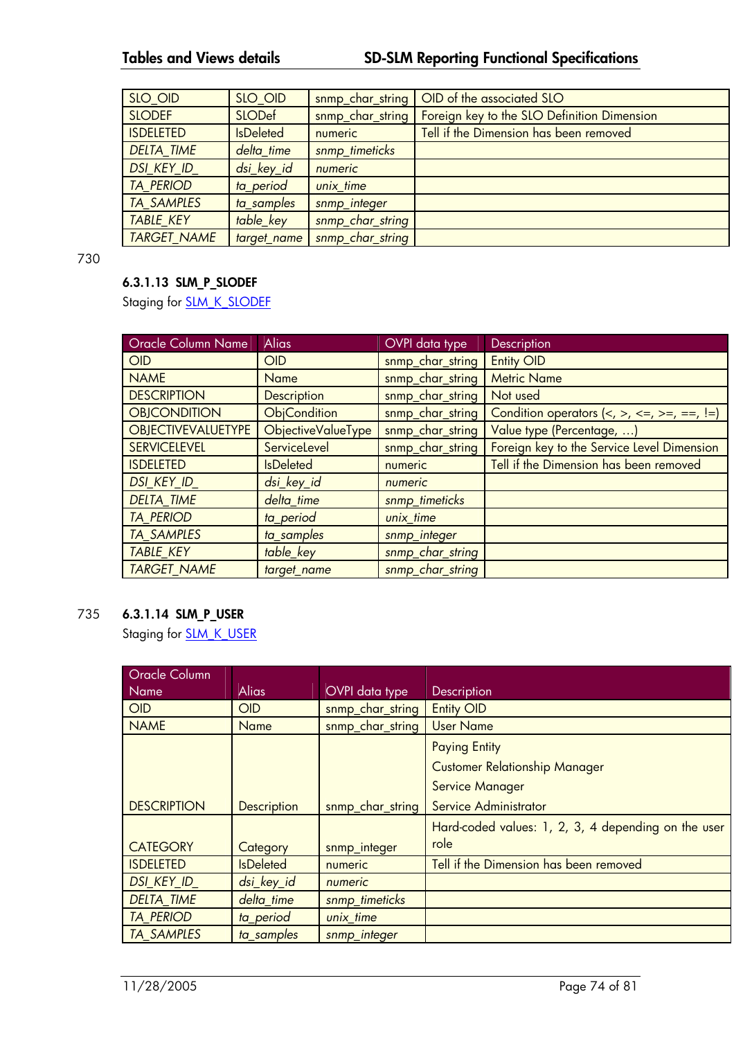| SLO_OID | SLO_OID | snmp_char_string | OID of the associated SLO |
|---|---|---|---|
| SLODEF | SLODef | snmp_char_string | Foreign key to the SLO Definition Dimension |
| ISDELETED | IsDeleted | numeric | Tell if the Dimension has been removed |
| *DELTA_TIME* | *delta_time* | *snmp_timeticks* | |
| *DSI_KEY_ID_* | *dsi_key_id* | *numeric* | |
| *TA_PERIOD* | *ta_period* | *unix_time* | |
| *TA_SAMPLES* | *ta_samples* | *snmp_integer* | |
| *TABLE_KEY* | *table_key* | *snmp_char_string* | |
| *TARGET_NAME* | *target_name* | *snmp_char_string* | |

730

#### 6.3.1.13 SLM_P_SLODEF

Staging for SLM_K_SLODEF

| Oracle Column Name | Alias | OVPI data type | Description |
|---|---|---|---|
| OID | OID | snmp_char_string | Entity OID |
| NAME | Name | snmp_char_string | Metric Name |
| DESCRIPTION | Description | snmp_char_string | Not used |
| OBJCONDITION | ObjCondition | snmp_char_string | Condition operators (<, >, <=, >=, ==, !=) |
| OBJECTIVEVALUETYPE | ObjectiveValueType | snmp_char_string | Value type (Percentage, …) |
| SERVICELEVEL | ServiceLevel | snmp_char_string | Foreign key to the Service Level Dimension |
| ISDELETED | IsDeleted | numeric | Tell if the Dimension has been removed |
| *DSI_KEY_ID_* | *dsi_key_id* | *numeric* | |
| *DELTA_TIME* | *delta_time* | *snmp_timeticks* | |
| *TA_PERIOD* | *ta_period* | *unix_time* | |
| *TA_SAMPLES* | *ta_samples* | *snmp_integer* | |
| *TABLE_KEY* | *table_key* | *snmp_char_string* | |
| *TARGET_NAME* | *target_name* | *snmp_char_string* | |

735

#### 6.3.1.14 SLM_P_USER

Staging for SLM_K_USER

| Oracle Column Name | Alias | OVPI data type | Description |
|---|---|---|---|
| OID | OID | snmp_char_string | Entity OID |
| NAME | Name | snmp_char_string | User Name |
| DESCRIPTION | Description | snmp_char_string | Paying Entity<br>Customer Relationship Manager<br>Service Manager<br>Service Administrator |
| CATEGORY | Category | snmp_integer | Hard-coded values: 1, 2, 3, 4 depending on the user role |
| ISDELETED | IsDeleted | numeric | Tell if the Dimension has been removed |
| *DSI_KEY_ID_* | *dsi_key_id* | *numeric* | |
| *DELTA_TIME* | *delta_time* | *snmp_timeticks* | |
| *TA_PERIOD* | *ta_period* | *unix_time* | |
| *TA_SAMPLES* | *ta_samples* | *snmp_integer* | |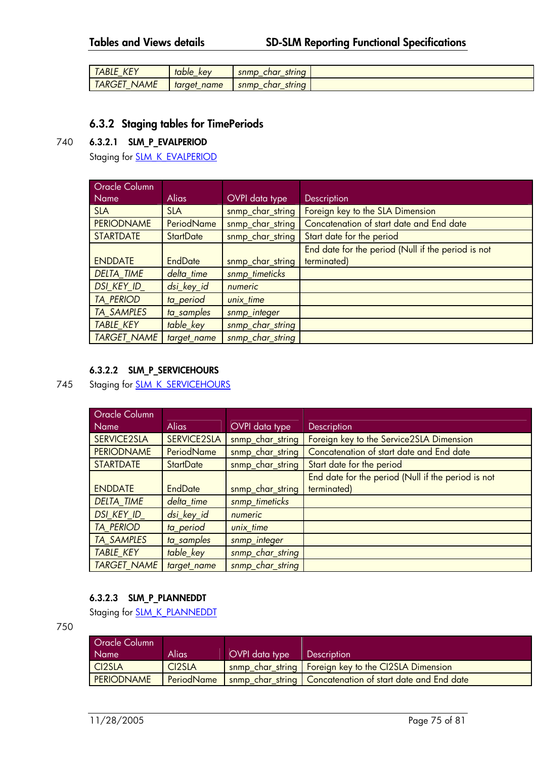| TABLE_KEY | table_key | snmp_char_string | |
|---|---|---|---|
| TARGET_NAME | target_name | snmp_char_string | |

### 6.3.2 Staging tables for TimePeriods

#### 6.3.2.1 SLM_P_EVALPERIOD

Staging for SLM_K_EVALPERIOD

| Oracle Column Name | Alias | OVPI data type | Description |
|---|---|---|---|
| SLA | SLA | snmp_char_string | Foreign key to the SLA Dimension |
| PERIODNAME | PeriodName | snmp_char_string | Concatenation of start date and End date |
| STARTDATE | StartDate | snmp_char_string | Start date for the period |
| ENDDATE | EndDate | snmp_char_string | End date for the period (Null if the period is not terminated) |
| *DELTA_TIME* | *delta_time* | *snmp_timeticks* | |
| *DSI_KEY_ID_* | *dsi_key_id* | *numeric* | |
| *TA_PERIOD* | *ta_period* | *unix_time* | |
| *TA_SAMPLES* | *ta_samples* | *snmp_integer* | |
| *TABLE_KEY* | *table_key* | *snmp_char_string* | |
| *TARGET_NAME* | *target_name* | *snmp_char_string* | |

#### 6.3.2.2 SLM_P_SERVICEHOURS

Staging for SLM_K_SERVICEHOURS

| Oracle Column Name | Alias | OVPI data type | Description |
|---|---|---|---|
| SERVICE2SLA | SERVICE2SLA | snmp_char_string | Foreign key to the Service2SLA Dimension |
| PERIODNAME | PeriodName | snmp_char_string | Concatenation of start date and End date |
| STARTDATE | StartDate | snmp_char_string | Start date for the period |
| ENDDATE | EndDate | snmp_char_string | End date for the period (Null if the period is not terminated) |
| *DELTA_TIME* | *delta_time* | *snmp_timeticks* | |
| *DSI_KEY_ID_* | *dsi_key_id* | *numeric* | |
| *TA_PERIOD* | *ta_period* | *unix_time* | |
| *TA_SAMPLES* | *ta_samples* | *snmp_integer* | |
| *TABLE_KEY* | *table_key* | *snmp_char_string* | |
| *TARGET_NAME* | *target_name* | *snmp_char_string* | |

#### 6.3.2.3 SLM_P_PLANNEDDT

Staging for SLM_K_PLANNEDDT

| Oracle Column Name | Alias | OVPI data type | Description |
|---|---|---|---|
| CI2SLA | CI2SLA | snmp_char_string | Foreign key to the CI2SLA Dimension |
| PERIODNAME | PeriodName | snmp_char_string | Concatenation of start date and End date |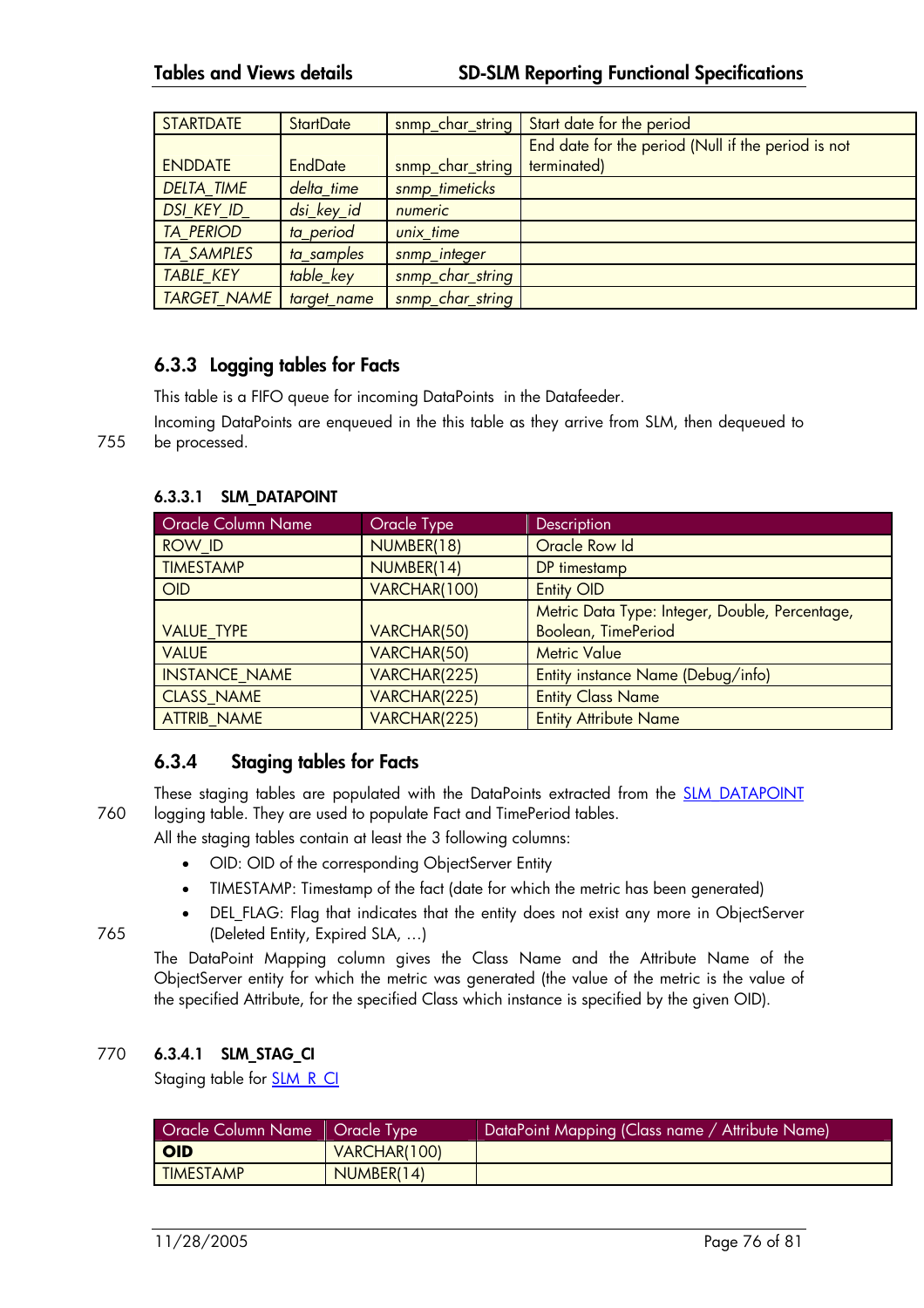| STARTDATE | StartDate | snmp_char_string | Start date for the period |
|---|---|---|---|
| ENDDATE | EndDate | snmp_char_string | End date for the period (Null if the period is not terminated) |
| *DELTA_TIME* | *delta_time* | *snmp_timeticks* | |
| *DSI_KEY_ID_* | *dsi_key_id* | *numeric* | |
| *TA_PERIOD* | *ta_period* | *unix_time* | |
| *TA_SAMPLES* | *ta_samples* | *snmp_integer* | |
| *TABLE_KEY* | *table_key* | *snmp_char_string* | |
| *TARGET_NAME* | *target_name* | *snmp_char_string* | |

### 6.3.3 Logging tables for Facts

This table is a FIFO queue for incoming DataPoints in the Datafeeder.

Incoming DataPoints are enqueued in the this table as they arrive from SLM, then dequeued to be processed.

#### 6.3.3.1 SLM_DATAPOINT

| Oracle Column Name | Oracle Type | Description |
|---|---|---|
| ROW_ID | NUMBER(18) | Oracle Row Id |
| TIMESTAMP | NUMBER(14) | DP timestamp |
| OID | VARCHAR(100) | Entity OID |
| VALUE_TYPE | VARCHAR(50) | Metric Data Type: Integer, Double, Percentage, Boolean, TimePeriod |
| VALUE | VARCHAR(50) | Metric Value |
| INSTANCE_NAME | VARCHAR(225) | Entity instance Name (Debug/info) |
| CLASS_NAME | VARCHAR(225) | Entity Class Name |
| ATTRIB_NAME | VARCHAR(225) | Entity Attribute Name |

### 6.3.4 Staging tables for Facts

These staging tables are populated with the DataPoints extracted from the SLM_DATAPOINT logging table. They are used to populate Fact and TimePeriod tables.

All the staging tables contain at least the 3 following columns:

- OID: OID of the corresponding ObjectServer Entity
- TIMESTAMP: Timestamp of the fact (date for which the metric has been generated)
- DEL_FLAG: Flag that indicates that the entity does not exist any more in ObjectServer (Deleted Entity, Expired SLA, …)

The DataPoint Mapping column gives the Class Name and the Attribute Name of the ObjectServer entity for which the metric was generated (the value of the metric is the value of the specified Attribute, for the specified Class which instance is specified by the given OID).

#### 6.3.4.1 SLM_STAG_CI

Staging table for SLM_R_CI

| Oracle Column Name | Oracle Type | DataPoint Mapping (Class name / Attribute Name) |
|---|---|---|
| **OID** | VARCHAR(100) | |
| TIMESTAMP | NUMBER(14) | |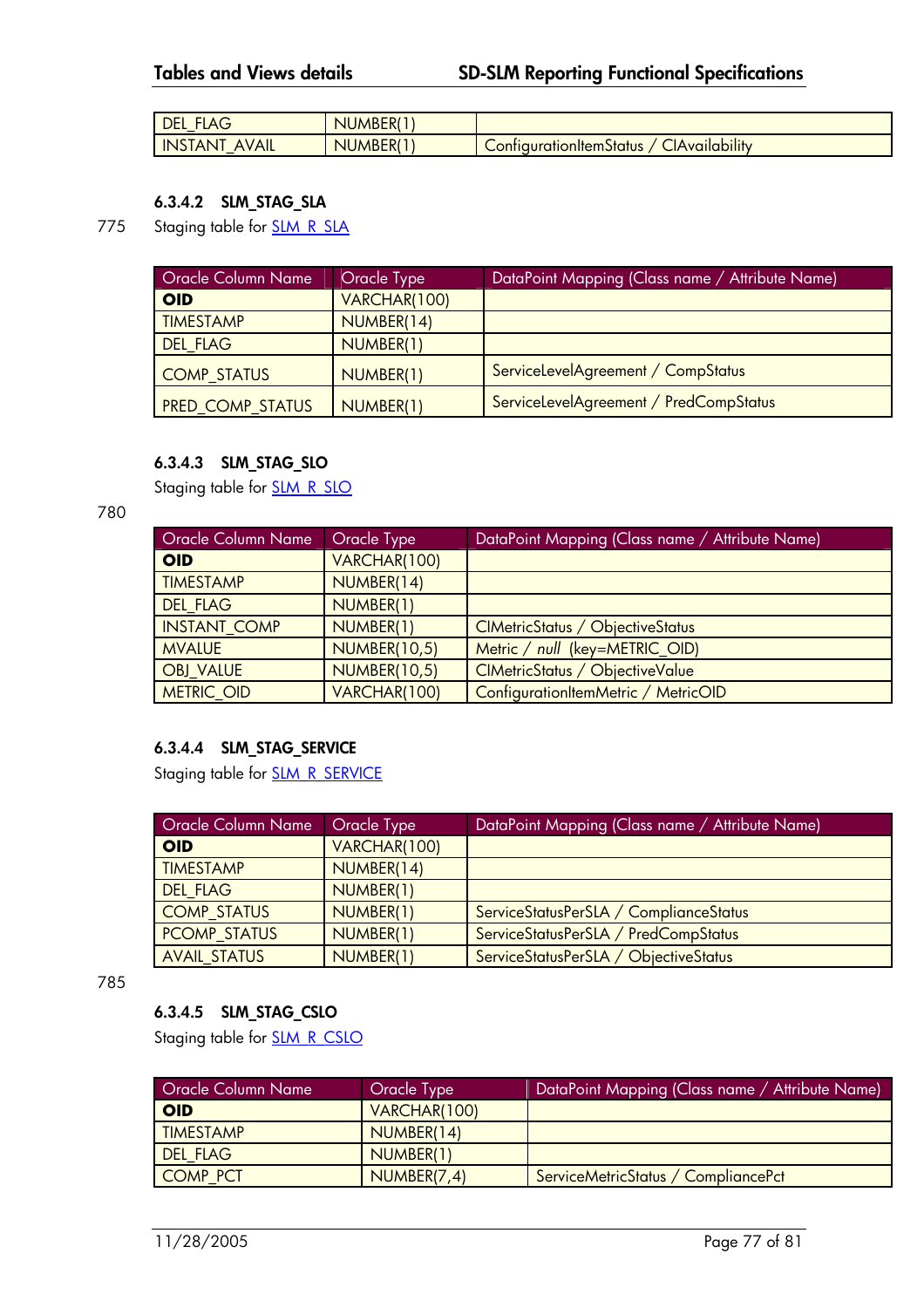| DEL_FLAG | NUMBER(1) | |
|---|---|---|
| INSTANT_AVAIL | NUMBER(1) | ConfigurationItemStatus / CIAvailability |

#### 6.3.4.2 SLM_STAG_SLA

775 Staging table for SLM_R_SLA

| Oracle Column Name | Oracle Type | DataPoint Mapping (Class name / Attribute Name) |
|---|---|---|
| **OID** | VARCHAR(100) | |
| TIMESTAMP | NUMBER(14) | |
| DEL_FLAG | NUMBER(1) | |
| COMP_STATUS | NUMBER(1) | ServiceLevelAgreement / CompStatus |
| PRED_COMP_STATUS | NUMBER(1) | ServiceLevelAgreement / PredCompStatus |

#### 6.3.4.3 SLM_STAG_SLO

Staging table for SLM_R_SLO

780

| Oracle Column Name | Oracle Type | DataPoint Mapping (Class name / Attribute Name) |
|---|---|---|
| **OID** | VARCHAR(100) | |
| TIMESTAMP | NUMBER(14) | |
| DEL_FLAG | NUMBER(1) | |
| INSTANT_COMP | NUMBER(1) | CIMetricStatus / ObjectiveStatus |
| MVALUE | NUMBER(10,5) | Metric / *null* (key=METRIC_OID) |
| OBJ_VALUE | NUMBER(10,5) | CIMetricStatus / ObjectiveValue |
| METRIC_OID | VARCHAR(100) | ConfigurationItemMetric / MetricOID |

#### 6.3.4.4 SLM_STAG_SERVICE

Staging table for SLM_R_SERVICE

| Oracle Column Name | Oracle Type | DataPoint Mapping (Class name / Attribute Name) |
|---|---|---|
| **OID** | VARCHAR(100) | |
| TIMESTAMP | NUMBER(14) | |
| DEL_FLAG | NUMBER(1) | |
| COMP_STATUS | NUMBER(1) | ServiceStatusPerSLA / ComplianceStatus |
| PCOMP_STATUS | NUMBER(1) | ServiceStatusPerSLA / PredCompStatus |
| AVAIL_STATUS | NUMBER(1) | ServiceStatusPerSLA / ObjectiveStatus |

785

#### 6.3.4.5 SLM_STAG_CSLO

Staging table for SLM_R_CSLO

| Oracle Column Name | Oracle Type | DataPoint Mapping (Class name / Attribute Name) |
|---|---|---|
| **OID** | VARCHAR(100) | |
| TIMESTAMP | NUMBER(14) | |
| DEL_FLAG | NUMBER(1) | |
| COMP_PCT | NUMBER(7,4) | ServiceMetricStatus / CompliancePct |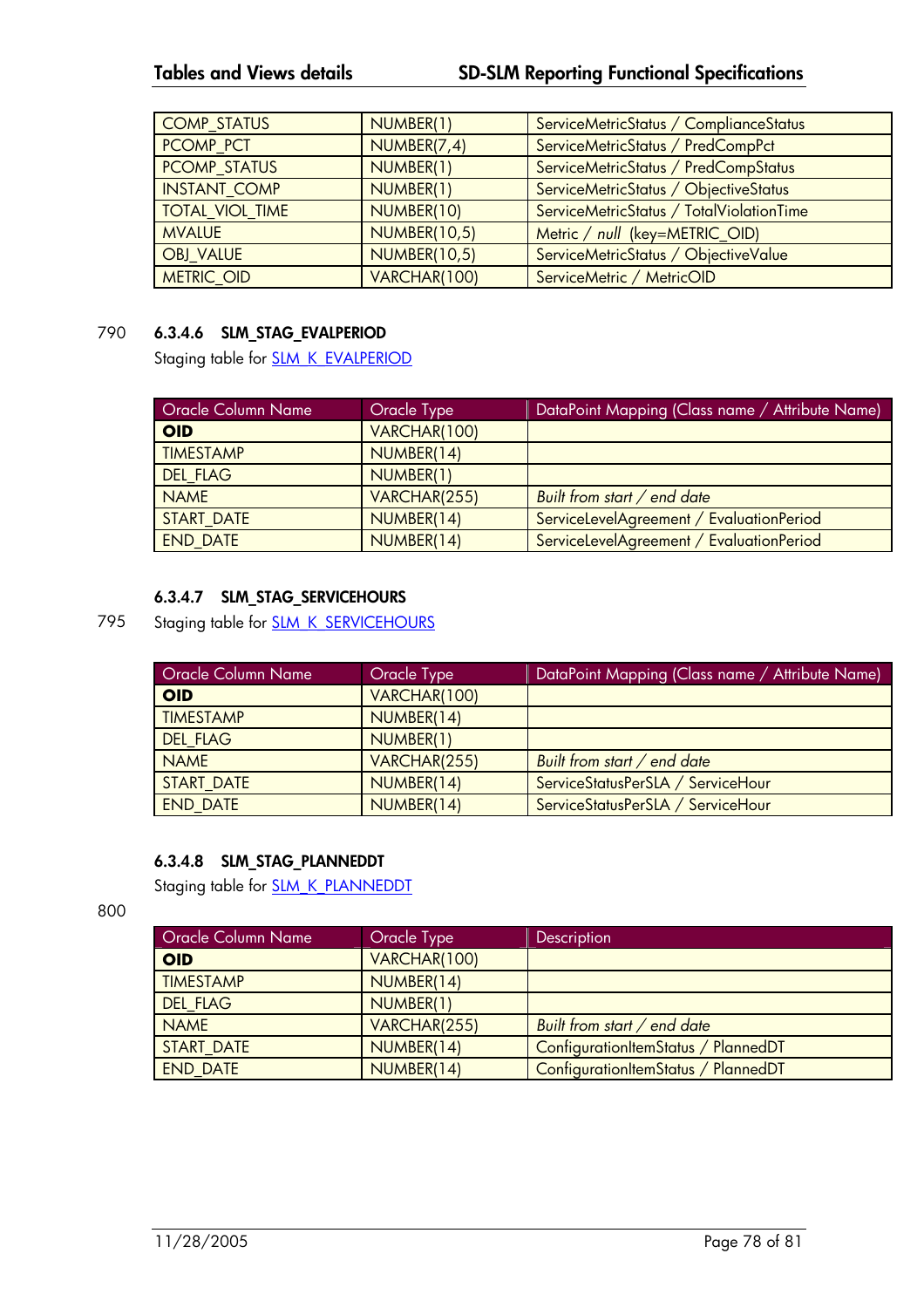| COMP_STATUS | NUMBER(1) | ServiceMetricStatus / ComplianceStatus |
|---|---|---|
| PCOMP_PCT | NUMBER(7,4) | ServiceMetricStatus / PredCompPct |
| PCOMP_STATUS | NUMBER(1) | ServiceMetricStatus / PredCompStatus |
| INSTANT_COMP | NUMBER(1) | ServiceMetricStatus / ObjectiveStatus |
| TOTAL_VIOL_TIME | NUMBER(10) | ServiceMetricStatus / TotalViolationTime |
| MVALUE | NUMBER(10,5) | Metric / *null* (key=METRIC_OID) |
| OBJ_VALUE | NUMBER(10,5) | ServiceMetricStatus / ObjectiveValue |
| METRIC_OID | VARCHAR(100) | ServiceMetric / MetricOID |

790

#### 6.3.4.6 SLM_STAG_EVALPERIOD

Staging table for SLM_K_EVALPERIOD

| Oracle Column Name | Oracle Type | DataPoint Mapping (Class name / Attribute Name) |
|---|---|---|
| **OID** | VARCHAR(100) | |
| TIMESTAMP | NUMBER(14) | |
| DEL_FLAG | NUMBER(1) | |
| NAME | VARCHAR(255) | *Built from start / end date* |
| START_DATE | NUMBER(14) | ServiceLevelAgreement / EvaluationPeriod |
| END_DATE | NUMBER(14) | ServiceLevelAgreement / EvaluationPeriod |

#### 6.3.4.7 SLM_STAG_SERVICEHOURS

795

Staging table for SLM_K_SERVICEHOURS

| Oracle Column Name | Oracle Type | DataPoint Mapping (Class name / Attribute Name) |
|---|---|---|
| **OID** | VARCHAR(100) | |
| TIMESTAMP | NUMBER(14) | |
| DEL_FLAG | NUMBER(1) | |
| NAME | VARCHAR(255) | *Built from start / end date* |
| START_DATE | NUMBER(14) | ServiceStatusPerSLA / ServiceHour |
| END_DATE | NUMBER(14) | ServiceStatusPerSLA / ServiceHour |

#### 6.3.4.8 SLM_STAG_PLANNEDDT

Staging table for SLM_K_PLANNEDDT

800

| Oracle Column Name | Oracle Type | Description |
|---|---|---|
| **OID** | VARCHAR(100) | |
| TIMESTAMP | NUMBER(14) | |
| DEL_FLAG | NUMBER(1) | |
| NAME | VARCHAR(255) | *Built from start / end date* |
| START_DATE | NUMBER(14) | ConfigurationItemStatus / PlannedDT |
| END_DATE | NUMBER(14) | ConfigurationItemStatus / PlannedDT |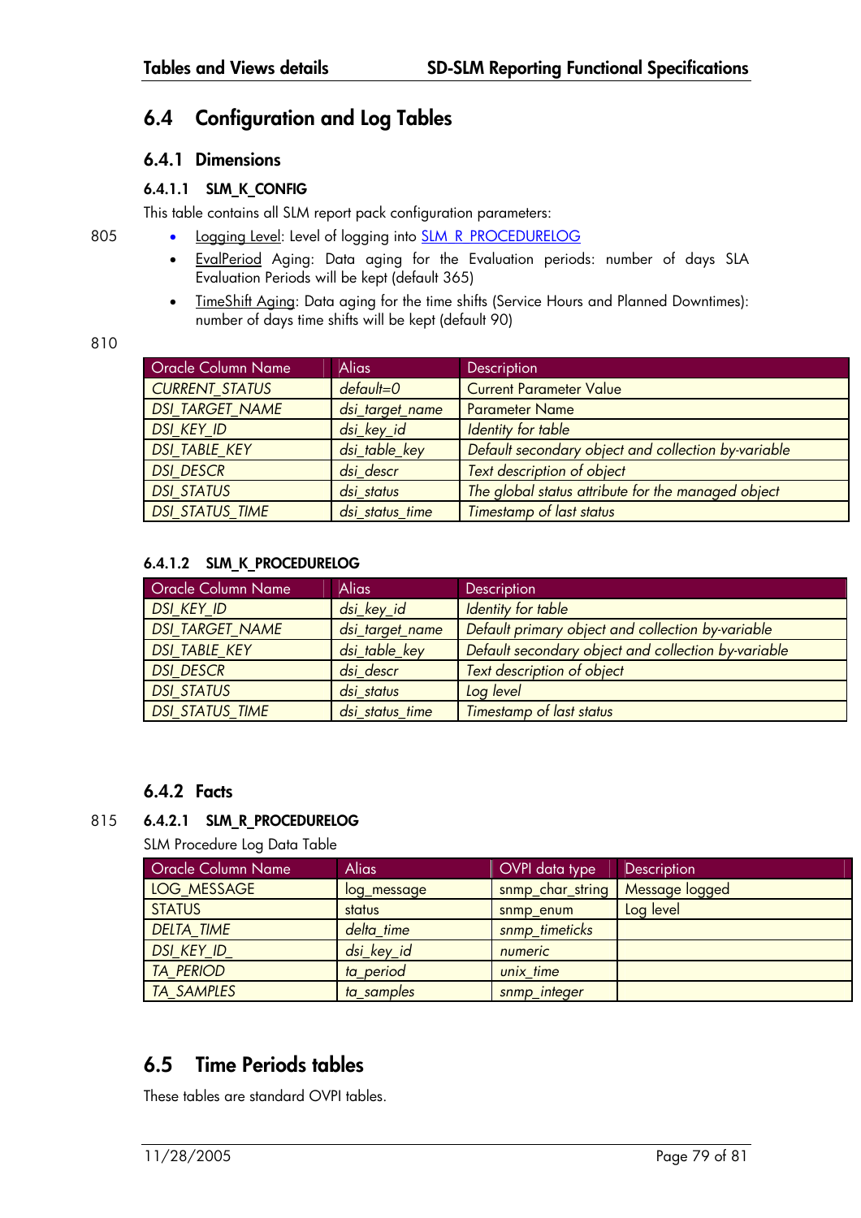## 6.4 Configuration and Log Tables

### 6.4.1 Dimensions

#### 6.4.1.1 SLM_K_CONFIG

This table contains all SLM report pack configuration parameters:

- Logging Level: Level of logging into SLM_R_PROCEDURELOG
- EvalPeriod Aging: Data aging for the Evaluation periods: number of days SLA Evaluation Periods will be kept (default 365)
- TimeShift Aging: Data aging for the time shifts (Service Hours and Planned Downtimes): number of days time shifts will be kept (default 90)

| Oracle Column Name | Alias | Description |
|---|---|---|
| *CURRENT_STATUS* | *default=0* | Current Parameter Value |
| *DSI_TARGET_NAME* | *dsi_target_name* | Parameter Name |
| *DSI_KEY_ID* | *dsi_key_id* | *Identity for table* |
| *DSI_TABLE_KEY* | *dsi_table_key* | *Default secondary object and collection by-variable* |
| *DSI_DESCR* | *dsi_descr* | *Text description of object* |
| *DSI_STATUS* | *dsi_status* | *The global status attribute for the managed object* |
| *DSI_STATUS_TIME* | *dsi_status_time* | *Timestamp of last status* |

#### 6.4.1.2 SLM_K_PROCEDURELOG

| Oracle Column Name | Alias | Description |
|---|---|---|
| *DSI_KEY_ID* | *dsi_key_id* | *Identity for table* |
| *DSI_TARGET_NAME* | *dsi_target_name* | *Default primary object and collection by-variable* |
| *DSI_TABLE_KEY* | *dsi_table_key* | *Default secondary object and collection by-variable* |
| *DSI_DESCR* | *dsi_descr* | *Text description of object* |
| *DSI_STATUS* | *dsi_status* | *Log level* |
| *DSI_STATUS_TIME* | *dsi_status_time* | *Timestamp of last status* |

### 6.4.2 Facts

#### 6.4.2.1 SLM_R_PROCEDURELOG

SLM Procedure Log Data Table

| Oracle Column Name | Alias | OVPI data type | Description |
|---|---|---|---|
| LOG_MESSAGE | log_message | snmp_char_string | Message logged |
| STATUS | status | snmp_enum | Log level |
| *DELTA_TIME* | *delta_time* | *snmp_timeticks* | |
| *DSI_KEY_ID_* | *dsi_key_id* | *numeric* | |
| *TA_PERIOD* | *ta_period* | *unix_time* | |
| *TA_SAMPLES* | *ta_samples* | *snmp_integer* | |

## 6.5 Time Periods tables

These tables are standard OVPI tables.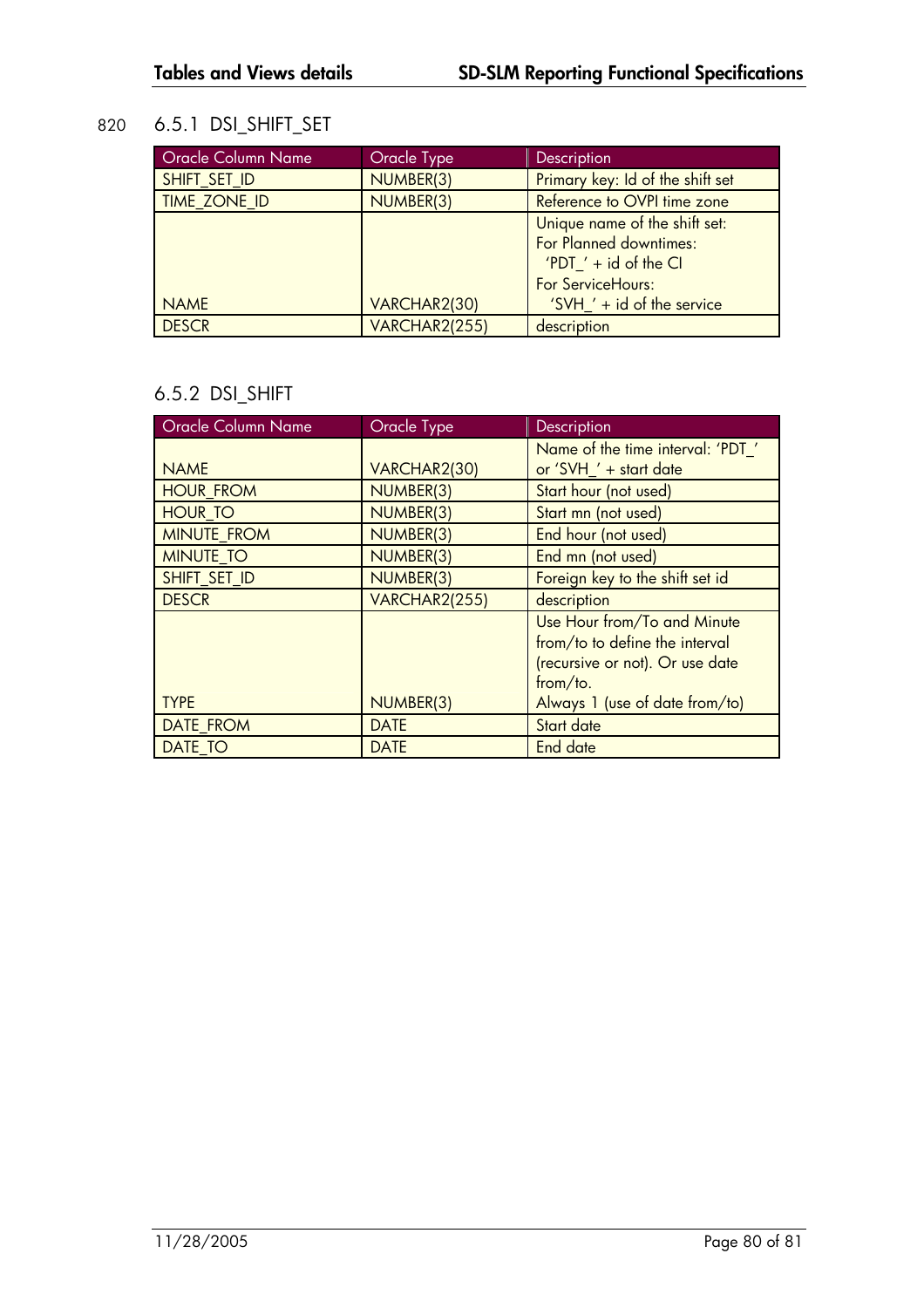### 6.5.1 DSI_SHIFT_SET

| Oracle Column Name | Oracle Type | Description |
| --- | --- | --- |
| SHIFT_SET_ID | NUMBER(3) | Primary key: Id of the shift set |
| TIME_ZONE_ID | NUMBER(3) | Reference to OVPI time zone |
| NAME | VARCHAR2(30) | Unique name of the shift set: For Planned downtimes: 'PDT_' + id of the CI For ServiceHours: 'SVH_' + id of the service |
| DESCR | VARCHAR2(255) | description |

### 6.5.2 DSI_SHIFT

| Oracle Column Name | Oracle Type | Description |
| --- | --- | --- |
| NAME | VARCHAR2(30) | Name of the time interval: 'PDT_' or 'SVH_' + start date |
| HOUR_FROM | NUMBER(3) | Start hour (not used) |
| HOUR_TO | NUMBER(3) | Start mn (not used) |
| MINUTE_FROM | NUMBER(3) | End hour (not used) |
| MINUTE_TO | NUMBER(3) | End mn (not used) |
| SHIFT_SET_ID | NUMBER(3) | Foreign key to the shift set id |
| DESCR | VARCHAR2(255) | description |
| TYPE | NUMBER(3) | Use Hour from/To and Minute from/to to define the interval (recursive or not). Or use date from/to. Always 1 (use of date from/to) |
| DATE_FROM | DATE | Start date |
| DATE_TO | DATE | End date |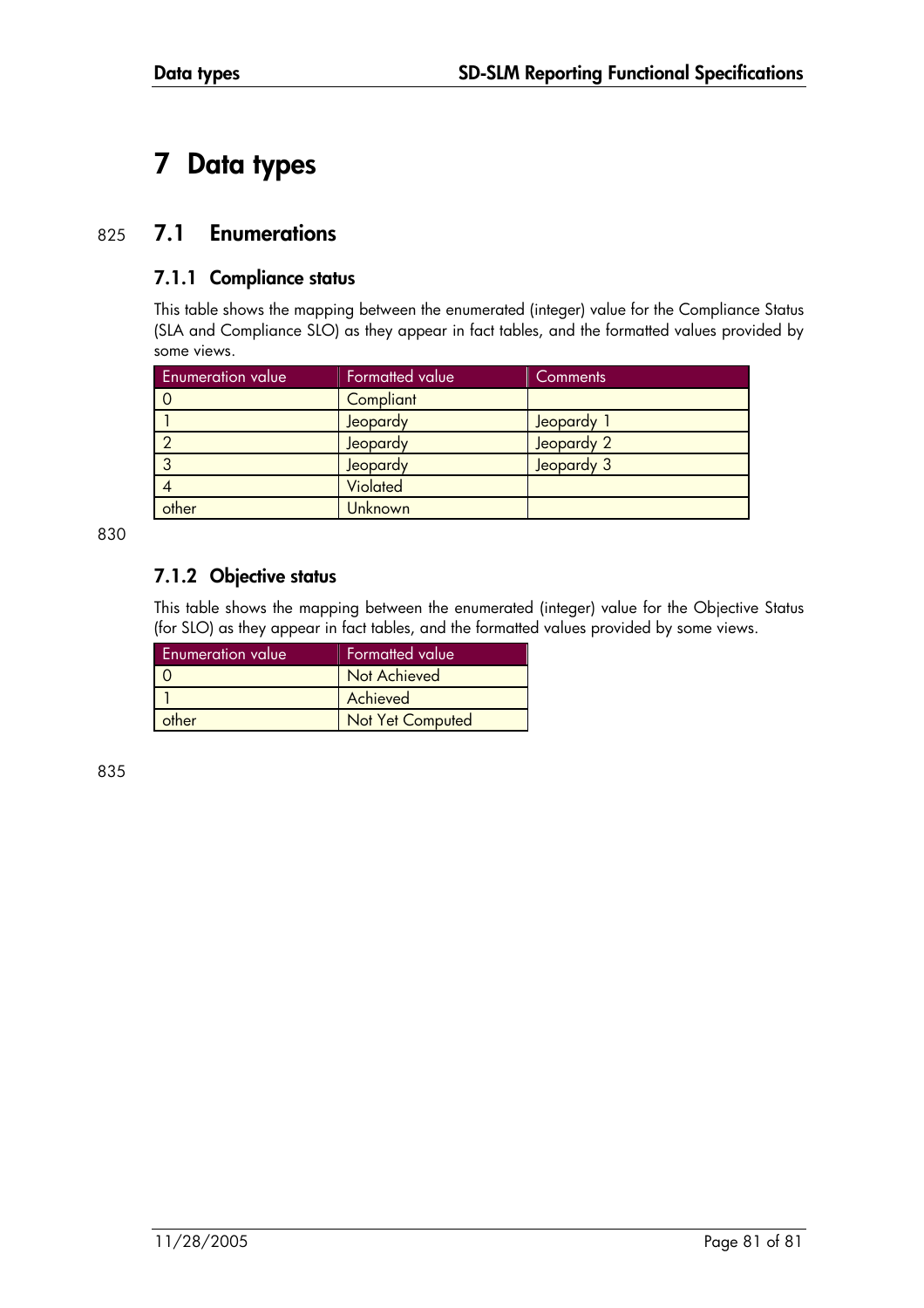# 7 Data types

## 7.1 Enumerations

### 7.1.1 Compliance status

This table shows the mapping between the enumerated (integer) value for the Compliance Status (SLA and Compliance SLO) as they appear in fact tables, and the formatted values provided by some views.

| Enumeration value | Formatted value | Comments |
|---|---|---|
| 0 | Compliant | |
| 1 | Jeopardy | Jeopardy 1 |
| 2 | Jeopardy | Jeopardy 2 |
| 3 | Jeopardy | Jeopardy 3 |
| 4 | Violated | |
| other | Unknown | |

### 7.1.2 Objective status

This table shows the mapping between the enumerated (integer) value for the Objective Status (for SLO) as they appear in fact tables, and the formatted values provided by some views.

| Enumeration value | Formatted value |
|---|---|
| 0 | Not Achieved |
| 1 | Achieved |
| other | Not Yet Computed |